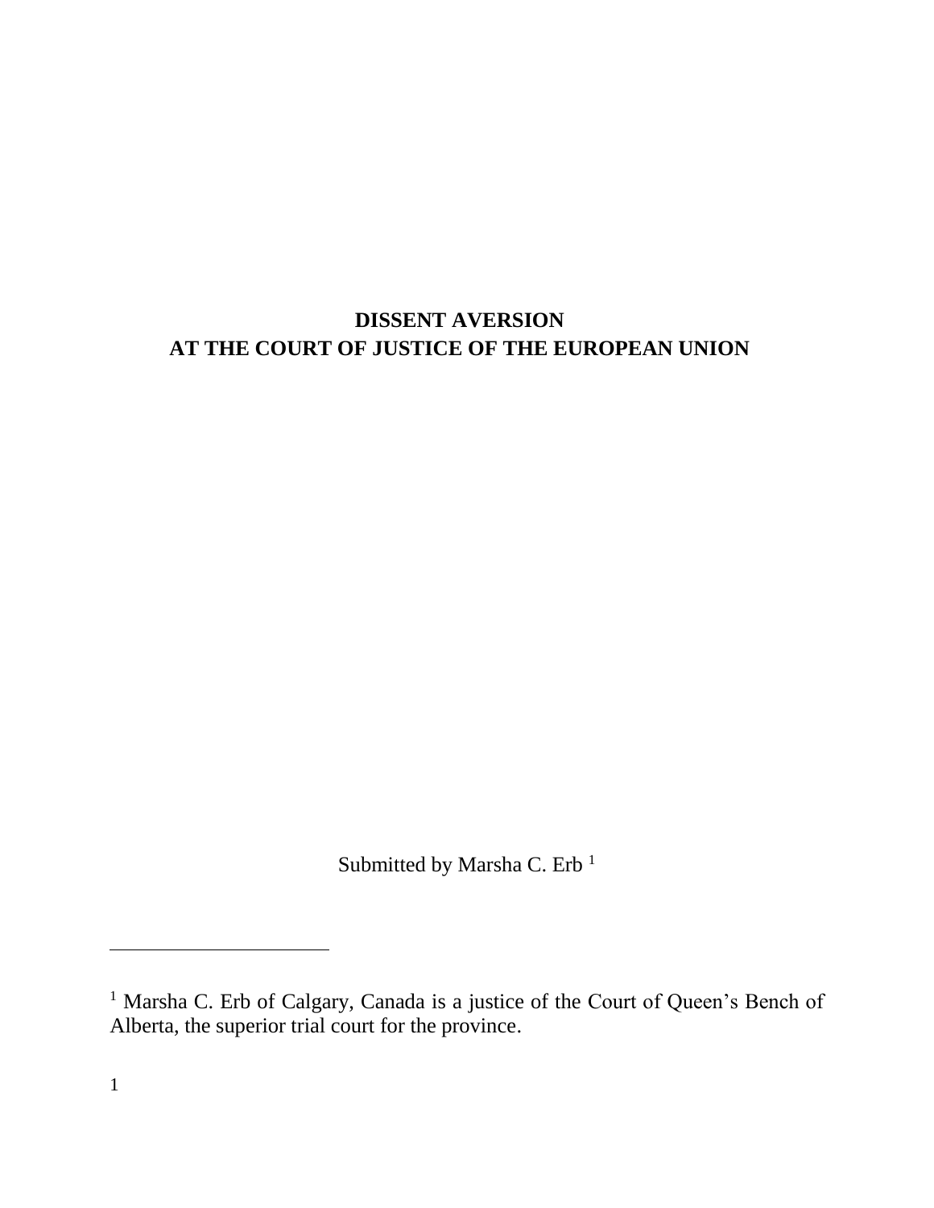# DISSENT AVERSION
# AT THE COURT OF JUSTICE OF THE EUROPEAN UNION

Submitted by Marsha C. Erb [1]

[1] Marsha C. Erb of Calgary, Canada is a justice of the Court of Queen's Bench of Alberta, the superior trial court for the province.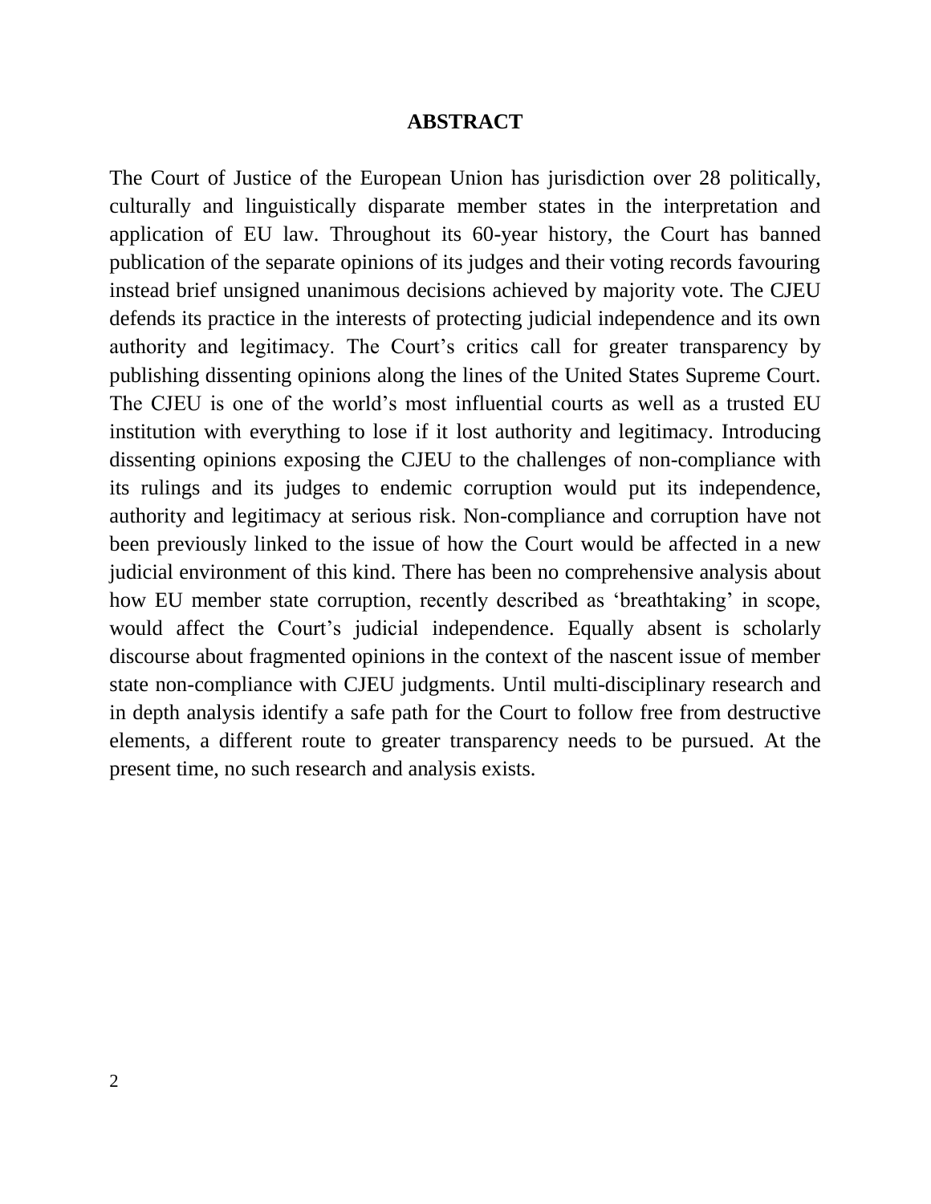# ABSTRACT

The Court of Justice of the European Union has jurisdiction over 28 politically, culturally and linguistically disparate member states in the interpretation and application of EU law. Throughout its 60-year history, the Court has banned publication of the separate opinions of its judges and their voting records favouring instead brief unsigned unanimous decisions achieved by majority vote. The CJEU defends its practice in the interests of protecting judicial independence and its own authority and legitimacy. The Court's critics call for greater transparency by publishing dissenting opinions along the lines of the United States Supreme Court. The CJEU is one of the world's most influential courts as well as a trusted EU institution with everything to lose if it lost authority and legitimacy. Introducing dissenting opinions exposing the CJEU to the challenges of non-compliance with its rulings and its judges to endemic corruption would put its independence, authority and legitimacy at serious risk. Non-compliance and corruption have not been previously linked to the issue of how the Court would be affected in a new judicial environment of this kind. There has been no comprehensive analysis about how EU member state corruption, recently described as 'breathtaking' in scope, would affect the Court's judicial independence. Equally absent is scholarly discourse about fragmented opinions in the context of the nascent issue of member state non-compliance with CJEU judgments. Until multi-disciplinary research and in depth analysis identify a safe path for the Court to follow free from destructive elements, a different route to greater transparency needs to be pursued. At the present time, no such research and analysis exists.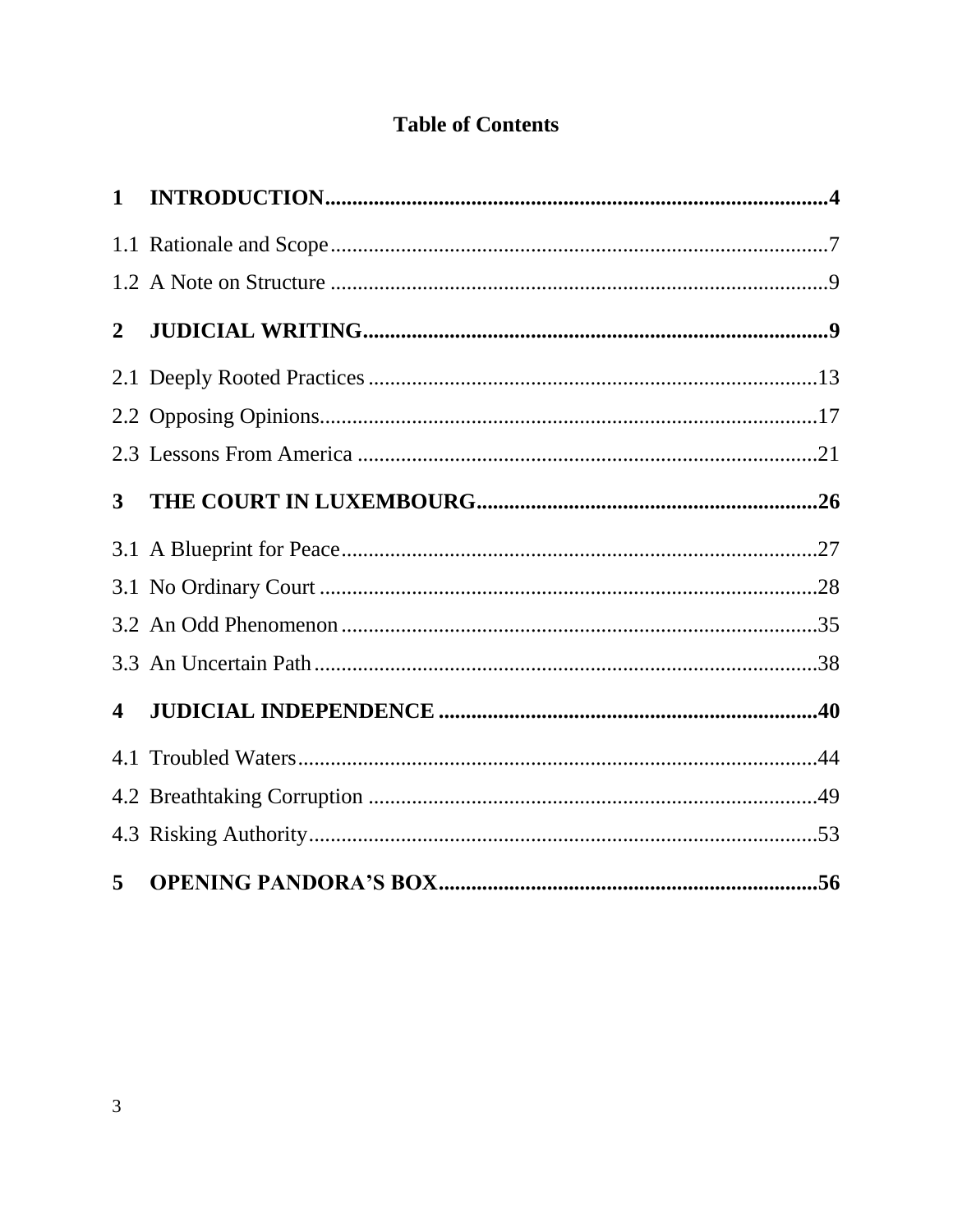# Table of Contents

**1 INTRODUCTION....................................................................................4**

1.1 Rationale and Scope....................................................................................7

1.2 A Note on Structure ....................................................................................9

**2 JUDICIAL WRITING....................................................................................9**

2.1 Deeply Rooted Practices ....................................................................................13

2.2 Opposing Opinions....................................................................................17

2.3 Lessons From America ....................................................................................21

**3 THE COURT IN LUXEMBOURG....................................................................................26**

3.1 A Blueprint for Peace....................................................................................27

3.1 No Ordinary Court ....................................................................................28

3.2 An Odd Phenomenon....................................................................................35

3.3 An Uncertain Path....................................................................................38

**4 JUDICIAL INDEPENDENCE ....................................................................................40**

4.1 Troubled Waters....................................................................................44

4.2 Breathtaking Corruption ....................................................................................49

4.3 Risking Authority....................................................................................53

**5 OPENING PANDORA'S BOX....................................................................................56**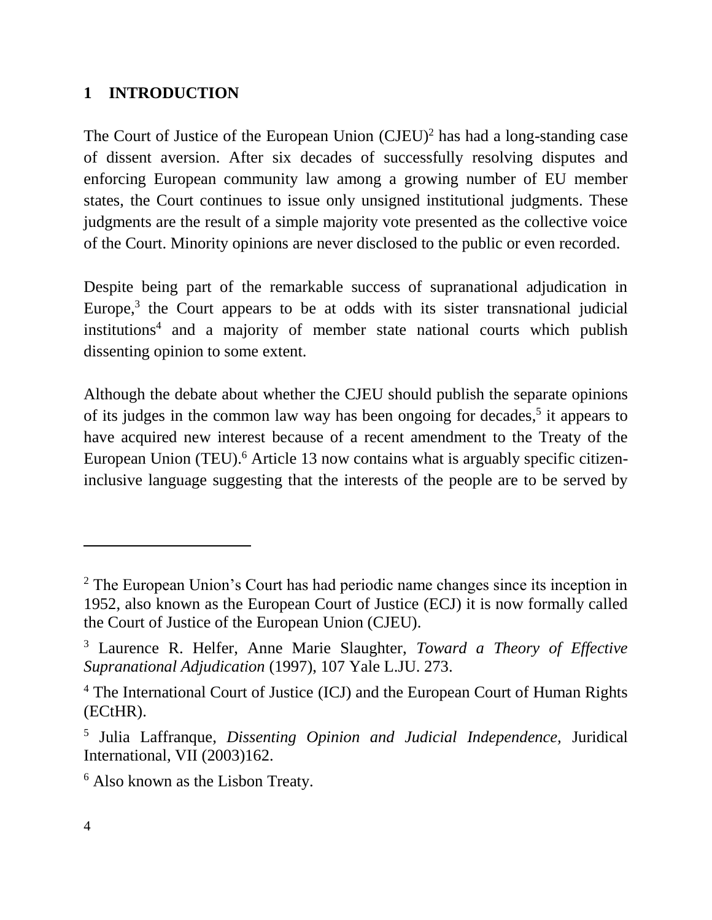# 1 INTRODUCTION

The Court of Justice of the European Union (CJEU)[2] has had a long-standing case of dissent aversion. After six decades of successfully resolving disputes and enforcing European community law among a growing number of EU member states, the Court continues to issue only unsigned institutional judgments. These judgments are the result of a simple majority vote presented as the collective voice of the Court. Minority opinions are never disclosed to the public or even recorded.

Despite being part of the remarkable success of supranational adjudication in Europe,[3] the Court appears to be at odds with its sister transnational judicial institutions[4] and a majority of member state national courts which publish dissenting opinion to some extent.

Although the debate about whether the CJEU should publish the separate opinions of its judges in the common law way has been ongoing for decades,[5] it appears to have acquired new interest because of a recent amendment to the Treaty of the European Union (TEU).[6] Article 13 now contains what is arguably specific citizen-inclusive language suggesting that the interests of the people are to be served by

---

[2] The European Union's Court has had periodic name changes since its inception in 1952, also known as the European Court of Justice (ECJ) it is now formally called the Court of Justice of the European Union (CJEU).

[3] Laurence R. Helfer, Anne Marie Slaughter, *Toward a Theory of Effective Supranational Adjudication* (1997), 107 Yale L.JU. 273.

[4] The International Court of Justice (ICJ) and the European Court of Human Rights (ECtHR).

[5] Julia Laffranque, *Dissenting Opinion and Judicial Independence,* Juridical International, VII (2003)162.

[6] Also known as the Lisbon Treaty.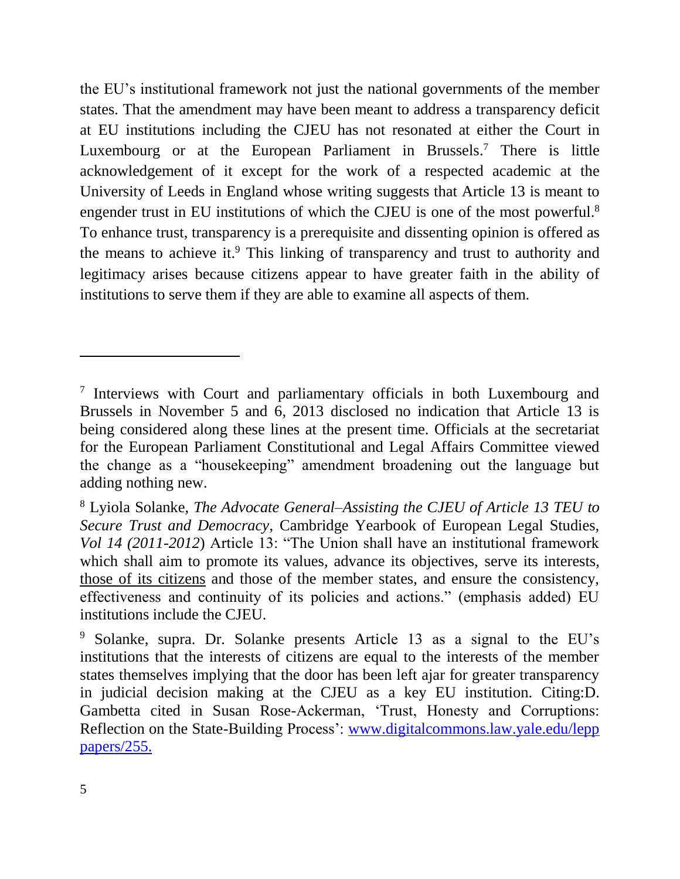the EU's institutional framework not just the national governments of the member states. That the amendment may have been meant to address a transparency deficit at EU institutions including the CJEU has not resonated at either the Court in Luxembourg or at the European Parliament in Brussels.[7] There is little acknowledgement of it except for the work of a respected academic at the University of Leeds in England whose writing suggests that Article 13 is meant to engender trust in EU institutions of which the CJEU is one of the most powerful.[8] To enhance trust, transparency is a prerequisite and dissenting opinion is offered as the means to achieve it.[9] This linking of transparency and trust to authority and legitimacy arises because citizens appear to have greater faith in the ability of institutions to serve them if they are able to examine all aspects of them.

---

[7] Interviews with Court and parliamentary officials in both Luxembourg and Brussels in November 5 and 6, 2013 disclosed no indication that Article 13 is being considered along these lines at the present time. Officials at the secretariat for the European Parliament Constitutional and Legal Affairs Committee viewed the change as a "housekeeping" amendment broadening out the language but adding nothing new.

[8] Lyiola Solanke, *The Advocate General–Assisting the CJEU of Article 13 TEU to Secure Trust and Democracy*, Cambridge Yearbook of European Legal Studies, *Vol 14 (2011-2012*) Article 13: "The Union shall have an institutional framework which shall aim to promote its values, advance its objectives, serve its interests, <u>those of its citizens</u> and those of the member states, and ensure the consistency, effectiveness and continuity of its policies and actions." (emphasis added) EU institutions include the CJEU.

[9] Solanke, supra. Dr. Solanke presents Article 13 as a signal to the EU's institutions that the interests of citizens are equal to the interests of the member states themselves implying that the door has been left ajar for greater transparency in judicial decision making at the CJEU as a key EU institution. Citing:D. Gambetta cited in Susan Rose-Ackerman, 'Trust, Honesty and Corruptions: Reflection on the State-Building Process': [www.digitalcommons.law.yale.edu/lepp papers/255.](www.digitalcommons.law.yale.edu/lepppapers/255)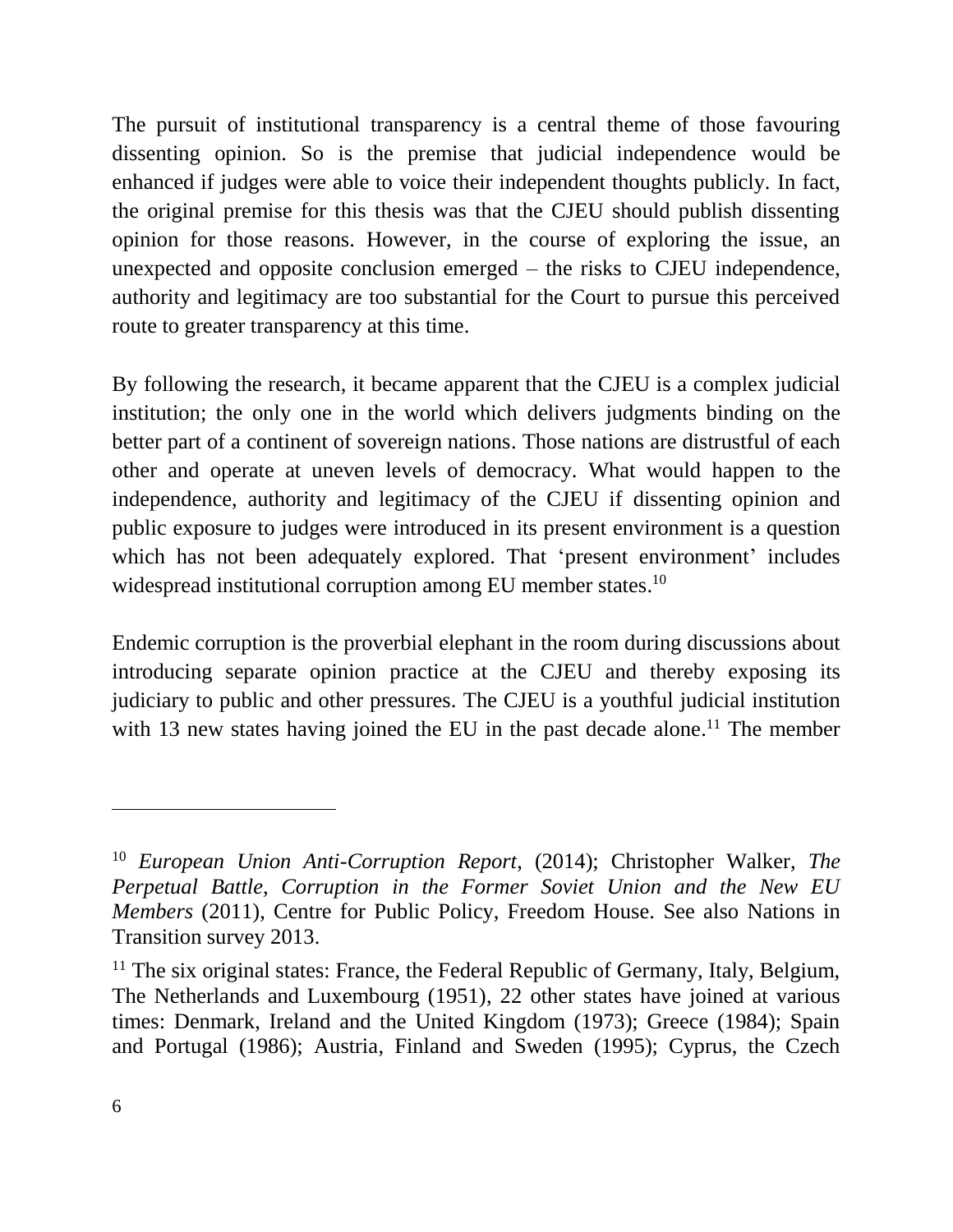The pursuit of institutional transparency is a central theme of those favouring dissenting opinion. So is the premise that judicial independence would be enhanced if judges were able to voice their independent thoughts publicly. In fact, the original premise for this thesis was that the CJEU should publish dissenting opinion for those reasons. However, in the course of exploring the issue, an unexpected and opposite conclusion emerged – the risks to CJEU independence, authority and legitimacy are too substantial for the Court to pursue this perceived route to greater transparency at this time.

By following the research, it became apparent that the CJEU is a complex judicial institution; the only one in the world which delivers judgments binding on the better part of a continent of sovereign nations. Those nations are distrustful of each other and operate at uneven levels of democracy. What would happen to the independence, authority and legitimacy of the CJEU if dissenting opinion and public exposure to judges were introduced in its present environment is a question which has not been adequately explored. That 'present environment' includes widespread institutional corruption among EU member states.[10]

Endemic corruption is the proverbial elephant in the room during discussions about introducing separate opinion practice at the CJEU and thereby exposing its judiciary to public and other pressures. The CJEU is a youthful judicial institution with 13 new states having joined the EU in the past decade alone.[11] The member

---

[10] *European Union Anti-Corruption Report*, (2014); Christopher Walker, *The Perpetual Battle, Corruption in the Former Soviet Union and the New EU Members* (2011), Centre for Public Policy, Freedom House. See also Nations in Transition survey 2013.

[11] The six original states: France, the Federal Republic of Germany, Italy, Belgium, The Netherlands and Luxembourg (1951), 22 other states have joined at various times: Denmark, Ireland and the United Kingdom (1973); Greece (1984); Spain and Portugal (1986); Austria, Finland and Sweden (1995); Cyprus, the Czech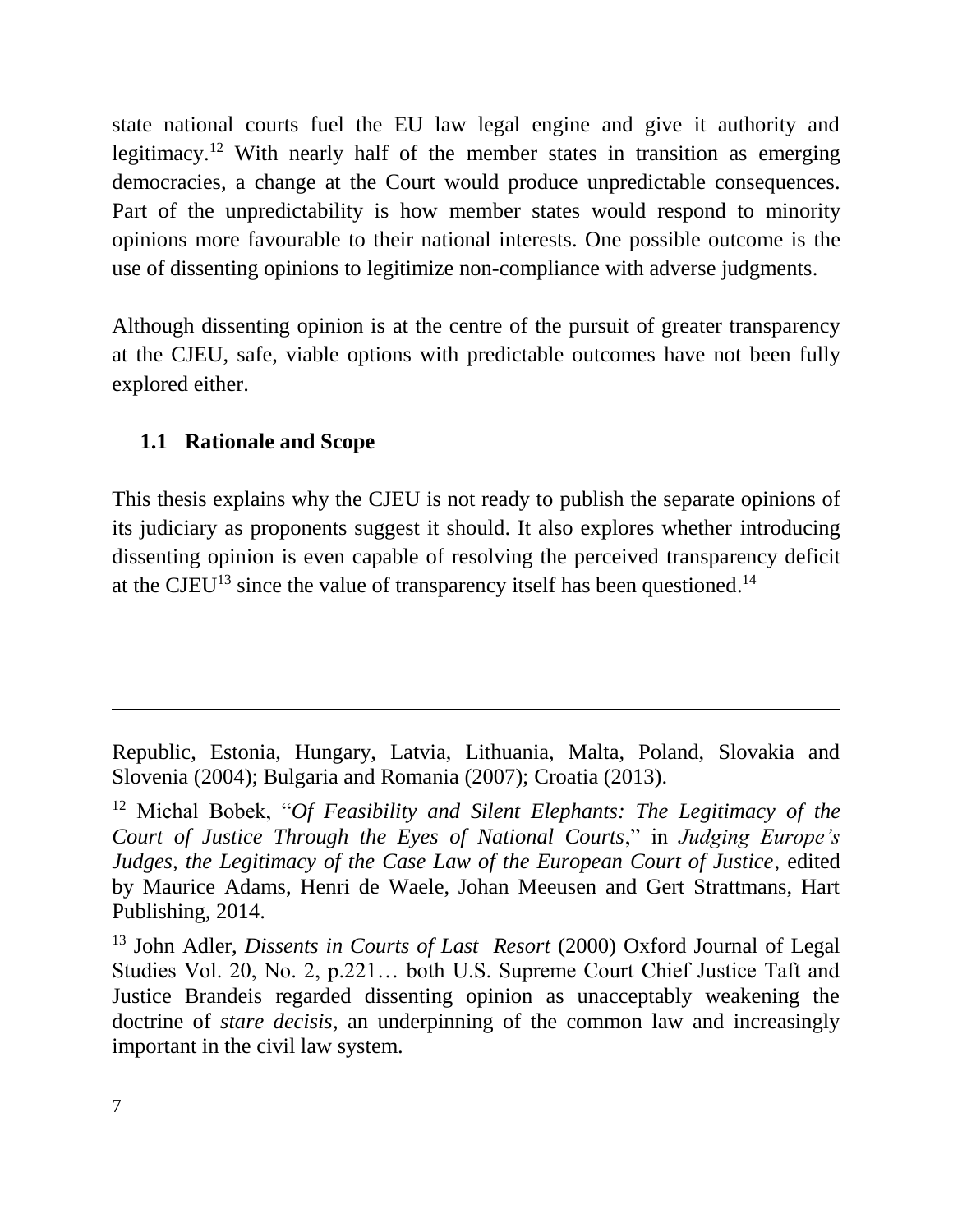state national courts fuel the EU law legal engine and give it authority and legitimacy.[12] With nearly half of the member states in transition as emerging democracies, a change at the Court would produce unpredictable consequences. Part of the unpredictability is how member states would respond to minority opinions more favourable to their national interests. One possible outcome is the use of dissenting opinions to legitimize non-compliance with adverse judgments.

Although dissenting opinion is at the centre of the pursuit of greater transparency at the CJEU, safe, viable options with predictable outcomes have not been fully explored either.

## 1.1 Rationale and Scope

This thesis explains why the CJEU is not ready to publish the separate opinions of its judiciary as proponents suggest it should. It also explores whether introducing dissenting opinion is even capable of resolving the perceived transparency deficit at the CJEU[13] since the value of transparency itself has been questioned.[14]

---

Republic, Estonia, Hungary, Latvia, Lithuania, Malta, Poland, Slovakia and Slovenia (2004); Bulgaria and Romania (2007); Croatia (2013).

[12] Michal Bobek, "*Of Feasibility and Silent Elephants: The Legitimacy of the Court of Justice Through the Eyes of National Courts*," in *Judging Europe's Judges, the Legitimacy of the Case Law of the European Court of Justice*, edited by Maurice Adams, Henri de Waele, Johan Meeusen and Gert Strattmans, Hart Publishing, 2014.

[13] John Adler, *Dissents in Courts of Last Resort* (2000) Oxford Journal of Legal Studies Vol. 20, No. 2, p.221… both U.S. Supreme Court Chief Justice Taft and Justice Brandeis regarded dissenting opinion as unacceptably weakening the doctrine of *stare decisis*, an underpinning of the common law and increasingly important in the civil law system.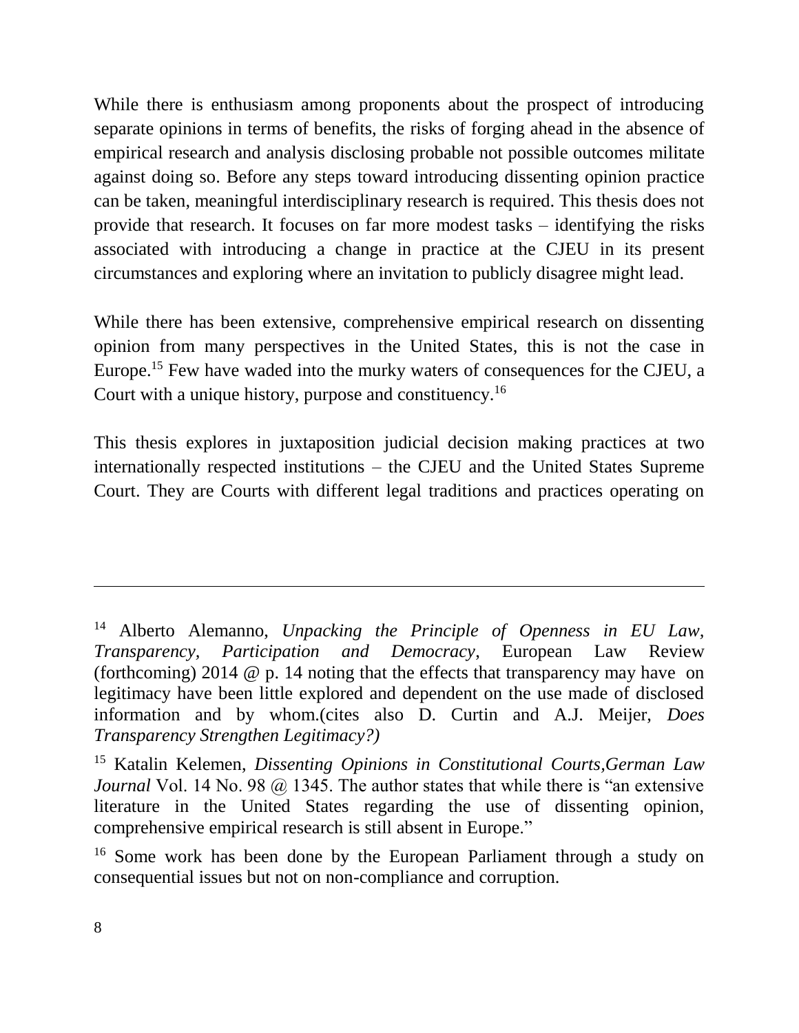While there is enthusiasm among proponents about the prospect of introducing separate opinions in terms of benefits, the risks of forging ahead in the absence of empirical research and analysis disclosing probable not possible outcomes militate against doing so. Before any steps toward introducing dissenting opinion practice can be taken, meaningful interdisciplinary research is required. This thesis does not provide that research. It focuses on far more modest tasks – identifying the risks associated with introducing a change in practice at the CJEU in its present circumstances and exploring where an invitation to publicly disagree might lead.

While there has been extensive, comprehensive empirical research on dissenting opinion from many perspectives in the United States, this is not the case in Europe.[15] Few have waded into the murky waters of consequences for the CJEU, a Court with a unique history, purpose and constituency.[16]

This thesis explores in juxtaposition judicial decision making practices at two internationally respected institutions – the CJEU and the United States Supreme Court. They are Courts with different legal traditions and practices operating on

---

[14] Alberto Alemanno, *Unpacking the Principle of Openness in EU Law, Transparency, Participation and Democracy*, European Law Review (forthcoming) 2014 @ p. 14 noting that the effects that transparency may have on legitimacy have been little explored and dependent on the use made of disclosed information and by whom.(cites also D. Curtin and A.J. Meijer, *Does Transparency Strengthen Legitimacy?)*

[15] Katalin Kelemen, *Dissenting Opinions in Constitutional Courts,German Law Journal* Vol. 14 No. 98 @ 1345. The author states that while there is "an extensive literature in the United States regarding the use of dissenting opinion, comprehensive empirical research is still absent in Europe."

[16] Some work has been done by the European Parliament through a study on consequential issues but not on non-compliance and corruption.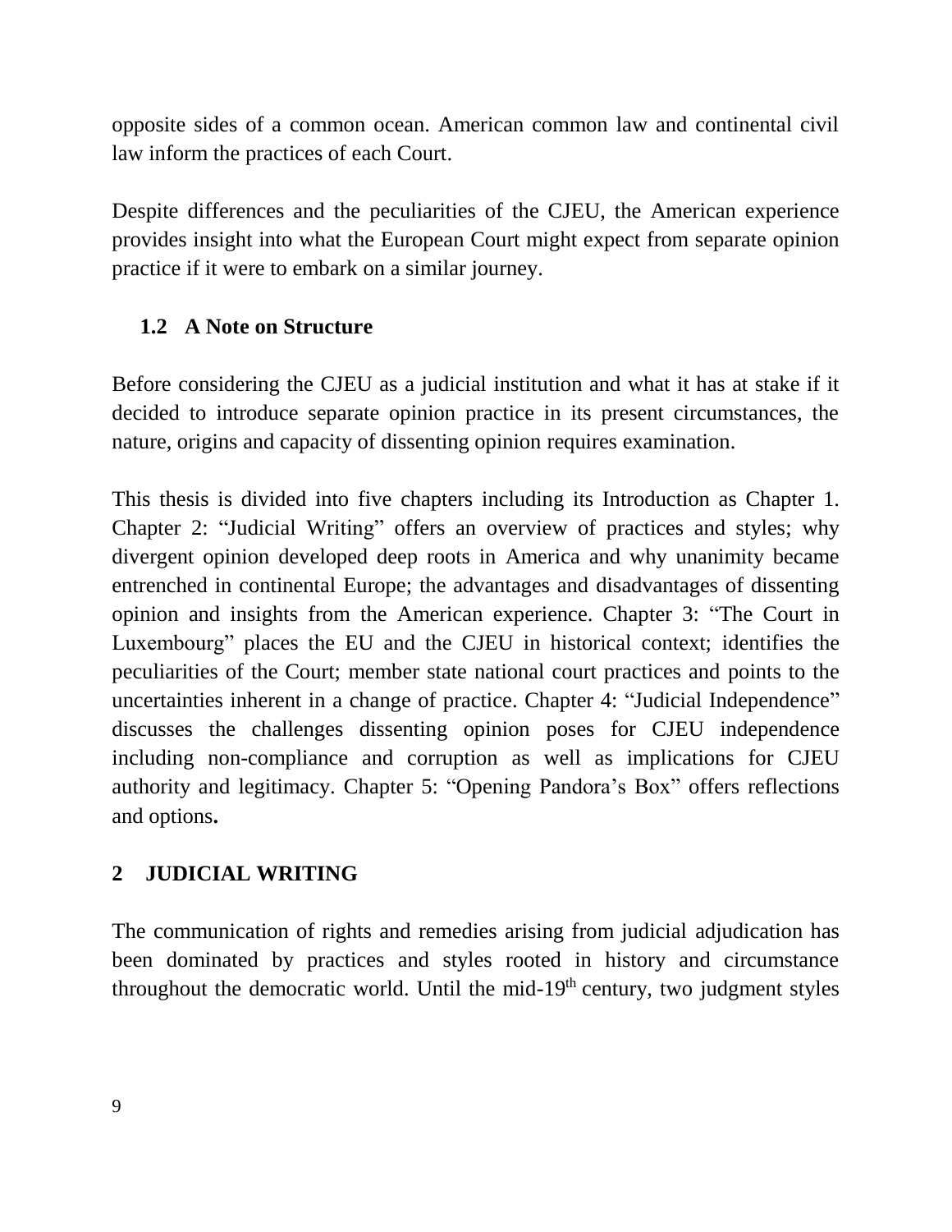opposite sides of a common ocean. American common law and continental civil law inform the practices of each Court.

Despite differences and the peculiarities of the CJEU, the American experience provides insight into what the European Court might expect from separate opinion practice if it were to embark on a similar journey.

### 1.2 A Note on Structure

Before considering the CJEU as a judicial institution and what it has at stake if it decided to introduce separate opinion practice in its present circumstances, the nature, origins and capacity of dissenting opinion requires examination.

This thesis is divided into five chapters including its Introduction as Chapter 1. Chapter 2: "Judicial Writing" offers an overview of practices and styles; why divergent opinion developed deep roots in America and why unanimity became entrenched in continental Europe; the advantages and disadvantages of dissenting opinion and insights from the American experience. Chapter 3: "The Court in Luxembourg" places the EU and the CJEU in historical context; identifies the peculiarities of the Court; member state national court practices and points to the uncertainties inherent in a change of practice. Chapter 4: "Judicial Independence" discusses the challenges dissenting opinion poses for CJEU independence including non-compliance and corruption as well as implications for CJEU authority and legitimacy. Chapter 5: "Opening Pandora's Box" offers reflections and options**.**

## 2 JUDICIAL WRITING

The communication of rights and remedies arising from judicial adjudication has been dominated by practices and styles rooted in history and circumstance throughout the democratic world. Until the mid-19th century, two judgment styles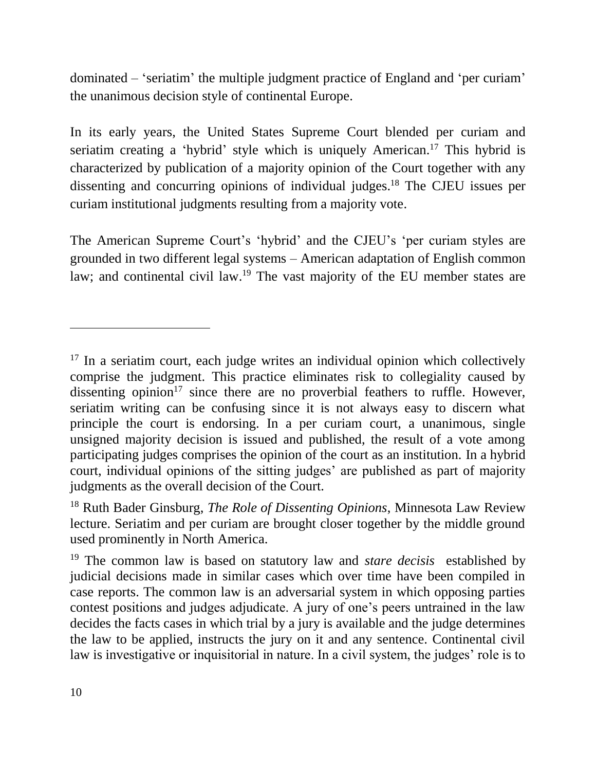dominated – 'seriatim' the multiple judgment practice of England and 'per curiam' the unanimous decision style of continental Europe.

In its early years, the United States Supreme Court blended per curiam and seriatim creating a 'hybrid' style which is uniquely American.[17] This hybrid is characterized by publication of a majority opinion of the Court together with any dissenting and concurring opinions of individual judges.[18] The CJEU issues per curiam institutional judgments resulting from a majority vote.

The American Supreme Court's 'hybrid' and the CJEU's 'per curiam styles are grounded in two different legal systems – American adaptation of English common law; and continental civil law.[19] The vast majority of the EU member states are

---

[17] In a seriatim court, each judge writes an individual opinion which collectively comprise the judgment. This practice eliminates risk to collegiality caused by dissenting opinion[17] since there are no proverbial feathers to ruffle. However, seriatim writing can be confusing since it is not always easy to discern what principle the court is endorsing. In a per curiam court, a unanimous, single unsigned majority decision is issued and published, the result of a vote among participating judges comprises the opinion of the court as an institution. In a hybrid court, individual opinions of the sitting judges' are published as part of majority judgments as the overall decision of the Court.

[18] Ruth Bader Ginsburg, *The Role of Dissenting Opinions*, Minnesota Law Review lecture. Seriatim and per curiam are brought closer together by the middle ground used prominently in North America.

[19] The common law is based on statutory law and *stare decisis* established by judicial decisions made in similar cases which over time have been compiled in case reports. The common law is an adversarial system in which opposing parties contest positions and judges adjudicate. A jury of one's peers untrained in the law decides the facts cases in which trial by a jury is available and the judge determines the law to be applied, instructs the jury on it and any sentence. Continental civil law is investigative or inquisitorial in nature. In a civil system, the judges' role is to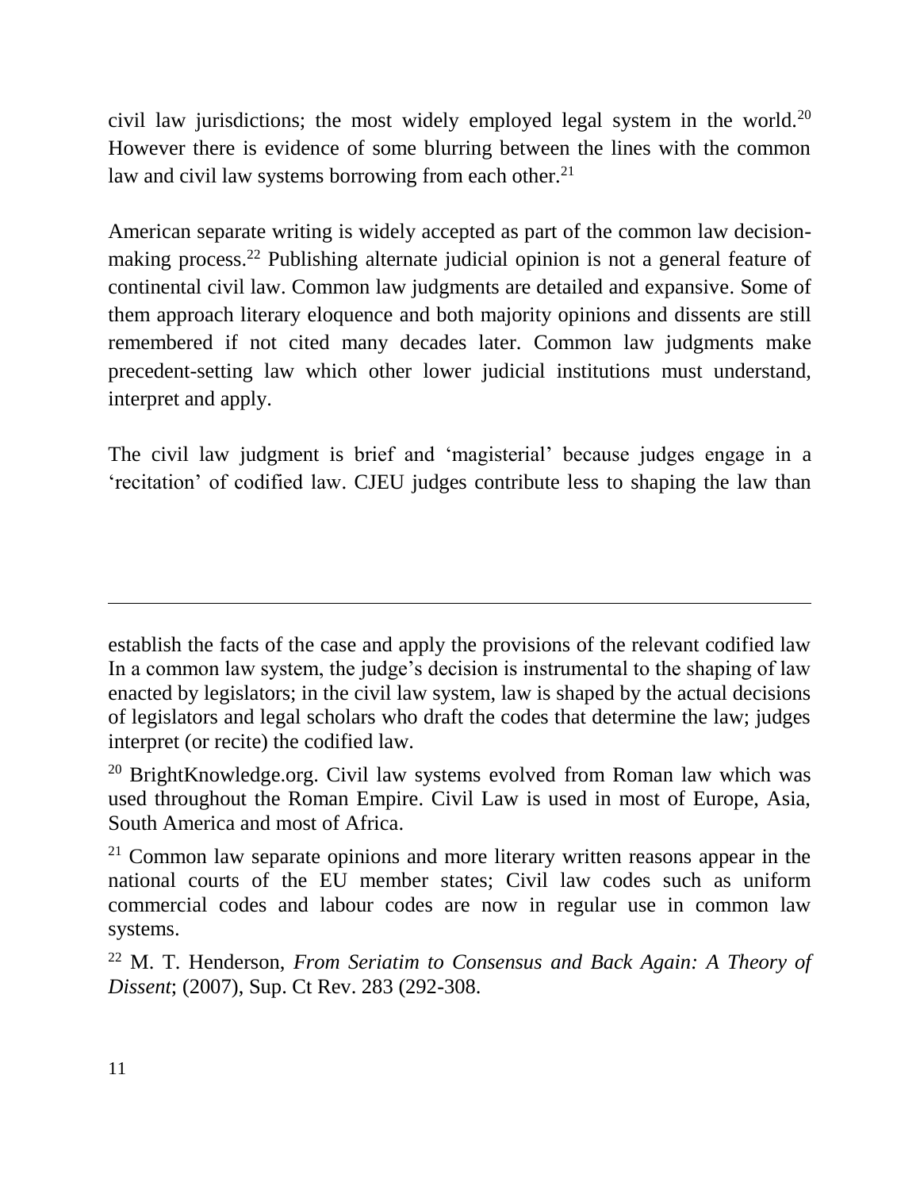civil law jurisdictions; the most widely employed legal system in the world.[20] However there is evidence of some blurring between the lines with the common law and civil law systems borrowing from each other.[21]

American separate writing is widely accepted as part of the common law decision-making process.[22] Publishing alternate judicial opinion is not a general feature of continental civil law. Common law judgments are detailed and expansive. Some of them approach literary eloquence and both majority opinions and dissents are still remembered if not cited many decades later. Common law judgments make precedent-setting law which other lower judicial institutions must understand, interpret and apply.

The civil law judgment is brief and 'magisterial' because judges engage in a 'recitation' of codified law. CJEU judges contribute less to shaping the law than

---

establish the facts of the case and apply the provisions of the relevant codified law In a common law system, the judge's decision is instrumental to the shaping of law enacted by legislators; in the civil law system, law is shaped by the actual decisions of legislators and legal scholars who draft the codes that determine the law; judges interpret (or recite) the codified law.

[20] BrightKnowledge.org. Civil law systems evolved from Roman law which was used throughout the Roman Empire. Civil Law is used in most of Europe, Asia, South America and most of Africa.

[21] Common law separate opinions and more literary written reasons appear in the national courts of the EU member states; Civil law codes such as uniform commercial codes and labour codes are now in regular use in common law systems.

[22] M. T. Henderson, *From Seriatim to Consensus and Back Again: A Theory of Dissent*; (2007), Sup. Ct Rev. 283 (292-308.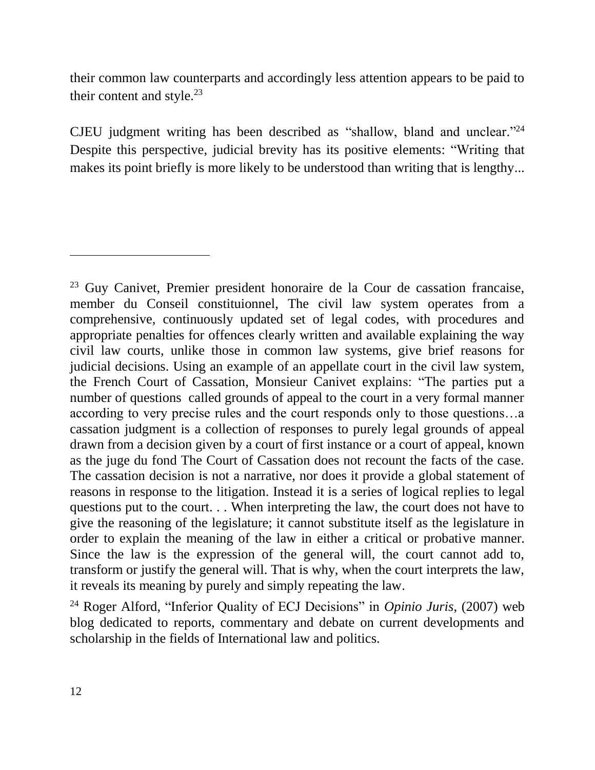their common law counterparts and accordingly less attention appears to be paid to their content and style.[23]

CJEU judgment writing has been described as "shallow, bland and unclear."[24] Despite this perspective, judicial brevity has its positive elements: "Writing that makes its point briefly is more likely to be understood than writing that is lengthy...

---

[23] Guy Canivet, Premier president honoraire de la Cour de cassation francaise, member du Conseil constituionnel, The civil law system operates from a comprehensive, continuously updated set of legal codes, with procedures and appropriate penalties for offences clearly written and available explaining the way civil law courts, unlike those in common law systems, give brief reasons for judicial decisions. Using an example of an appellate court in the civil law system, the French Court of Cassation, Monsieur Canivet explains: "The parties put a number of questions called grounds of appeal to the court in a very formal manner according to very precise rules and the court responds only to those questions…a cassation judgment is a collection of responses to purely legal grounds of appeal drawn from a decision given by a court of first instance or a court of appeal, known as the juge du fond The Court of Cassation does not recount the facts of the case. The cassation decision is not a narrative, nor does it provide a global statement of reasons in response to the litigation. Instead it is a series of logical replies to legal questions put to the court. . . When interpreting the law, the court does not have to give the reasoning of the legislature; it cannot substitute itself as the legislature in order to explain the meaning of the law in either a critical or probative manner. Since the law is the expression of the general will, the court cannot add to, transform or justify the general will. That is why, when the court interprets the law, it reveals its meaning by purely and simply repeating the law.

[24] Roger Alford, "Inferior Quality of ECJ Decisions" in *Opinio Juris*, (2007) web blog dedicated to reports, commentary and debate on current developments and scholarship in the fields of International law and politics.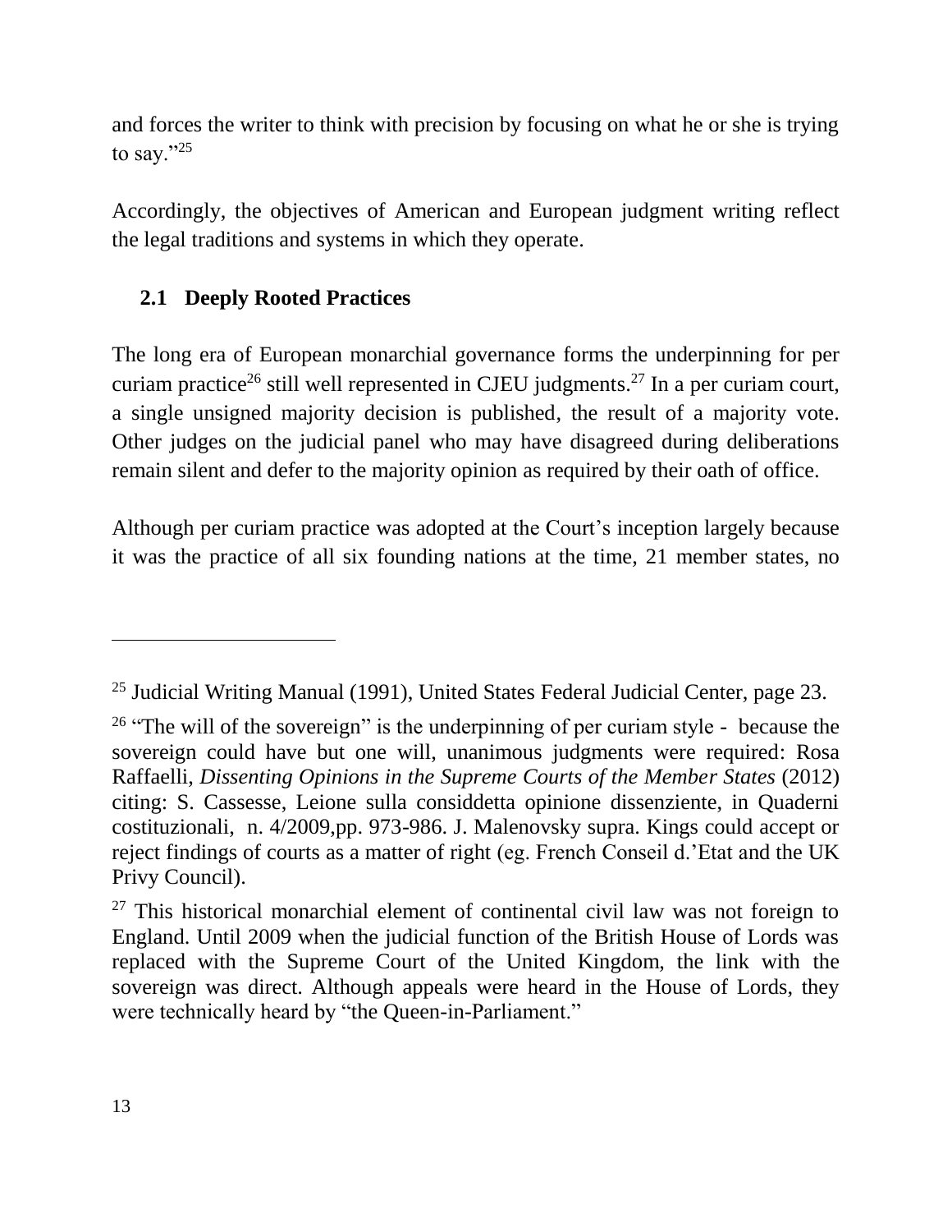and forces the writer to think with precision by focusing on what he or she is trying to say."[25]

Accordingly, the objectives of American and European judgment writing reflect the legal traditions and systems in which they operate.

## 2.1 Deeply Rooted Practices

The long era of European monarchial governance forms the underpinning for per curiam practice[26] still well represented in CJEU judgments.[27] In a per curiam court, a single unsigned majority decision is published, the result of a majority vote. Other judges on the judicial panel who may have disagreed during deliberations remain silent and defer to the majority opinion as required by their oath of office.

Although per curiam practice was adopted at the Court's inception largely because it was the practice of all six founding nations at the time, 21 member states, no

---

[25] Judicial Writing Manual (1991), United States Federal Judicial Center, page 23.

[26] "The will of the sovereign" is the underpinning of per curiam style - because the sovereign could have but one will, unanimous judgments were required: Rosa Raffaelli, *Dissenting Opinions in the Supreme Courts of the Member States* (2012) citing: S. Cassesse, Leione sulla considdetta opinione dissenziente, in Quaderni costituzionali, n. 4/2009,pp. 973-986. J. Malenovsky supra. Kings could accept or reject findings of courts as a matter of right (eg. French Conseil d.'Etat and the UK Privy Council).

[27] This historical monarchial element of continental civil law was not foreign to England. Until 2009 when the judicial function of the British House of Lords was replaced with the Supreme Court of the United Kingdom, the link with the sovereign was direct. Although appeals were heard in the House of Lords, they were technically heard by "the Queen-in-Parliament."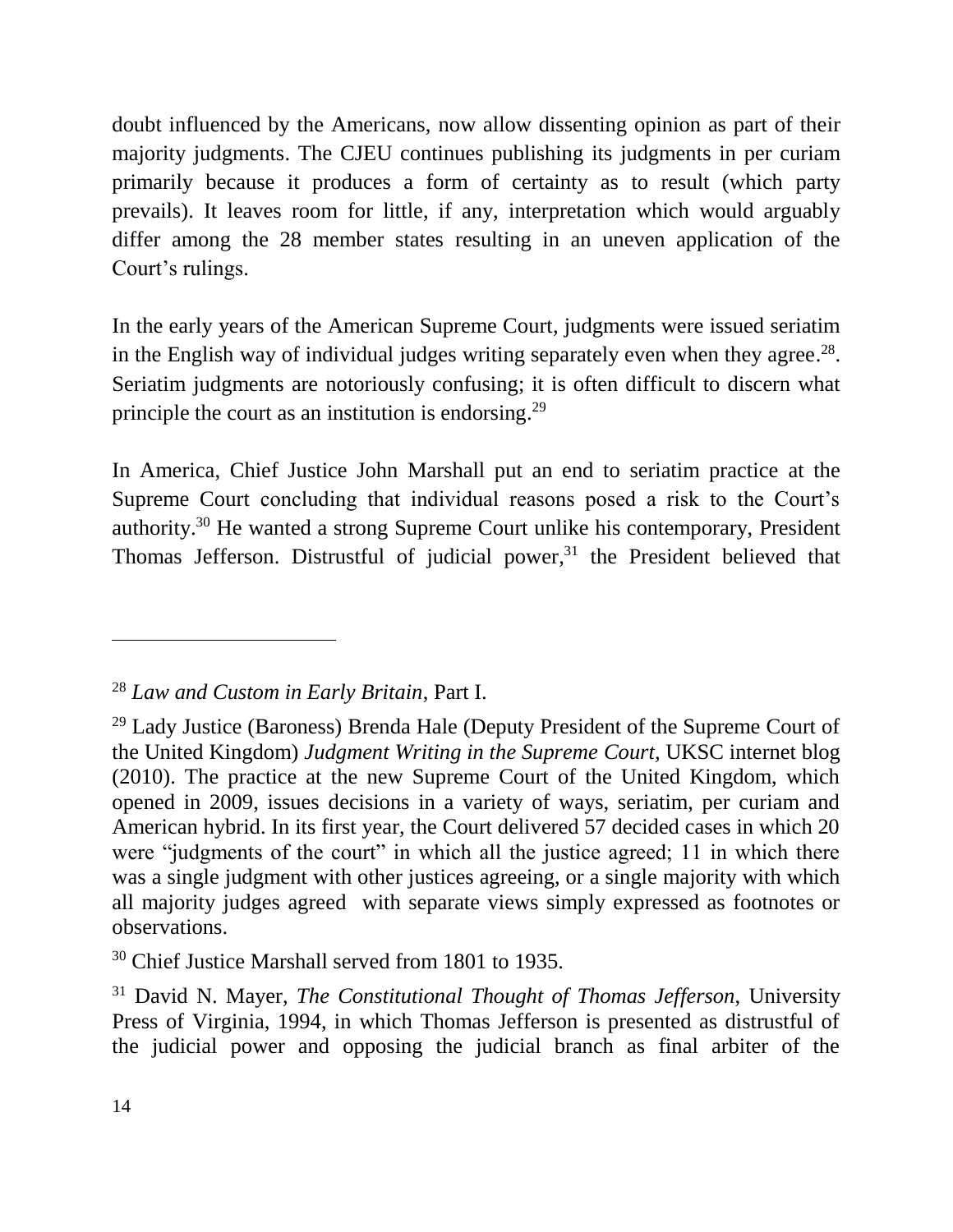doubt influenced by the Americans, now allow dissenting opinion as part of their majority judgments. The CJEU continues publishing its judgments in per curiam primarily because it produces a form of certainty as to result (which party prevails). It leaves room for little, if any, interpretation which would arguably differ among the 28 member states resulting in an uneven application of the Court's rulings.

In the early years of the American Supreme Court, judgments were issued seriatim in the English way of individual judges writing separately even when they agree.[28]. Seriatim judgments are notoriously confusing; it is often difficult to discern what principle the court as an institution is endorsing.[29]

In America, Chief Justice John Marshall put an end to seriatim practice at the Supreme Court concluding that individual reasons posed a risk to the Court's authority.[30] He wanted a strong Supreme Court unlike his contemporary, President Thomas Jefferson. Distrustful of judicial power,[31] the President believed that

---

[28] *Law and Custom in Early Britain*, Part I.

[29] Lady Justice (Baroness) Brenda Hale (Deputy President of the Supreme Court of the United Kingdom) *Judgment Writing in the Supreme Court*, UKSC internet blog (2010). The practice at the new Supreme Court of the United Kingdom, which opened in 2009, issues decisions in a variety of ways, seriatim, per curiam and American hybrid. In its first year, the Court delivered 57 decided cases in which 20 were "judgments of the court" in which all the justice agreed; 11 in which there was a single judgment with other justices agreeing, or a single majority with which all majority judges agreed with separate views simply expressed as footnotes or observations.

[30] Chief Justice Marshall served from 1801 to 1935.

[31] David N. Mayer, *The Constitutional Thought of Thomas Jefferson*, University Press of Virginia, 1994, in which Thomas Jefferson is presented as distrustful of the judicial power and opposing the judicial branch as final arbiter of the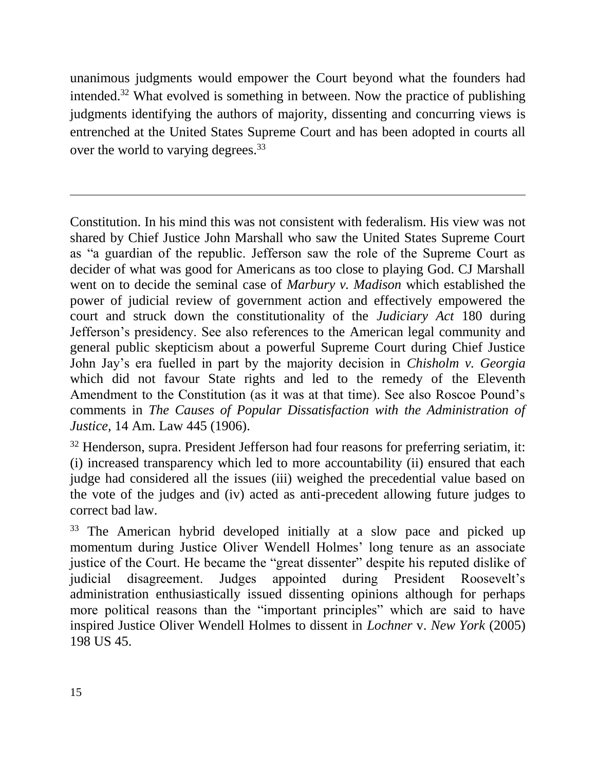unanimous judgments would empower the Court beyond what the founders had intended.[32] What evolved is something in between. Now the practice of publishing judgments identifying the authors of majority, dissenting and concurring views is entrenched at the United States Supreme Court and has been adopted in courts all over the world to varying degrees.[33]

---

Constitution. In his mind this was not consistent with federalism. His view was not shared by Chief Justice John Marshall who saw the United States Supreme Court as "a guardian of the republic. Jefferson saw the role of the Supreme Court as decider of what was good for Americans as too close to playing God. CJ Marshall went on to decide the seminal case of *Marbury v. Madison* which established the power of judicial review of government action and effectively empowered the court and struck down the constitutionality of the *Judiciary Act* 180 during Jefferson's presidency. See also references to the American legal community and general public skepticism about a powerful Supreme Court during Chief Justice John Jay's era fuelled in part by the majority decision in *Chisholm v. Georgia* which did not favour State rights and led to the remedy of the Eleventh Amendment to the Constitution (as it was at that time). See also Roscoe Pound's comments in *The Causes of Popular Dissatisfaction with the Administration of Justice*, 14 Am. Law 445 (1906).

[32] Henderson, supra. President Jefferson had four reasons for preferring seriatim, it: (i) increased transparency which led to more accountability (ii) ensured that each judge had considered all the issues (iii) weighed the precedential value based on the vote of the judges and (iv) acted as anti-precedent allowing future judges to correct bad law.

[33] The American hybrid developed initially at a slow pace and picked up momentum during Justice Oliver Wendell Holmes' long tenure as an associate justice of the Court. He became the "great dissenter" despite his reputed dislike of judicial disagreement. Judges appointed during President Roosevelt's administration enthusiastically issued dissenting opinions although for perhaps more political reasons than the "important principles" which are said to have inspired Justice Oliver Wendell Holmes to dissent in *Lochner* v. *New York* (2005) 198 US 45.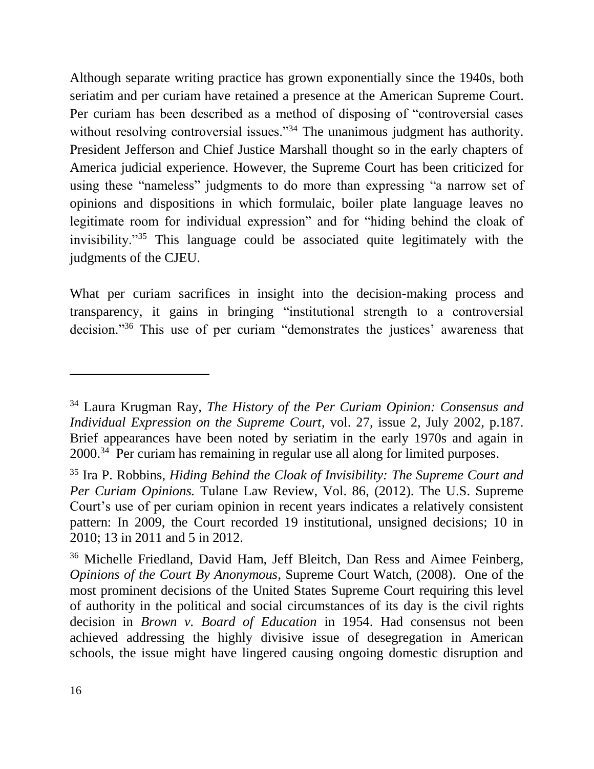Although separate writing practice has grown exponentially since the 1940s, both seriatim and per curiam have retained a presence at the American Supreme Court. Per curiam has been described as a method of disposing of "controversial cases without resolving controversial issues."[34] The unanimous judgment has authority. President Jefferson and Chief Justice Marshall thought so in the early chapters of America judicial experience. However, the Supreme Court has been criticized for using these "nameless" judgments to do more than expressing "a narrow set of opinions and dispositions in which formulaic, boiler plate language leaves no legitimate room for individual expression" and for "hiding behind the cloak of invisibility."[35] This language could be associated quite legitimately with the judgments of the CJEU.

What per curiam sacrifices in insight into the decision-making process and transparency, it gains in bringing "institutional strength to a controversial decision."[36] This use of per curiam "demonstrates the justices' awareness that

---

[34] Laura Krugman Ray, *The History of the Per Curiam Opinion: Consensus and Individual Expression on the Supreme Court*, vol. 27, issue 2, July 2002, p.187. Brief appearances have been noted by seriatim in the early 1970s and again in 2000.[34] Per curiam has remaining in regular use all along for limited purposes.

[35] Ira P. Robbins, *Hiding Behind the Cloak of Invisibility: The Supreme Court and Per Curiam Opinions.* Tulane Law Review, Vol. 86, (2012). The U.S. Supreme Court's use of per curiam opinion in recent years indicates a relatively consistent pattern: In 2009, the Court recorded 19 institutional, unsigned decisions; 10 in 2010; 13 in 2011 and 5 in 2012.

[36] Michelle Friedland, David Ham, Jeff Bleitch, Dan Ress and Aimee Feinberg, *Opinions of the Court By Anonymous*, Supreme Court Watch, (2008). One of the most prominent decisions of the United States Supreme Court requiring this level of authority in the political and social circumstances of its day is the civil rights decision in *Brown v. Board of Education* in 1954. Had consensus not been achieved addressing the highly divisive issue of desegregation in American schools, the issue might have lingered causing ongoing domestic disruption and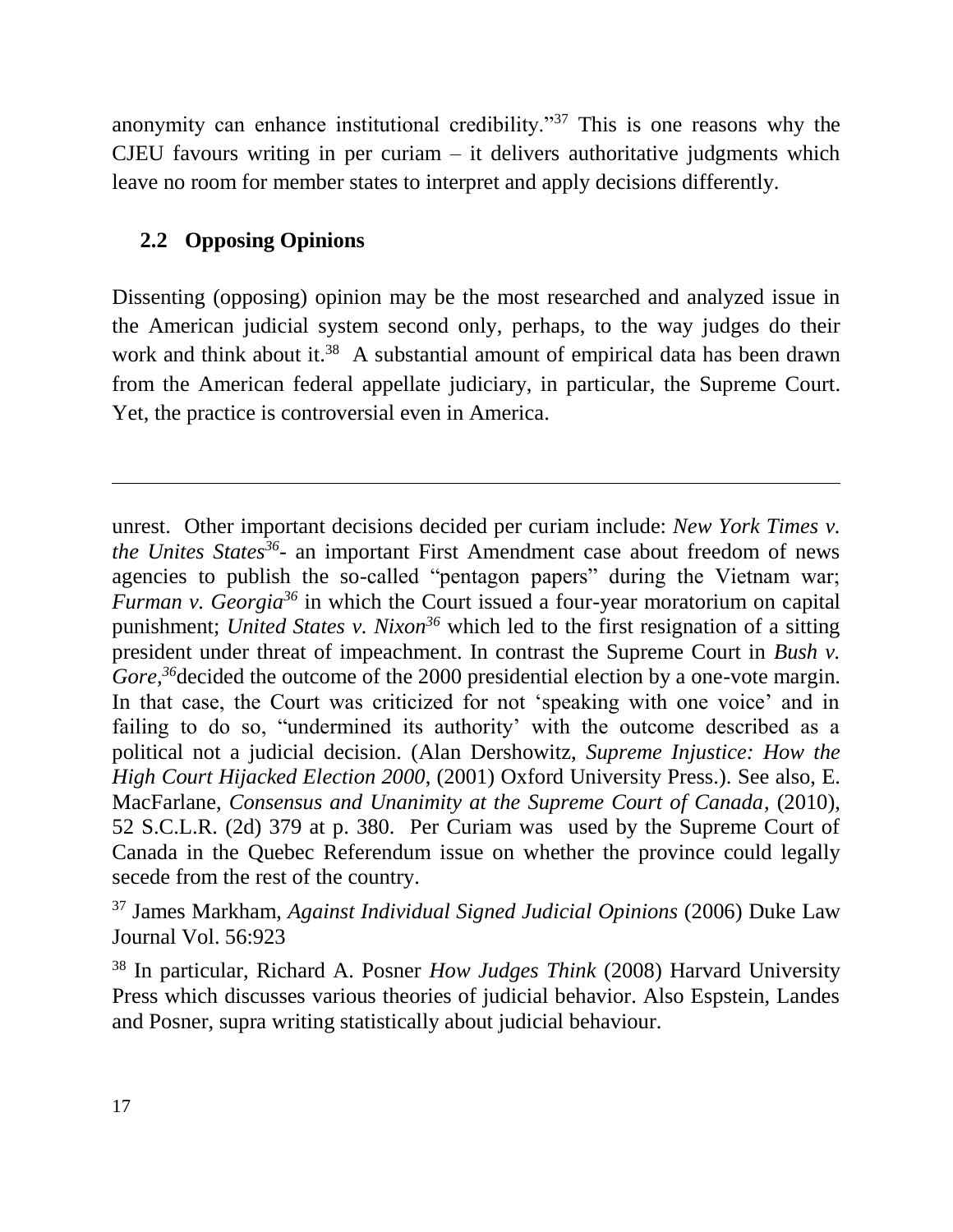anonymity can enhance institutional credibility."[37] This is one reasons why the CJEU favours writing in per curiam – it delivers authoritative judgments which leave no room for member states to interpret and apply decisions differently.

## 2.2 Opposing Opinions

Dissenting (opposing) opinion may be the most researched and analyzed issue in the American judicial system second only, perhaps, to the way judges do their work and think about it.[38] A substantial amount of empirical data has been drawn from the American federal appellate judiciary, in particular, the Supreme Court. Yet, the practice is controversial even in America.

---

unrest. Other important decisions decided per curiam include: *New York Times v. the Unites States*[36]- an important First Amendment case about freedom of news agencies to publish the so-called "pentagon papers" during the Vietnam war; *Furman v. Georgia*[36] in which the Court issued a four-year moratorium on capital punishment; *United States v. Nixon*[36] which led to the first resignation of a sitting president under threat of impeachment. In contrast the Supreme Court in *Bush v. Gore,*[36]decided the outcome of the 2000 presidential election by a one-vote margin. In that case, the Court was criticized for not 'speaking with one voice' and in failing to do so, "undermined its authority' with the outcome described as a political not a judicial decision. (Alan Dershowitz, *Supreme Injustice: How the High Court Hijacked Election 2000*, (2001) Oxford University Press.). See also, E. MacFarlane, *Consensus and Unanimity at the Supreme Court of Canada*, (2010), 52 S.C.L.R. (2d) 379 at p. 380. Per Curiam was used by the Supreme Court of Canada in the Quebec Referendum issue on whether the province could legally secede from the rest of the country.

[37] James Markham, *Against Individual Signed Judicial Opinions* (2006) Duke Law Journal Vol. 56:923

[38] In particular, Richard A. Posner *How Judges Think* (2008) Harvard University Press which discusses various theories of judicial behavior. Also Espstein, Landes and Posner, supra writing statistically about judicial behaviour.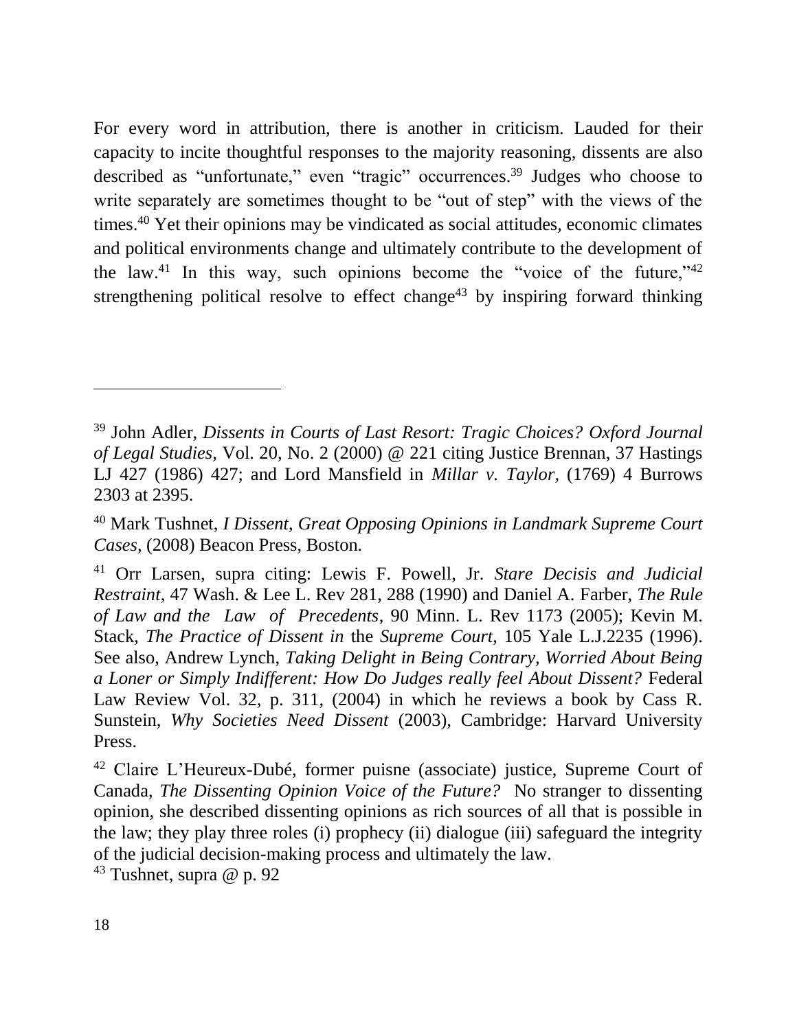For every word in attribution, there is another in criticism. Lauded for their capacity to incite thoughtful responses to the majority reasoning, dissents are also described as "unfortunate," even "tragic" occurrences.[39] Judges who choose to write separately are sometimes thought to be "out of step" with the views of the times.[40] Yet their opinions may be vindicated as social attitudes, economic climates and political environments change and ultimately contribute to the development of the law.[41] In this way, such opinions become the "voice of the future,"[42] strengthening political resolve to effect change[43] by inspiring forward thinking

---

[39] John Adler, *Dissents in Courts of Last Resort: Tragic Choices? Oxford Journal of Legal Studies*, Vol. 20, No. 2 (2000) @ 221 citing Justice Brennan, 37 Hastings LJ 427 (1986) 427; and Lord Mansfield in *Millar v. Taylor*, (1769) 4 Burrows 2303 at 2395.

[40] Mark Tushnet, *I Dissent, Great Opposing Opinions in Landmark Supreme Court Cases*, (2008) Beacon Press, Boston.

[41] Orr Larsen, supra citing: Lewis F. Powell, Jr. *Stare Decisis and Judicial Restraint*, 47 Wash. & Lee L. Rev 281, 288 (1990) and Daniel A. Farber, *The Rule of Law and the Law of Precedents*, 90 Minn. L. Rev 1173 (2005); Kevin M. Stack, *The Practice of Dissent in* the *Supreme Court*, 105 Yale L.J.2235 (1996). See also, Andrew Lynch, *Taking Delight in Being Contrary, Worried About Being a Loner or Simply Indifferent: How Do Judges really feel About Dissent?* Federal Law Review Vol. 32, p. 311, (2004) in which he reviews a book by Cass R. Sunstein, *Why Societies Need Dissent* (2003), Cambridge: Harvard University Press.

[42] Claire L'Heureux-Dubé, former puisne (associate) justice, Supreme Court of Canada, *The Dissenting Opinion Voice of the Future?* No stranger to dissenting opinion, she described dissenting opinions as rich sources of all that is possible in the law; they play three roles (i) prophecy (ii) dialogue (iii) safeguard the integrity of the judicial decision-making process and ultimately the law.

[43] Tushnet, supra @ p. 92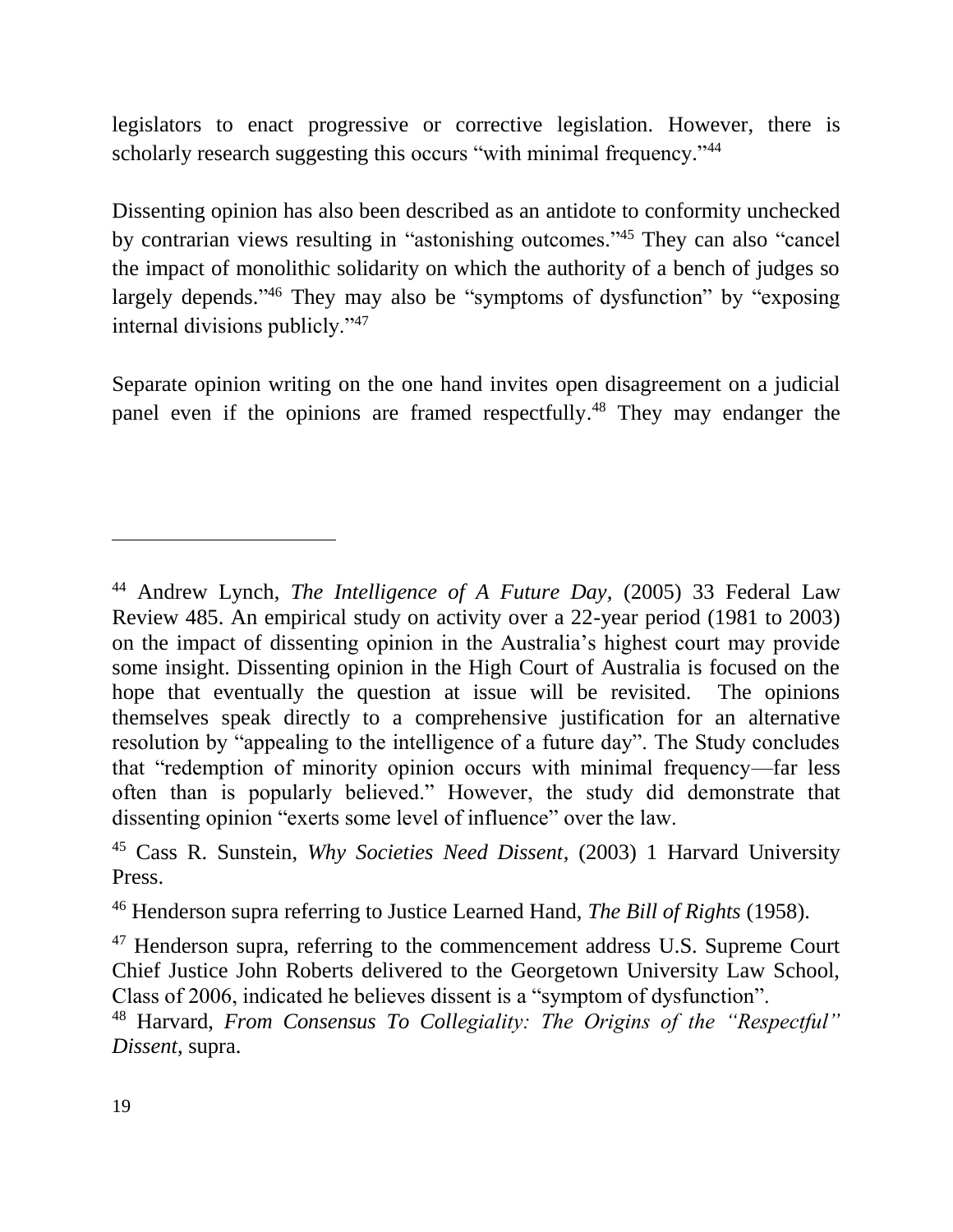legislators to enact progressive or corrective legislation. However, there is scholarly research suggesting this occurs "with minimal frequency."[44]

Dissenting opinion has also been described as an antidote to conformity unchecked by contrarian views resulting in "astonishing outcomes."[45] They can also "cancel the impact of monolithic solidarity on which the authority of a bench of judges so largely depends."[46] They may also be "symptoms of dysfunction" by "exposing internal divisions publicly."[47]

Separate opinion writing on the one hand invites open disagreement on a judicial panel even if the opinions are framed respectfully.[48] They may endanger the

---

[44] Andrew Lynch, *The Intelligence of A Future Day*, (2005) 33 Federal Law Review 485. An empirical study on activity over a 22-year period (1981 to 2003) on the impact of dissenting opinion in the Australia's highest court may provide some insight. Dissenting opinion in the High Court of Australia is focused on the hope that eventually the question at issue will be revisited. The opinions themselves speak directly to a comprehensive justification for an alternative resolution by "appealing to the intelligence of a future day". The Study concludes that "redemption of minority opinion occurs with minimal frequency—far less often than is popularly believed." However, the study did demonstrate that dissenting opinion "exerts some level of influence" over the law.

[45] Cass R. Sunstein, *Why Societies Need Dissent*, (2003) 1 Harvard University Press.

[46] Henderson supra referring to Justice Learned Hand, *The Bill of Rights* (1958).

[47] Henderson supra, referring to the commencement address U.S. Supreme Court Chief Justice John Roberts delivered to the Georgetown University Law School, Class of 2006, indicated he believes dissent is a "symptom of dysfunction".

[48] Harvard, *From Consensus To Collegiality: The Origins of the "Respectful" Dissent*, supra.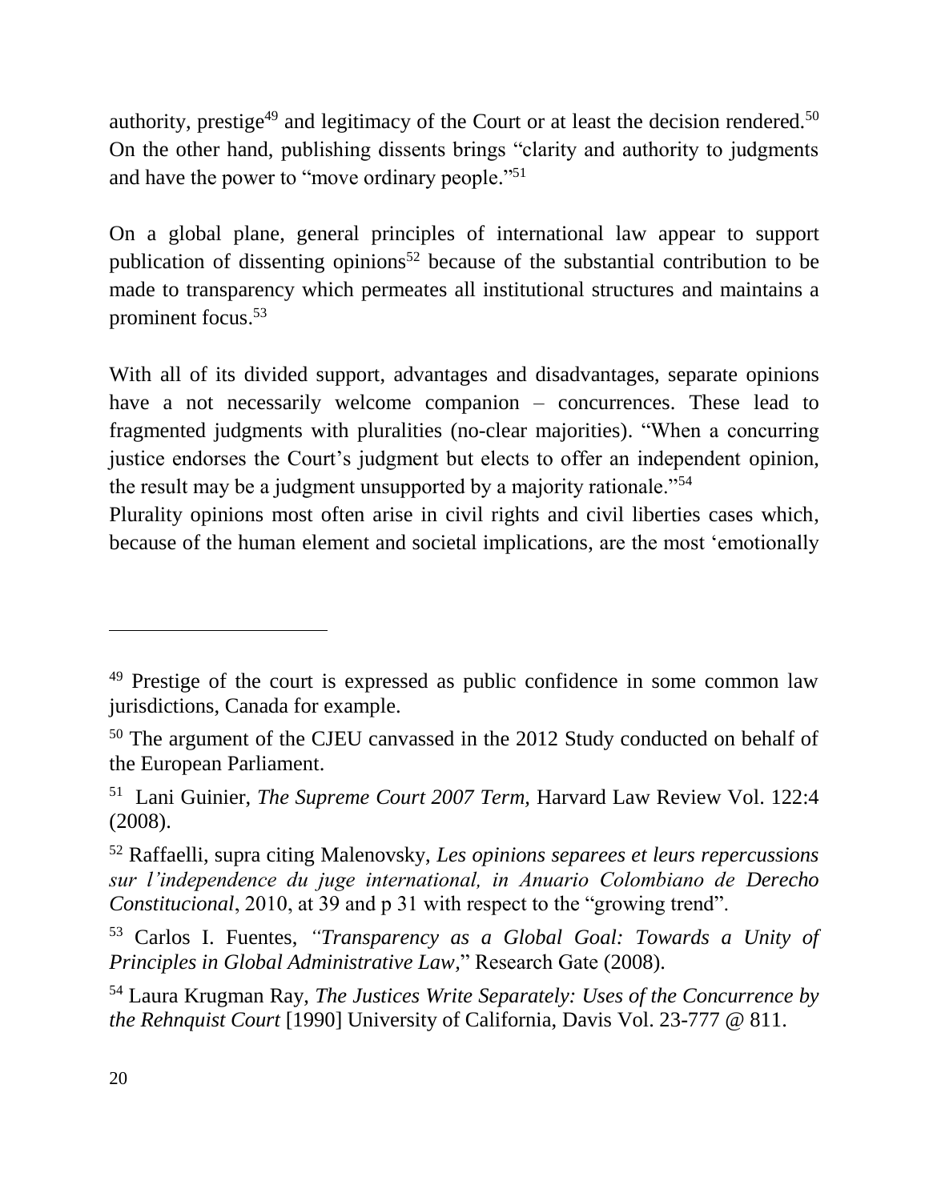authority, prestige[49] and legitimacy of the Court or at least the decision rendered.[50] On the other hand, publishing dissents brings "clarity and authority to judgments and have the power to "move ordinary people."[51]

On a global plane, general principles of international law appear to support publication of dissenting opinions[52] because of the substantial contribution to be made to transparency which permeates all institutional structures and maintains a prominent focus.[53]

With all of its divided support, advantages and disadvantages, separate opinions have a not necessarily welcome companion – concurrences. These lead to fragmented judgments with pluralities (no-clear majorities). "When a concurring justice endorses the Court's judgment but elects to offer an independent opinion, the result may be a judgment unsupported by a majority rationale."[54]
Plurality opinions most often arise in civil rights and civil liberties cases which, because of the human element and societal implications, are the most 'emotionally

---

[49] Prestige of the court is expressed as public confidence in some common law jurisdictions, Canada for example.

[50] The argument of the CJEU canvassed in the 2012 Study conducted on behalf of the European Parliament.

[51] Lani Guinier, *The Supreme Court 2007 Term,* Harvard Law Review Vol. 122:4 (2008).

[52] Raffaelli, supra citing Malenovsky, *Les opinions separees et leurs repercussions sur l'independence du juge international, in Anuario Colombiano de Derecho Constitucional*, 2010, at 39 and p 31 with respect to the "growing trend".

[53] Carlos I. Fuentes, *"Transparency as a Global Goal: Towards a Unity of Principles in Global Administrative Law,*" Research Gate (2008).

[54] Laura Krugman Ray, *The Justices Write Separately: Uses of the Concurrence by the Rehnquist Court* [1990] University of California, Davis Vol. 23-777 @ 811.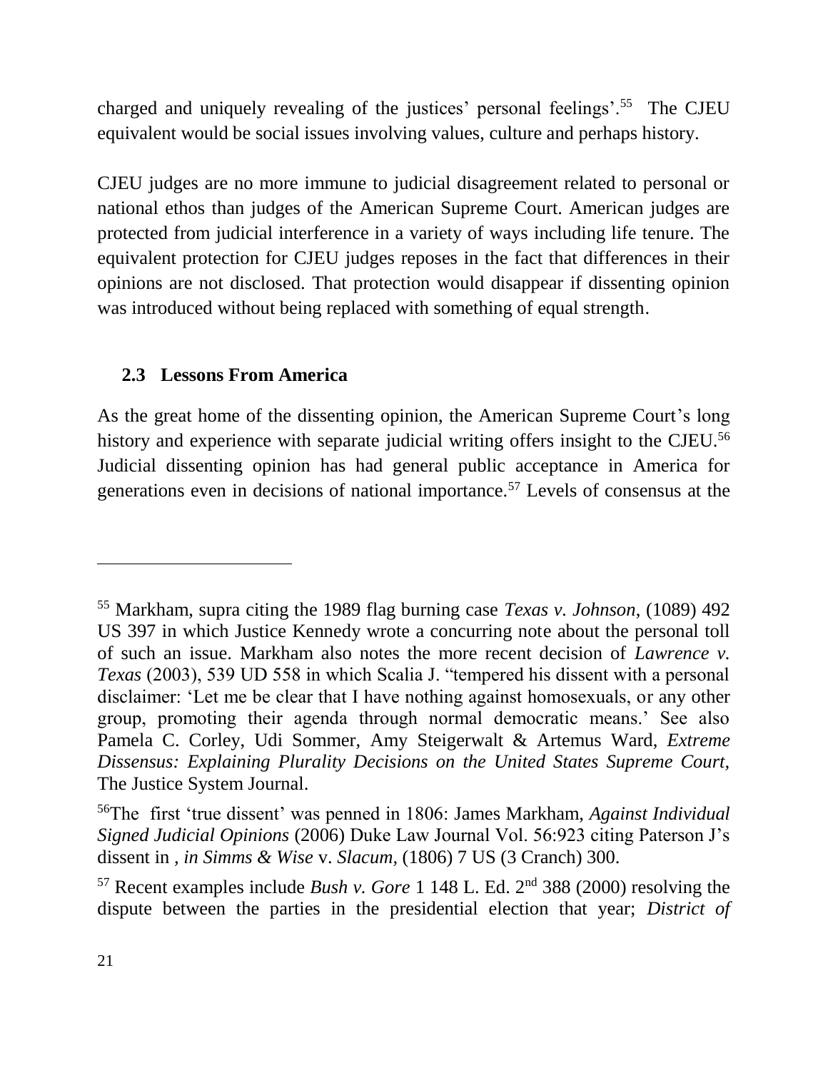charged and uniquely revealing of the justices' personal feelings'.[55] The CJEU equivalent would be social issues involving values, culture and perhaps history.

CJEU judges are no more immune to judicial disagreement related to personal or national ethos than judges of the American Supreme Court. American judges are protected from judicial interference in a variety of ways including life tenure. The equivalent protection for CJEU judges reposes in the fact that differences in their opinions are not disclosed. That protection would disappear if dissenting opinion was introduced without being replaced with something of equal strength.

### 2.3 Lessons From America

As the great home of the dissenting opinion, the American Supreme Court's long history and experience with separate judicial writing offers insight to the CJEU.[56] Judicial dissenting opinion has had general public acceptance in America for generations even in decisions of national importance.[57] Levels of consensus at the

---

[55] Markham, supra citing the 1989 flag burning case *Texas v. Johnson*, (1089) 492 US 397 in which Justice Kennedy wrote a concurring note about the personal toll of such an issue. Markham also notes the more recent decision of *Lawrence v. Texas* (2003), 539 UD 558 in which Scalia J. "tempered his dissent with a personal disclaimer: 'Let me be clear that I have nothing against homosexuals, or any other group, promoting their agenda through normal democratic means.' See also Pamela C. Corley, Udi Sommer, Amy Steigerwalt & Artemus Ward, *Extreme Dissensus: Explaining Plurality Decisions on the United States Supreme Court,* The Justice System Journal.

[56] The first 'true dissent' was penned in 1806: James Markham, *Against Individual Signed Judicial Opinions* (2006) Duke Law Journal Vol. 56:923 citing Paterson J's dissent in *, in Simms & Wise* v. *Slacum,* (1806) 7 US (3 Cranch) 300.

[57] Recent examples include *Bush v. Gore* 1 148 L. Ed. 2nd 388 (2000) resolving the dispute between the parties in the presidential election that year; *District of*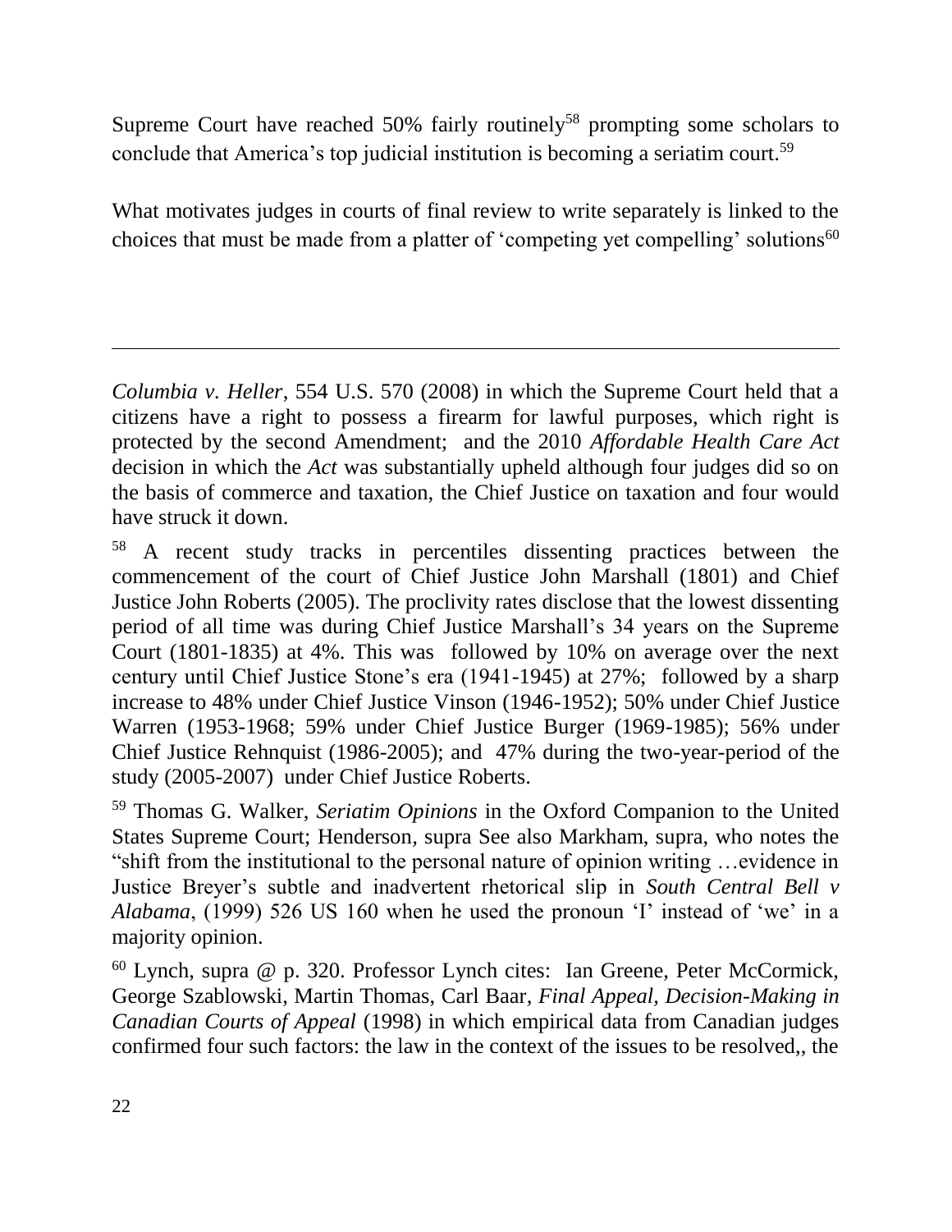Supreme Court have reached 50% fairly routinely[58] prompting some scholars to conclude that America's top judicial institution is becoming a seriatim court.[59]

What motivates judges in courts of final review to write separately is linked to the choices that must be made from a platter of 'competing yet compelling' solutions[60]

---

*Columbia v. Heller*, 554 U.S. 570 (2008) in which the Supreme Court held that a citizens have a right to possess a firearm for lawful purposes, which right is protected by the second Amendment; and the 2010 *Affordable Health Care Act* decision in which the *Act* was substantially upheld although four judges did so on the basis of commerce and taxation, the Chief Justice on taxation and four would have struck it down.

[58] A recent study tracks in percentiles dissenting practices between the commencement of the court of Chief Justice John Marshall (1801) and Chief Justice John Roberts (2005). The proclivity rates disclose that the lowest dissenting period of all time was during Chief Justice Marshall's 34 years on the Supreme Court (1801-1835) at 4%. This was followed by 10% on average over the next century until Chief Justice Stone's era (1941-1945) at 27%; followed by a sharp increase to 48% under Chief Justice Vinson (1946-1952); 50% under Chief Justice Warren (1953-1968; 59% under Chief Justice Burger (1969-1985); 56% under Chief Justice Rehnquist (1986-2005); and 47% during the two-year-period of the study (2005-2007) under Chief Justice Roberts.

[59] Thomas G. Walker, *Seriatim Opinions* in the Oxford Companion to the United States Supreme Court; Henderson, supra See also Markham, supra, who notes the "shift from the institutional to the personal nature of opinion writing …evidence in Justice Breyer's subtle and inadvertent rhetorical slip in *South Central Bell v Alabama*, (1999) 526 US 160 when he used the pronoun 'I' instead of 'we' in a majority opinion.

[60] Lynch, supra @ p. 320. Professor Lynch cites: Ian Greene, Peter McCormick, George Szablowski, Martin Thomas, Carl Baar, *Final Appeal, Decision-Making in Canadian Courts of Appeal* (1998) in which empirical data from Canadian judges confirmed four such factors: the law in the context of the issues to be resolved,, the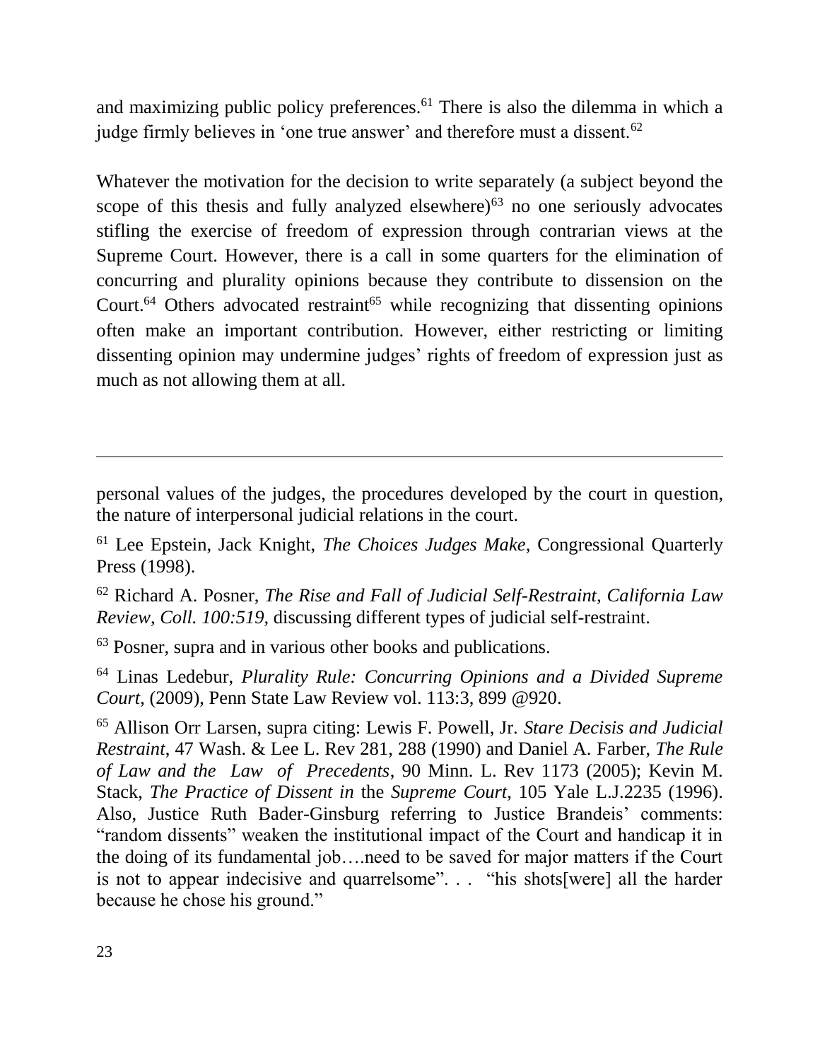and maximizing public policy preferences.[61] There is also the dilemma in which a judge firmly believes in 'one true answer' and therefore must a dissent.[62]

Whatever the motivation for the decision to write separately (a subject beyond the scope of this thesis and fully analyzed elsewhere)[63] no one seriously advocates stifling the exercise of freedom of expression through contrarian views at the Supreme Court. However, there is a call in some quarters for the elimination of concurring and plurality opinions because they contribute to dissension on the Court.[64] Others advocated restraint[65] while recognizing that dissenting opinions often make an important contribution. However, either restricting or limiting dissenting opinion may undermine judges' rights of freedom of expression just as much as not allowing them at all.

---

personal values of the judges, the procedures developed by the court in question, the nature of interpersonal judicial relations in the court.

[61] Lee Epstein, Jack Knight, *The Choices Judges Make*, Congressional Quarterly Press (1998).

[62] Richard A. Posner, *The Rise and Fall of Judicial Self-Restraint, California Law Review, Coll. 100:519,* discussing different types of judicial self-restraint.

[63] Posner, supra and in various other books and publications.

[64] Linas Ledebur, *Plurality Rule: Concurring Opinions and a Divided Supreme Court*, (2009), Penn State Law Review vol. 113:3, 899 @920.

[65] Allison Orr Larsen, supra citing: Lewis F. Powell, Jr. *Stare Decisis and Judicial Restraint*, 47 Wash. & Lee L. Rev 281, 288 (1990) and Daniel A. Farber, *The Rule of Law and the Law of Precedents*, 90 Minn. L. Rev 1173 (2005); Kevin M. Stack, *The Practice of Dissent in* the *Supreme Court*, 105 Yale L.J.2235 (1996). Also, Justice Ruth Bader-Ginsburg referring to Justice Brandeis' comments: "random dissents" weaken the institutional impact of the Court and handicap it in the doing of its fundamental job….need to be saved for major matters if the Court is not to appear indecisive and quarrelsome". . . "his shots[were] all the harder because he chose his ground."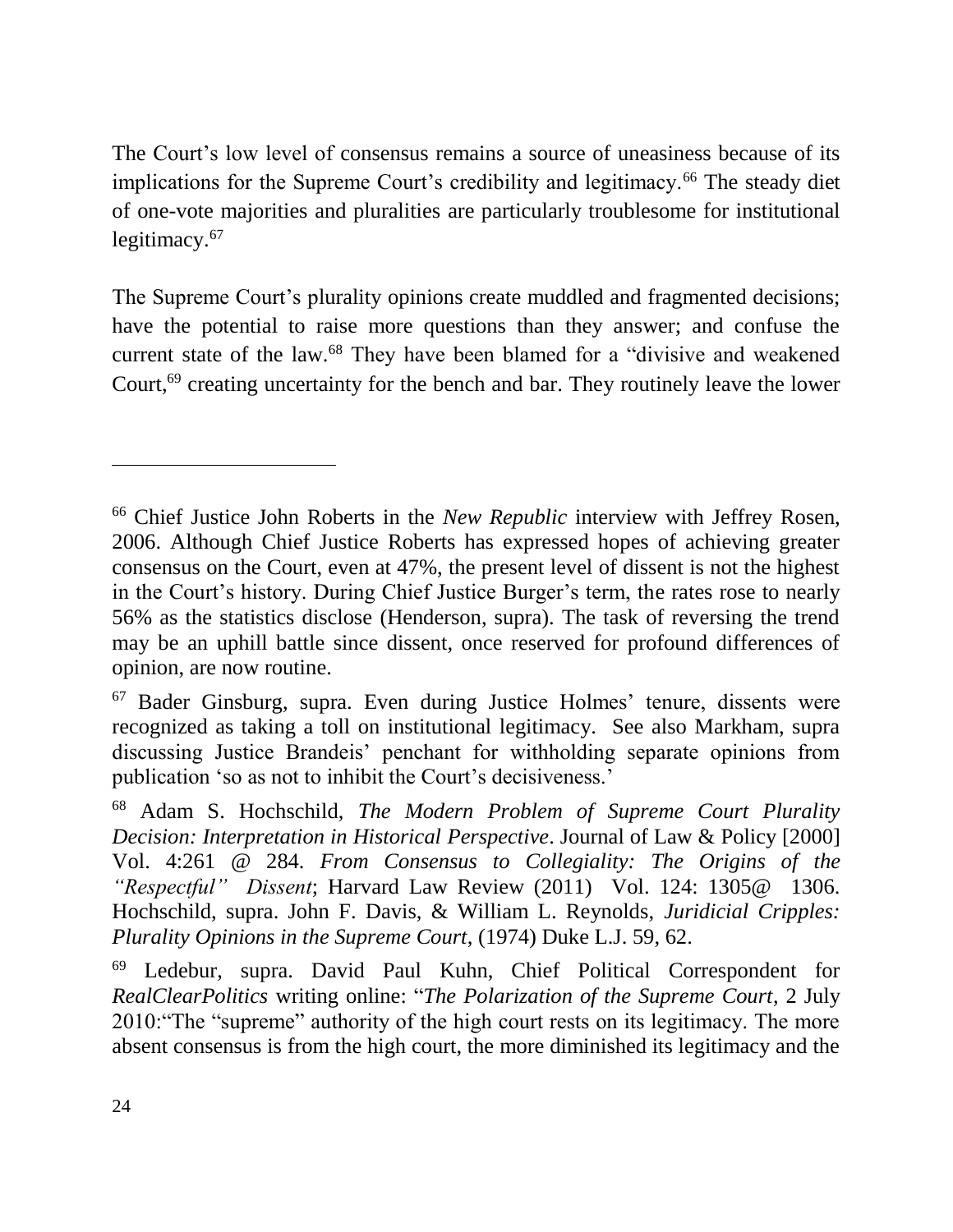The Court's low level of consensus remains a source of uneasiness because of its implications for the Supreme Court's credibility and legitimacy.[66] The steady diet of one-vote majorities and pluralities are particularly troublesome for institutional legitimacy.[67]

The Supreme Court's plurality opinions create muddled and fragmented decisions; have the potential to raise more questions than they answer; and confuse the current state of the law.[68] They have been blamed for a "divisive and weakened Court,[69] creating uncertainty for the bench and bar. They routinely leave the lower

---

[66] Chief Justice John Roberts in the *New Republic* interview with Jeffrey Rosen, 2006. Although Chief Justice Roberts has expressed hopes of achieving greater consensus on the Court, even at 47%, the present level of dissent is not the highest in the Court's history. During Chief Justice Burger's term, the rates rose to nearly 56% as the statistics disclose (Henderson, supra). The task of reversing the trend may be an uphill battle since dissent, once reserved for profound differences of opinion, are now routine.

[67] Bader Ginsburg, supra. Even during Justice Holmes' tenure, dissents were recognized as taking a toll on institutional legitimacy. See also Markham, supra discussing Justice Brandeis' penchant for withholding separate opinions from publication 'so as not to inhibit the Court's decisiveness.'

[68] Adam S. Hochschild, *The Modern Problem of Supreme Court Plurality Decision: Interpretation in Historical Perspective*. Journal of Law & Policy [2000] Vol. 4:261 @ 284. *From Consensus to Collegiality: The Origins of the "Respectful" Dissent*; Harvard Law Review (2011) Vol. 124: 1305@ 1306. Hochschild, supra. John F. Davis, & William L. Reynolds, *Juridicial Cripples: Plurality Opinions in the Supreme Court*, (1974) Duke L.J. 59, 62.

[69] Ledebur, supra. David Paul Kuhn, Chief Political Correspondent for *RealClearPolitics* writing online: "*The Polarization of the Supreme Court*, 2 July 2010:"The "supreme" authority of the high court rests on its legitimacy. The more absent consensus is from the high court, the more diminished its legitimacy and the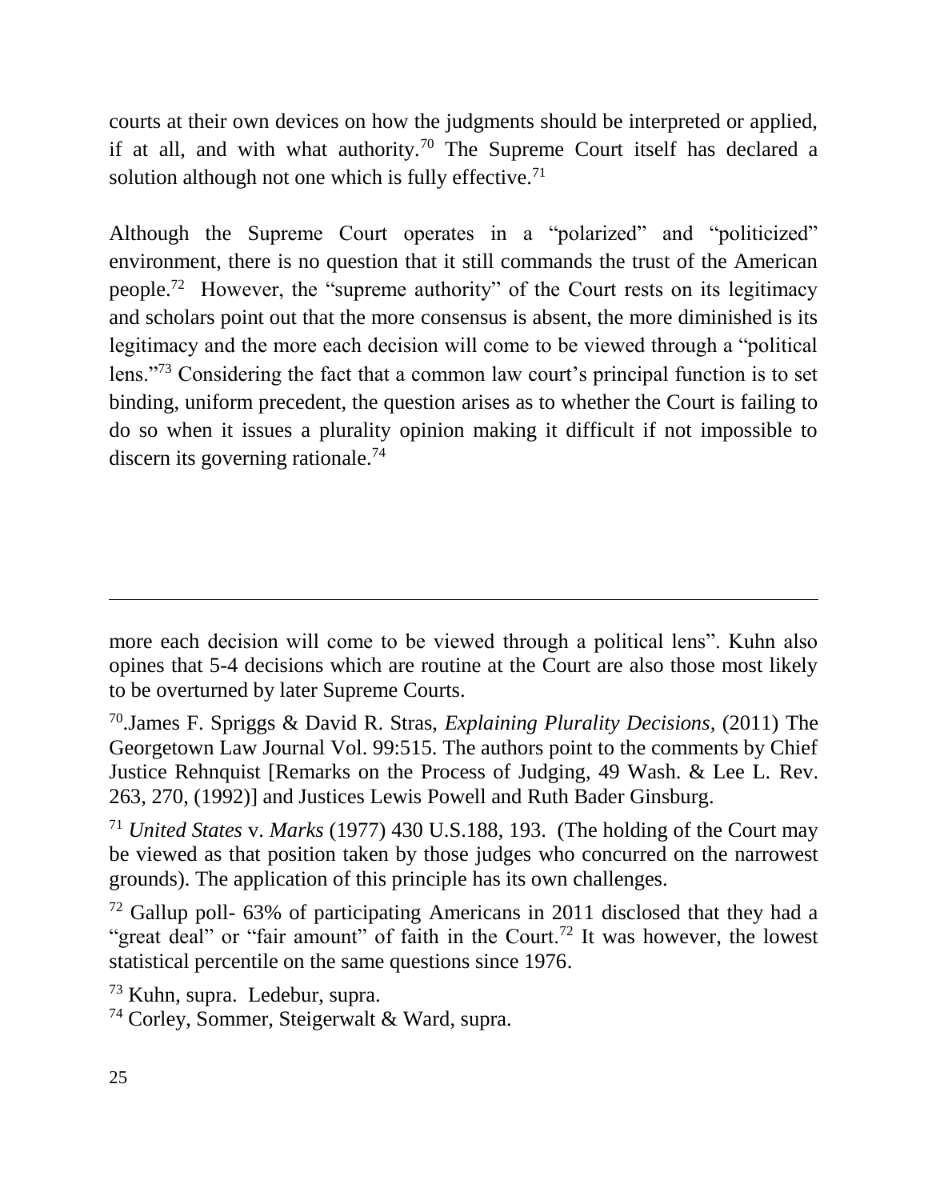courts at their own devices on how the judgments should be interpreted or applied, if at all, and with what authority.[70] The Supreme Court itself has declared a solution although not one which is fully effective.[71]

Although the Supreme Court operates in a "polarized" and "politicized" environment, there is no question that it still commands the trust of the American people.[72] However, the "supreme authority" of the Court rests on its legitimacy and scholars point out that the more consensus is absent, the more diminished is its legitimacy and the more each decision will come to be viewed through a "political lens."[73] Considering the fact that a common law court's principal function is to set binding, uniform precedent, the question arises as to whether the Court is failing to do so when it issues a plurality opinion making it difficult if not impossible to discern its governing rationale.[74]

---

more each decision will come to be viewed through a political lens". Kuhn also opines that 5-4 decisions which are routine at the Court are also those most likely to be overturned by later Supreme Courts.

[70].James F. Spriggs & David R. Stras, *Explaining Plurality Decisions,* (2011) The Georgetown Law Journal Vol. 99:515. The authors point to the comments by Chief Justice Rehnquist [Remarks on the Process of Judging, 49 Wash. & Lee L. Rev. 263, 270, (1992)] and Justices Lewis Powell and Ruth Bader Ginsburg.

[71] *United States* v. *Marks* (1977) 430 U.S.188, 193. (The holding of the Court may be viewed as that position taken by those judges who concurred on the narrowest grounds). The application of this principle has its own challenges.

[72] Gallup poll- 63% of participating Americans in 2011 disclosed that they had a "great deal" or "fair amount" of faith in the Court.[72] It was however, the lowest statistical percentile on the same questions since 1976.

[73] Kuhn, supra. Ledebur, supra.

[74] Corley, Sommer, Steigerwalt & Ward, supra.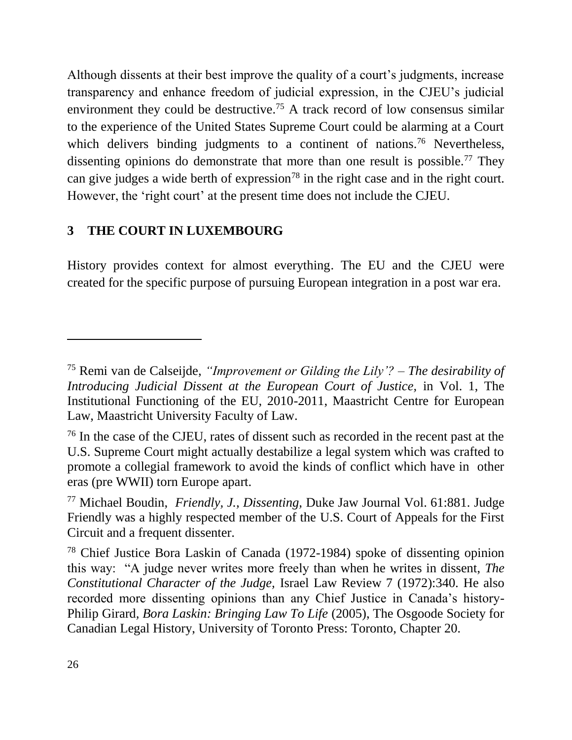Although dissents at their best improve the quality of a court's judgments, increase transparency and enhance freedom of judicial expression, in the CJEU's judicial environment they could be destructive.[75] A track record of low consensus similar to the experience of the United States Supreme Court could be alarming at a Court which delivers binding judgments to a continent of nations.[76] Nevertheless, dissenting opinions do demonstrate that more than one result is possible.[77] They can give judges a wide berth of expression[78] in the right case and in the right court. However, the 'right court' at the present time does not include the CJEU.

## 3 THE COURT IN LUXEMBOURG

History provides context for almost everything. The EU and the CJEU were created for the specific purpose of pursuing European integration in a post war era.

---

[75] Remi van de Calseijde, *"Improvement or Gilding the Lily'? – The desirability of Introducing Judicial Dissent at the European Court of Justice,* in Vol. 1, The Institutional Functioning of the EU, 2010-2011, Maastricht Centre for European Law, Maastricht University Faculty of Law.

[76] In the case of the CJEU, rates of dissent such as recorded in the recent past at the U.S. Supreme Court might actually destabilize a legal system which was crafted to promote a collegial framework to avoid the kinds of conflict which have in other eras (pre WWII) torn Europe apart.

[77] Michael Boudin, *Friendly, J., Dissenting,* Duke Jaw Journal Vol. 61:881. Judge Friendly was a highly respected member of the U.S. Court of Appeals for the First Circuit and a frequent dissenter.

[78] Chief Justice Bora Laskin of Canada (1972-1984) spoke of dissenting opinion this way: "A judge never writes more freely than when he writes in dissent, *The Constitutional Character of the Judge,* Israel Law Review 7 (1972):340. He also recorded more dissenting opinions than any Chief Justice in Canada's history-Philip Girard, *Bora Laskin: Bringing Law To Life* (2005), The Osgoode Society for Canadian Legal History, University of Toronto Press: Toronto, Chapter 20.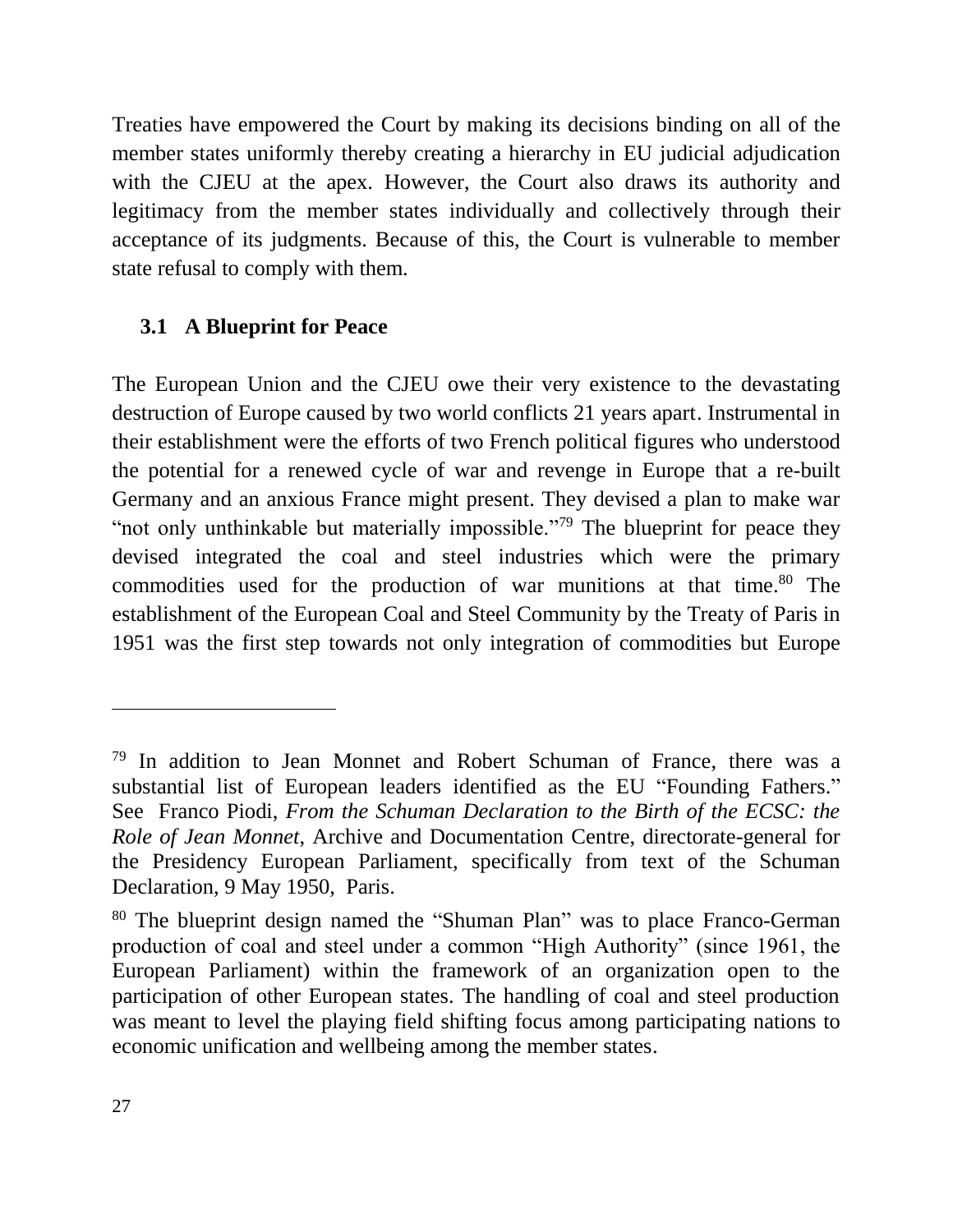Treaties have empowered the Court by making its decisions binding on all of the member states uniformly thereby creating a hierarchy in EU judicial adjudication with the CJEU at the apex. However, the Court also draws its authority and legitimacy from the member states individually and collectively through their acceptance of its judgments. Because of this, the Court is vulnerable to member state refusal to comply with them.

### 3.1 A Blueprint for Peace

The European Union and the CJEU owe their very existence to the devastating destruction of Europe caused by two world conflicts 21 years apart. Instrumental in their establishment were the efforts of two French political figures who understood the potential for a renewed cycle of war and revenge in Europe that a re-built Germany and an anxious France might present. They devised a plan to make war "not only unthinkable but materially impossible."[79] The blueprint for peace they devised integrated the coal and steel industries which were the primary commodities used for the production of war munitions at that time.[80] The establishment of the European Coal and Steel Community by the Treaty of Paris in 1951 was the first step towards not only integration of commodities but Europe

---

[79] In addition to Jean Monnet and Robert Schuman of France, there was a substantial list of European leaders identified as the EU "Founding Fathers." See Franco Piodi, *From the Schuman Declaration to the Birth of the ECSC: the Role of Jean Monnet*, Archive and Documentation Centre, directorate-general for the Presidency European Parliament, specifically from text of the Schuman Declaration, 9 May 1950, Paris.

[80] The blueprint design named the "Shuman Plan" was to place Franco-German production of coal and steel under a common "High Authority" (since 1961, the European Parliament) within the framework of an organization open to the participation of other European states. The handling of coal and steel production was meant to level the playing field shifting focus among participating nations to economic unification and wellbeing among the member states.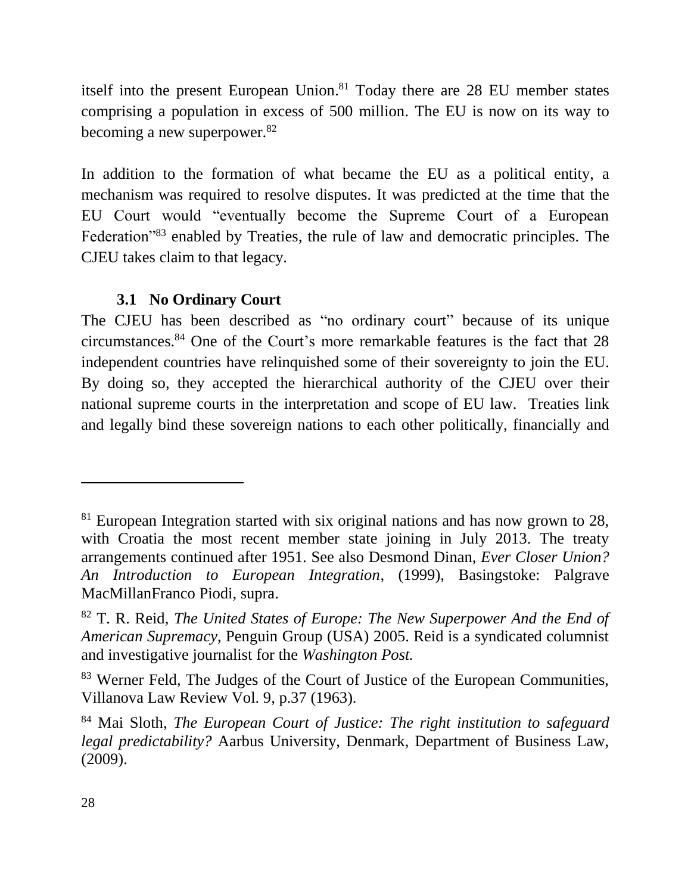itself into the present European Union.[81] Today there are 28 EU member states comprising a population in excess of 500 million. The EU is now on its way to becoming a new superpower.[82]

In addition to the formation of what became the EU as a political entity, a mechanism was required to resolve disputes. It was predicted at the time that the EU Court would "eventually become the Supreme Court of a European Federation"[83] enabled by Treaties, the rule of law and democratic principles. The CJEU takes claim to that legacy.

### 3.1 No Ordinary Court

The CJEU has been described as "no ordinary court" because of its unique circumstances.[84] One of the Court's more remarkable features is the fact that 28 independent countries have relinquished some of their sovereignty to join the EU. By doing so, they accepted the hierarchical authority of the CJEU over their national supreme courts in the interpretation and scope of EU law. Treaties link and legally bind these sovereign nations to each other politically, financially and

---

[81] European Integration started with six original nations and has now grown to 28, with Croatia the most recent member state joining in July 2013. The treaty arrangements continued after 1951. See also Desmond Dinan, *Ever Closer Union? An Introduction to European Integration*, (1999), Basingstoke: Palgrave MacMillanFranco Piodi, supra.

[82] T. R. Reid, *The United States of Europe: The New Superpower And the End of American Supremacy*, Penguin Group (USA) 2005. Reid is a syndicated columnist and investigative journalist for the *Washington Post.*

[83] Werner Feld, The Judges of the Court of Justice of the European Communities, Villanova Law Review Vol. 9, p.37 (1963).

[84] Mai Sloth, *The European Court of Justice: The right institution to safeguard legal predictability?* Aarbus University, Denmark, Department of Business Law, (2009).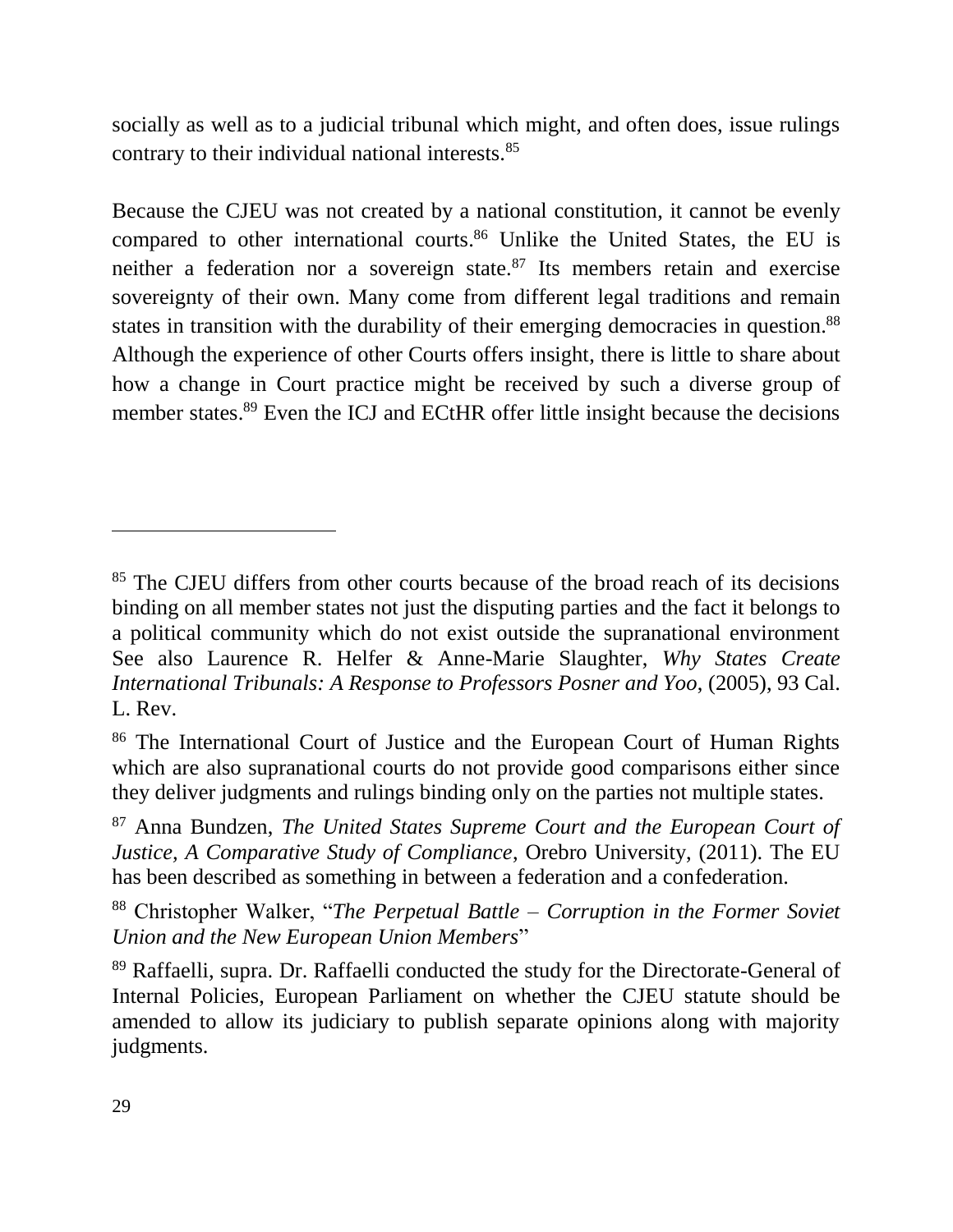socially as well as to a judicial tribunal which might, and often does, issue rulings contrary to their individual national interests.[85]

Because the CJEU was not created by a national constitution, it cannot be evenly compared to other international courts.[86] Unlike the United States, the EU is neither a federation nor a sovereign state.[87] Its members retain and exercise sovereignty of their own. Many come from different legal traditions and remain states in transition with the durability of their emerging democracies in question.[88] Although the experience of other Courts offers insight, there is little to share about how a change in Court practice might be received by such a diverse group of member states.[89] Even the ICJ and ECtHR offer little insight because the decisions

---

[85] The CJEU differs from other courts because of the broad reach of its decisions binding on all member states not just the disputing parties and the fact it belongs to a political community which do not exist outside the supranational environment See also Laurence R. Helfer & Anne-Marie Slaughter, *Why States Create International Tribunals: A Response to Professors Posner and Yoo*, (2005), 93 Cal. L. Rev.

[86] The International Court of Justice and the European Court of Human Rights which are also supranational courts do not provide good comparisons either since they deliver judgments and rulings binding only on the parties not multiple states.

[87] Anna Bundzen, *The United States Supreme Court and the European Court of Justice, A Comparative Study of Compliance*, Orebro University, (2011). The EU has been described as something in between a federation and a confederation.

[88] Christopher Walker, "*The Perpetual Battle – Corruption in the Former Soviet Union and the New European Union Members*"

[89] Raffaelli, supra. Dr. Raffaelli conducted the study for the Directorate-General of Internal Policies, European Parliament on whether the CJEU statute should be amended to allow its judiciary to publish separate opinions along with majority judgments.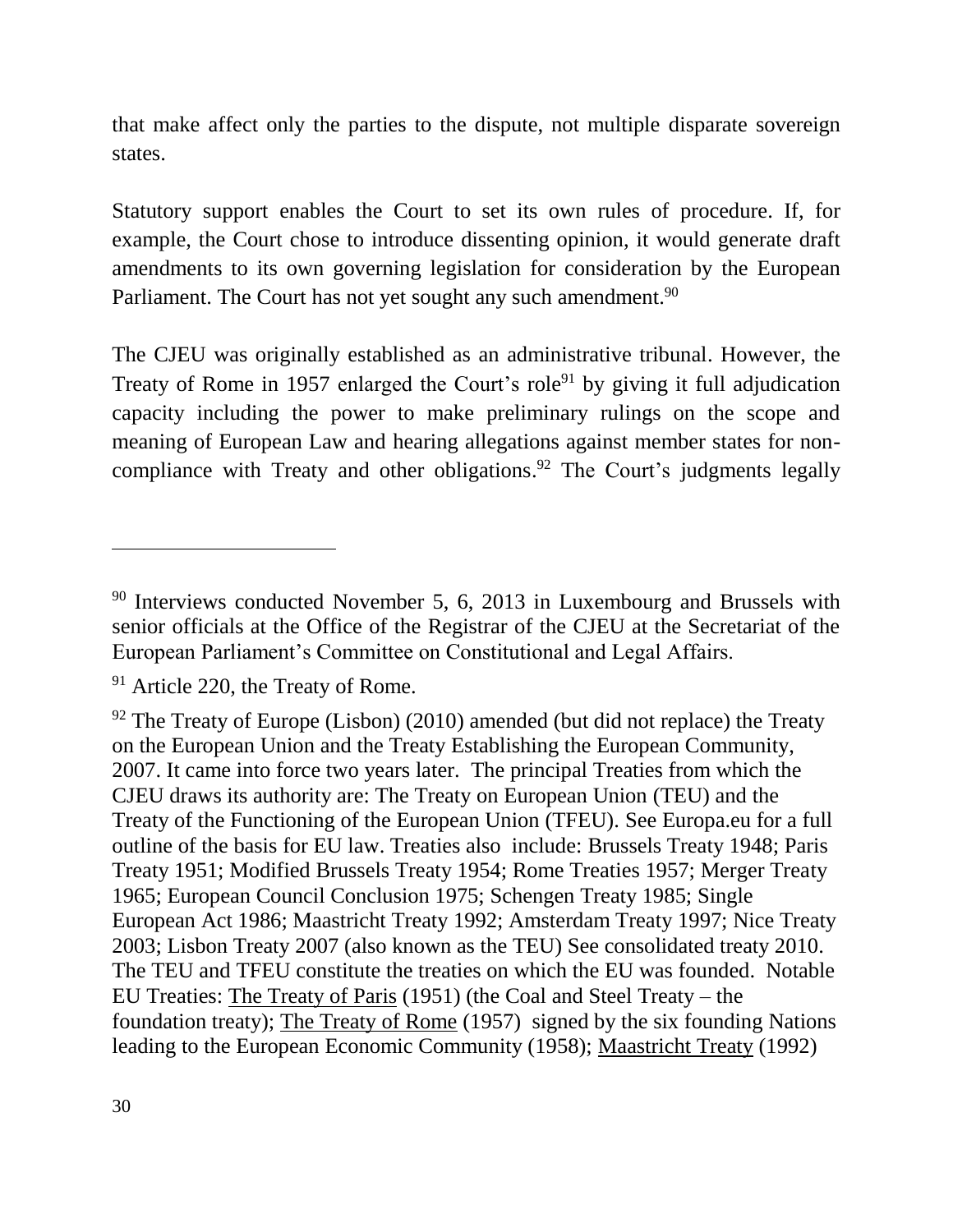that make affect only the parties to the dispute, not multiple disparate sovereign states.

Statutory support enables the Court to set its own rules of procedure. If, for example, the Court chose to introduce dissenting opinion, it would generate draft amendments to its own governing legislation for consideration by the European Parliament. The Court has not yet sought any such amendment.[90]

The CJEU was originally established as an administrative tribunal. However, the Treaty of Rome in 1957 enlarged the Court's role[91] by giving it full adjudication capacity including the power to make preliminary rulings on the scope and meaning of European Law and hearing allegations against member states for non-compliance with Treaty and other obligations.[92] The Court's judgments legally

---

[90] Interviews conducted November 5, 6, 2013 in Luxembourg and Brussels with senior officials at the Office of the Registrar of the CJEU at the Secretariat of the European Parliament's Committee on Constitutional and Legal Affairs.

[91] Article 220, the Treaty of Rome.

[92] The Treaty of Europe (Lisbon) (2010) amended (but did not replace) the Treaty on the European Union and the Treaty Establishing the European Community, 2007. It came into force two years later. The principal Treaties from which the CJEU draws its authority are: The Treaty on European Union (TEU) and the Treaty of the Functioning of the European Union (TFEU). See Europa.eu for a full outline of the basis for EU law. Treaties also include: Brussels Treaty 1948; Paris Treaty 1951; Modified Brussels Treaty 1954; Rome Treaties 1957; Merger Treaty 1965; European Council Conclusion 1975; Schengen Treaty 1985; Single European Act 1986; Maastricht Treaty 1992; Amsterdam Treaty 1997; Nice Treaty 2003; Lisbon Treaty 2007 (also known as the TEU) See consolidated treaty 2010. The TEU and TFEU constitute the treaties on which the EU was founded. Notable EU Treaties: The Treaty of Paris (1951) (the Coal and Steel Treaty – the foundation treaty); The Treaty of Rome (1957) signed by the six founding Nations leading to the European Economic Community (1958); Maastricht Treaty (1992)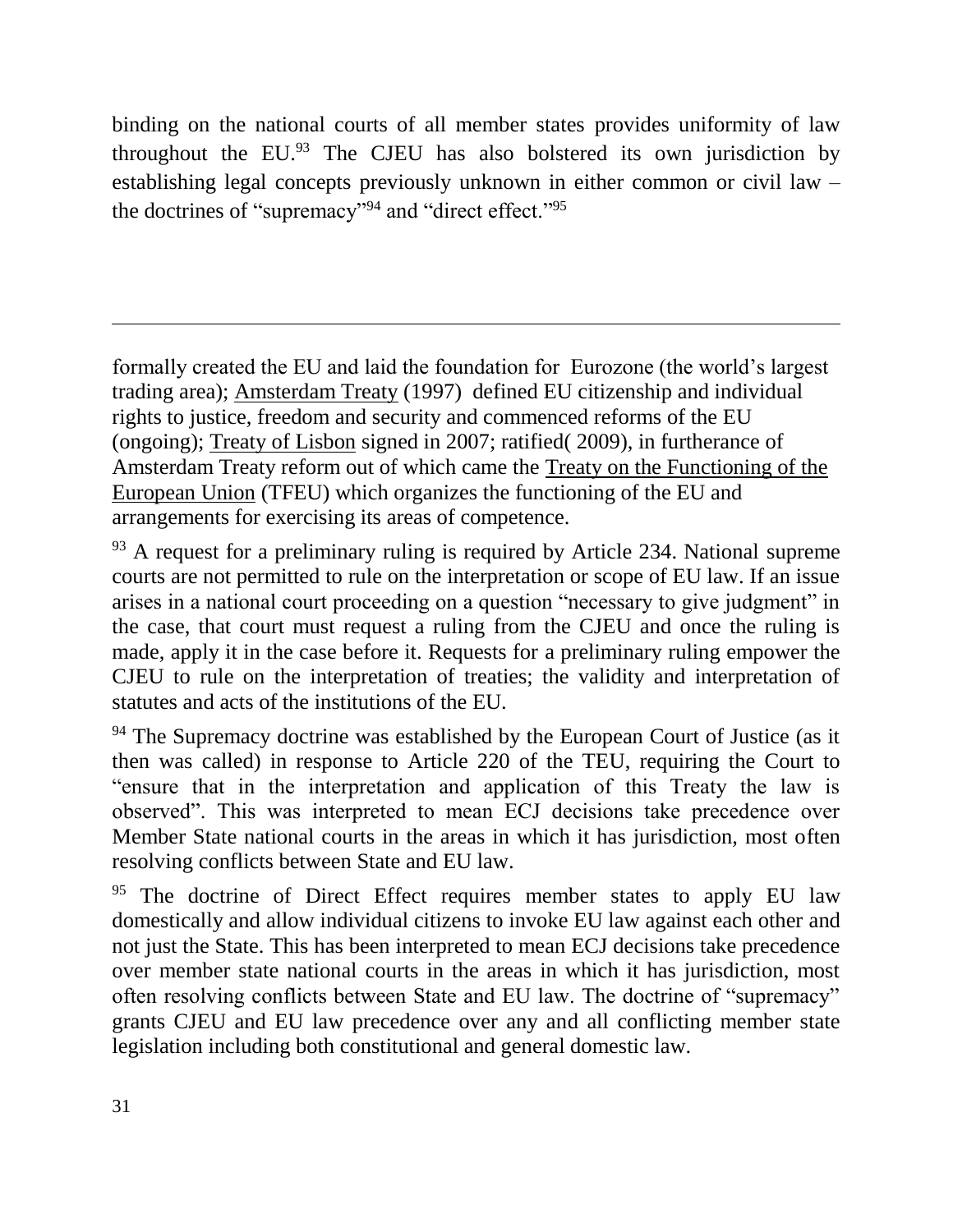binding on the national courts of all member states provides uniformity of law throughout the EU.[93] The CJEU has also bolstered its own jurisdiction by establishing legal concepts previously unknown in either common or civil law – the doctrines of "supremacy"[94] and "direct effect."[95]

---

formally created the EU and laid the foundation for Eurozone (the world's largest trading area); Amsterdam Treaty (1997) defined EU citizenship and individual rights to justice, freedom and security and commenced reforms of the EU (ongoing); Treaty of Lisbon signed in 2007; ratified( 2009), in furtherance of Amsterdam Treaty reform out of which came the Treaty on the Functioning of the European Union (TFEU) which organizes the functioning of the EU and arrangements for exercising its areas of competence.

[93] A request for a preliminary ruling is required by Article 234. National supreme courts are not permitted to rule on the interpretation or scope of EU law. If an issue arises in a national court proceeding on a question "necessary to give judgment" in the case, that court must request a ruling from the CJEU and once the ruling is made, apply it in the case before it. Requests for a preliminary ruling empower the CJEU to rule on the interpretation of treaties; the validity and interpretation of statutes and acts of the institutions of the EU.

[94] The Supremacy doctrine was established by the European Court of Justice (as it then was called) in response to Article 220 of the TEU, requiring the Court to "ensure that in the interpretation and application of this Treaty the law is observed". This was interpreted to mean ECJ decisions take precedence over Member State national courts in the areas in which it has jurisdiction, most often resolving conflicts between State and EU law.

[95] The doctrine of Direct Effect requires member states to apply EU law domestically and allow individual citizens to invoke EU law against each other and not just the State. This has been interpreted to mean ECJ decisions take precedence over member state national courts in the areas in which it has jurisdiction, most often resolving conflicts between State and EU law. The doctrine of "supremacy" grants CJEU and EU law precedence over any and all conflicting member state legislation including both constitutional and general domestic law.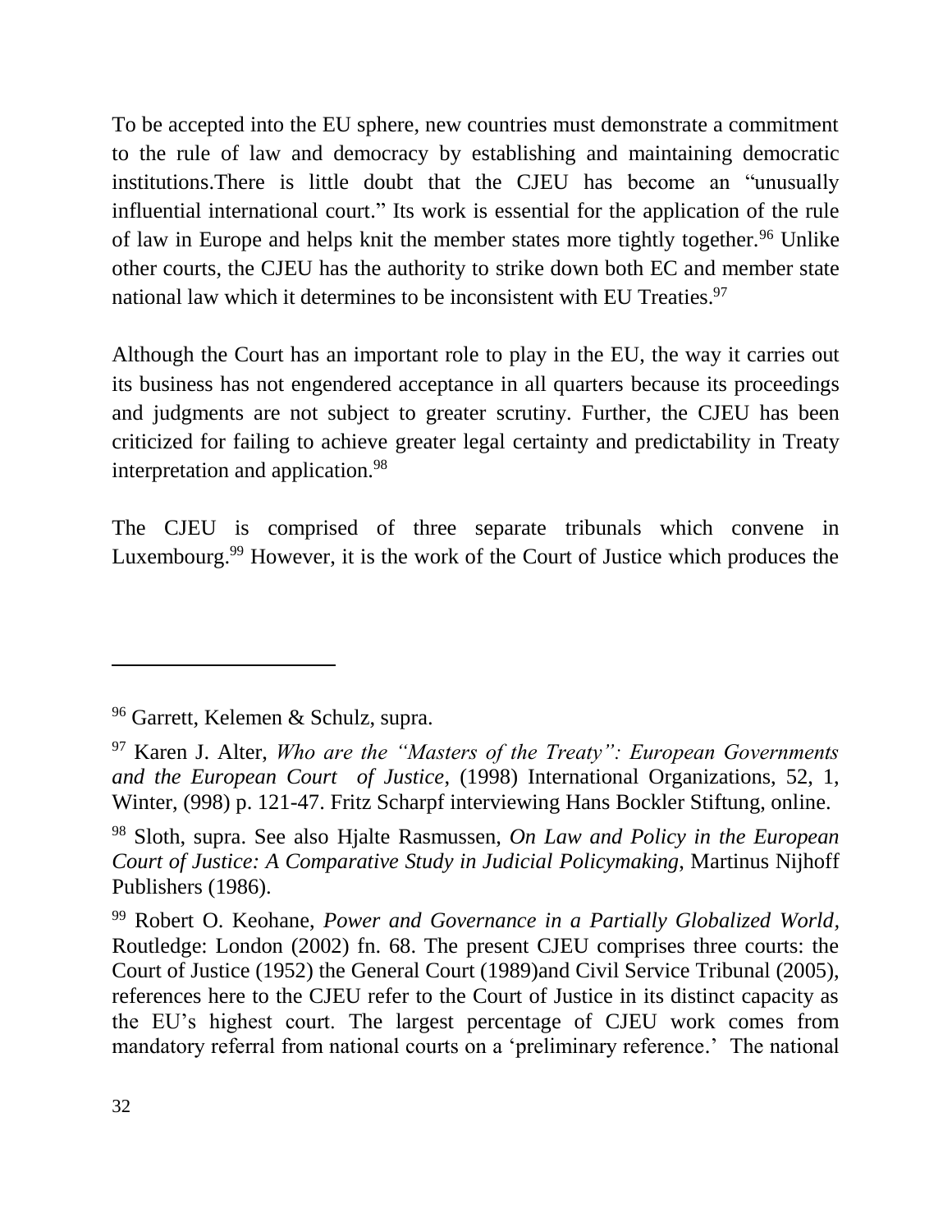To be accepted into the EU sphere, new countries must demonstrate a commitment to the rule of law and democracy by establishing and maintaining democratic institutions.There is little doubt that the CJEU has become an "unusually influential international court." Its work is essential for the application of the rule of law in Europe and helps knit the member states more tightly together.[96] Unlike other courts, the CJEU has the authority to strike down both EC and member state national law which it determines to be inconsistent with EU Treaties.[97]

Although the Court has an important role to play in the EU, the way it carries out its business has not engendered acceptance in all quarters because its proceedings and judgments are not subject to greater scrutiny. Further, the CJEU has been criticized for failing to achieve greater legal certainty and predictability in Treaty interpretation and application.[98]

The CJEU is comprised of three separate tribunals which convene in Luxembourg.[99] However, it is the work of the Court of Justice which produces the

---

[96] Garrett, Kelemen & Schulz, supra.

[97] Karen J. Alter, *Who are the "Masters of the Treaty": European Governments and the European Court of Justice*, (1998) International Organizations, 52, 1, Winter, (998) p. 121-47. Fritz Scharpf interviewing Hans Bockler Stiftung, online.

[98] Sloth, supra. See also Hjalte Rasmussen, *On Law and Policy in the European Court of Justice: A Comparative Study in Judicial Policymaking*, Martinus Nijhoff Publishers (1986).

[99] Robert O. Keohane, *Power and Governance in a Partially Globalized World*, Routledge: London (2002) fn. 68. The present CJEU comprises three courts: the Court of Justice (1952) the General Court (1989)and Civil Service Tribunal (2005), references here to the CJEU refer to the Court of Justice in its distinct capacity as the EU's highest court. The largest percentage of CJEU work comes from mandatory referral from national courts on a 'preliminary reference.' The national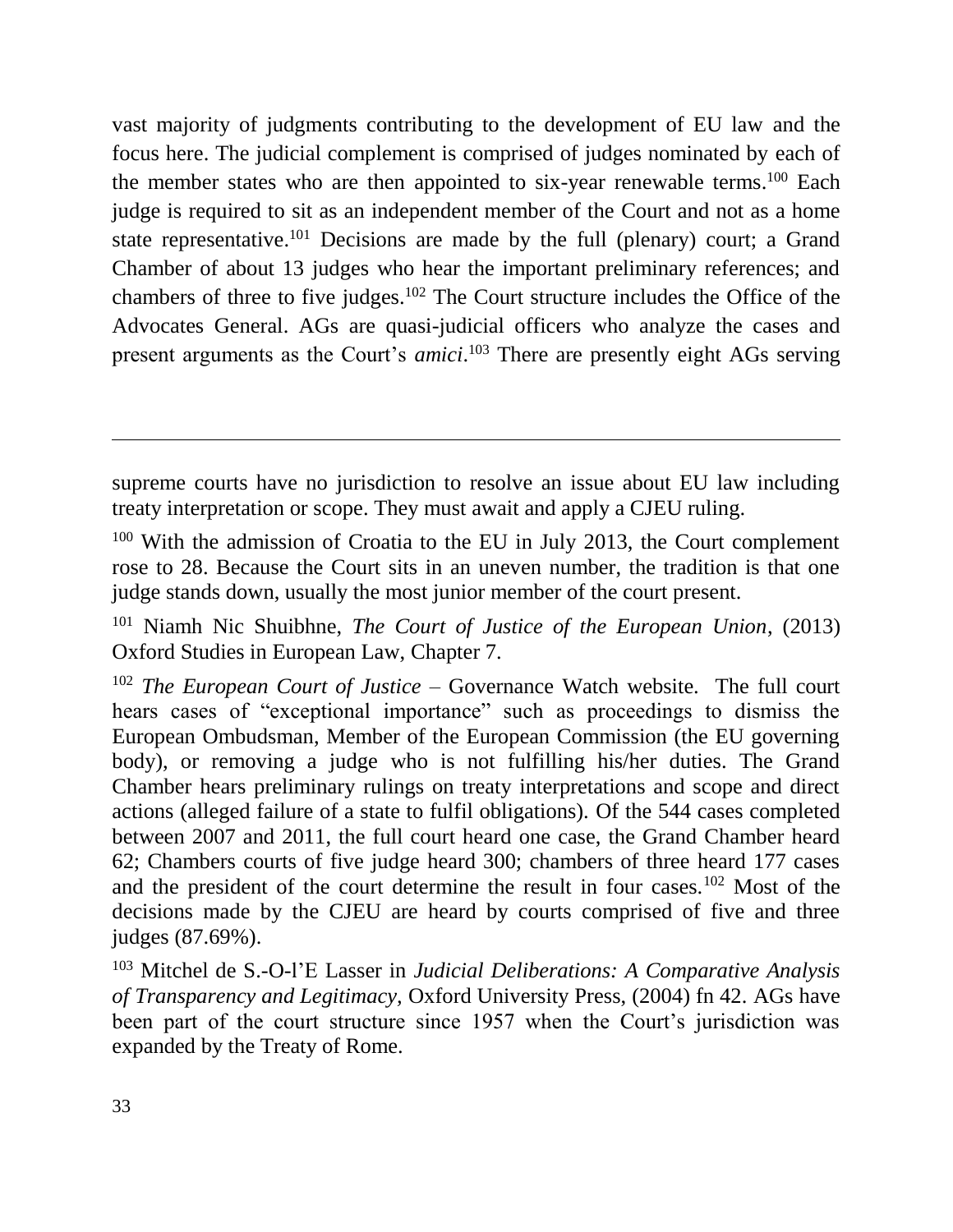vast majority of judgments contributing to the development of EU law and the focus here. The judicial complement is comprised of judges nominated by each of the member states who are then appointed to six-year renewable terms.[100] Each judge is required to sit as an independent member of the Court and not as a home state representative.[101] Decisions are made by the full (plenary) court; a Grand Chamber of about 13 judges who hear the important preliminary references; and chambers of three to five judges.[102] The Court structure includes the Office of the Advocates General. AGs are quasi-judicial officers who analyze the cases and present arguments as the Court's *amici*.[103] There are presently eight AGs serving

---

supreme courts have no jurisdiction to resolve an issue about EU law including treaty interpretation or scope. They must await and apply a CJEU ruling.

[100] With the admission of Croatia to the EU in July 2013, the Court complement rose to 28. Because the Court sits in an uneven number, the tradition is that one judge stands down, usually the most junior member of the court present.

[101] Niamh Nic Shuibhne, *The Court of Justice of the European Union*, (2013) Oxford Studies in European Law, Chapter 7.

[102] *The European Court of Justice* – Governance Watch website. The full court hears cases of "exceptional importance" such as proceedings to dismiss the European Ombudsman, Member of the European Commission (the EU governing body), or removing a judge who is not fulfilling his/her duties. The Grand Chamber hears preliminary rulings on treaty interpretations and scope and direct actions (alleged failure of a state to fulfil obligations). Of the 544 cases completed between 2007 and 2011, the full court heard one case, the Grand Chamber heard 62; Chambers courts of five judge heard 300; chambers of three heard 177 cases and the president of the court determine the result in four cases.[102] Most of the decisions made by the CJEU are heard by courts comprised of five and three judges (87.69%).

[103] Mitchel de S.-O-l'E Lasser in *Judicial Deliberations: A Comparative Analysis of Transparency and Legitimacy*, Oxford University Press, (2004) fn 42. AGs have been part of the court structure since 1957 when the Court's jurisdiction was expanded by the Treaty of Rome.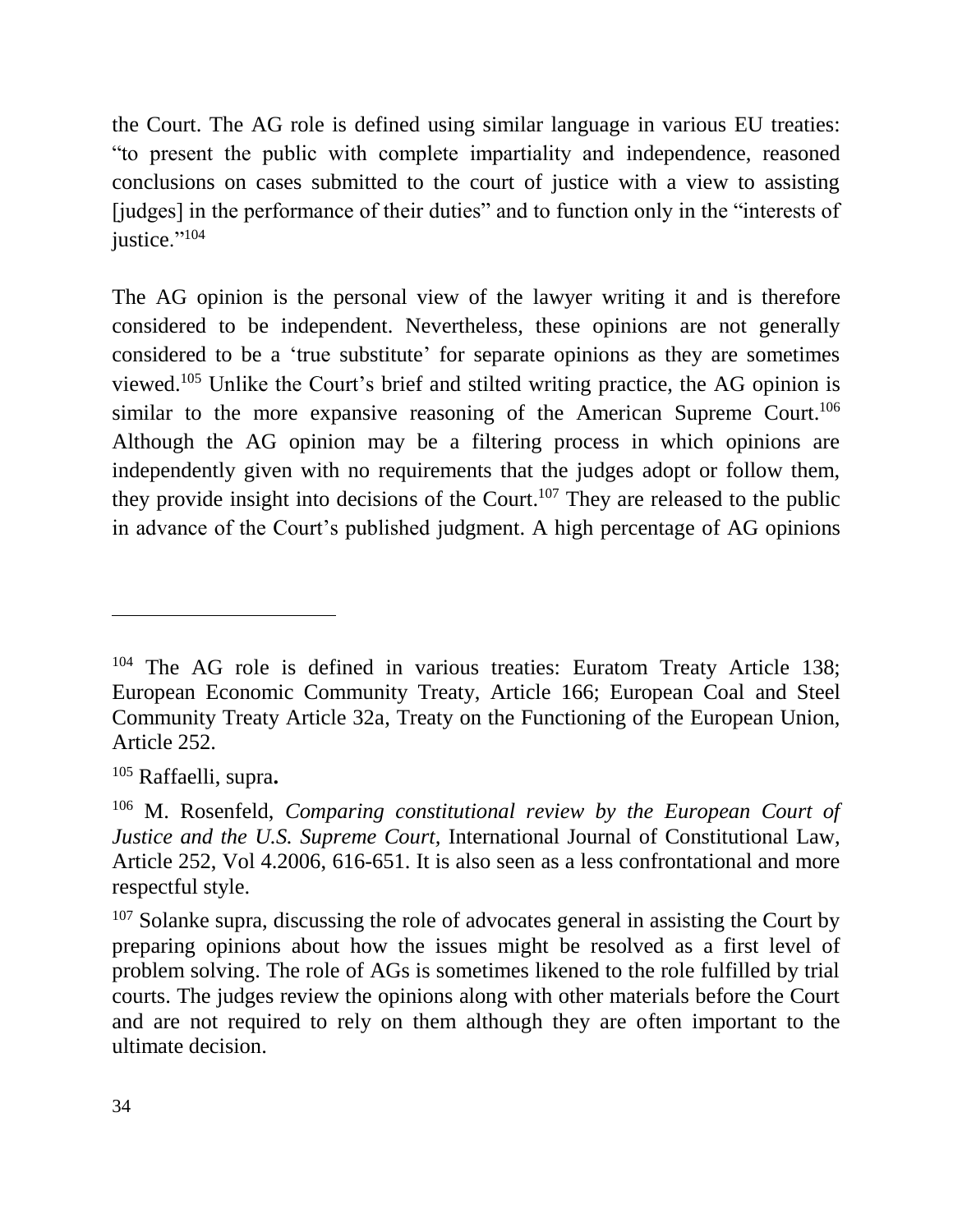the Court. The AG role is defined using similar language in various EU treaties: "to present the public with complete impartiality and independence, reasoned conclusions on cases submitted to the court of justice with a view to assisting [judges] in the performance of their duties" and to function only in the "interests of justice."[104]

The AG opinion is the personal view of the lawyer writing it and is therefore considered to be independent. Nevertheless, these opinions are not generally considered to be a 'true substitute' for separate opinions as they are sometimes viewed.[105] Unlike the Court's brief and stilted writing practice, the AG opinion is similar to the more expansive reasoning of the American Supreme Court.[106] Although the AG opinion may be a filtering process in which opinions are independently given with no requirements that the judges adopt or follow them, they provide insight into decisions of the Court.[107] They are released to the public in advance of the Court's published judgment. A high percentage of AG opinions

---

[104] The AG role is defined in various treaties: Euratom Treaty Article 138; European Economic Community Treaty, Article 166; European Coal and Steel Community Treaty Article 32a, Treaty on the Functioning of the European Union, Article 252.

[105] Raffaelli, supra**.**

[106] M. Rosenfeld, *Comparing constitutional review by the European Court of Justice and the U.S. Supreme Court*, International Journal of Constitutional Law, Article 252, Vol 4.2006, 616-651. It is also seen as a less confrontational and more respectful style.

[107] Solanke supra, discussing the role of advocates general in assisting the Court by preparing opinions about how the issues might be resolved as a first level of problem solving. The role of AGs is sometimes likened to the role fulfilled by trial courts. The judges review the opinions along with other materials before the Court and are not required to rely on them although they are often important to the ultimate decision.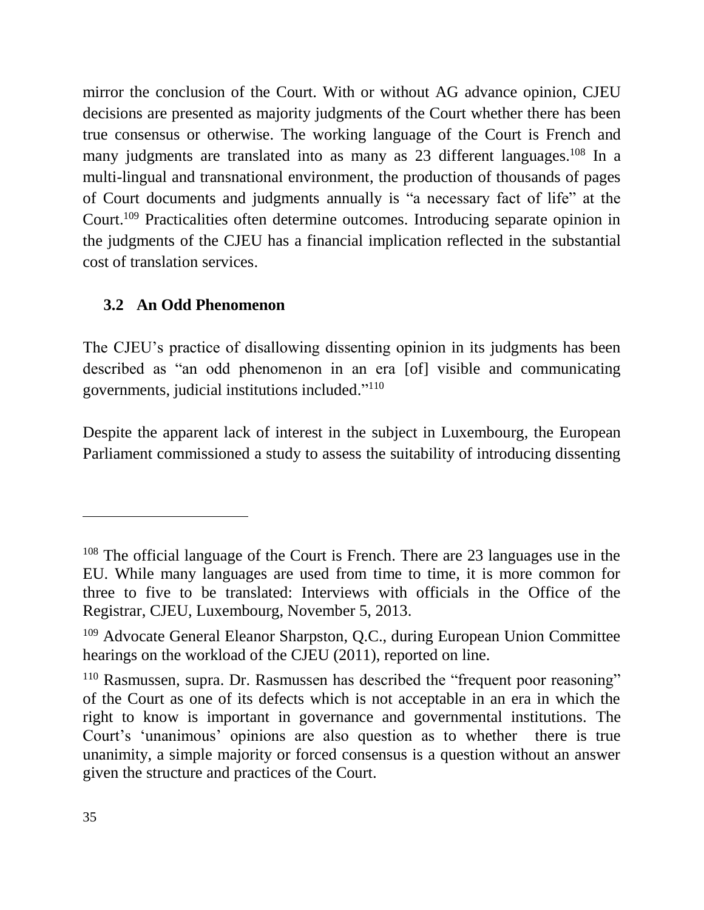mirror the conclusion of the Court. With or without AG advance opinion, CJEU decisions are presented as majority judgments of the Court whether there has been true consensus or otherwise. The working language of the Court is French and many judgments are translated into as many as 23 different languages.[108] In a multi-lingual and transnational environment, the production of thousands of pages of Court documents and judgments annually is "a necessary fact of life" at the Court.[109] Practicalities often determine outcomes. Introducing separate opinion in the judgments of the CJEU has a financial implication reflected in the substantial cost of translation services.

### 3.2 An Odd Phenomenon

The CJEU's practice of disallowing dissenting opinion in its judgments has been described as "an odd phenomenon in an era [of] visible and communicating governments, judicial institutions included."[110]

Despite the apparent lack of interest in the subject in Luxembourg, the European Parliament commissioned a study to assess the suitability of introducing dissenting

---

[108] The official language of the Court is French. There are 23 languages use in the EU. While many languages are used from time to time, it is more common for three to five to be translated: Interviews with officials in the Office of the Registrar, CJEU, Luxembourg, November 5, 2013.

[109] Advocate General Eleanor Sharpston, Q.C., during European Union Committee hearings on the workload of the CJEU (2011), reported on line.

[110] Rasmussen, supra. Dr. Rasmussen has described the "frequent poor reasoning" of the Court as one of its defects which is not acceptable in an era in which the right to know is important in governance and governmental institutions. The Court's 'unanimous' opinions are also question as to whether there is true unanimity, a simple majority or forced consensus is a question without an answer given the structure and practices of the Court.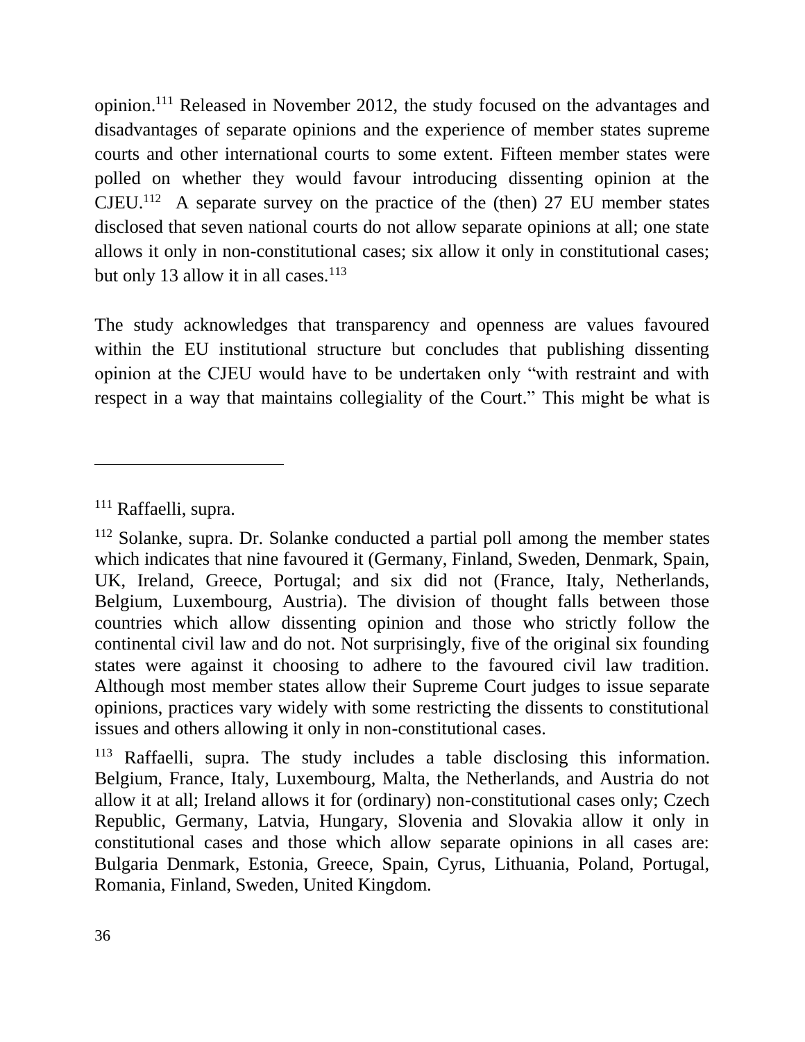opinion.[111] Released in November 2012, the study focused on the advantages and disadvantages of separate opinions and the experience of member states supreme courts and other international courts to some extent. Fifteen member states were polled on whether they would favour introducing dissenting opinion at the CJEU.[112] A separate survey on the practice of the (then) 27 EU member states disclosed that seven national courts do not allow separate opinions at all; one state allows it only in non-constitutional cases; six allow it only in constitutional cases; but only 13 allow it in all cases.[113]

The study acknowledges that transparency and openness are values favoured within the EU institutional structure but concludes that publishing dissenting opinion at the CJEU would have to be undertaken only "with restraint and with respect in a way that maintains collegiality of the Court." This might be what is

---

[111] Raffaelli, supra.

[112] Solanke, supra. Dr. Solanke conducted a partial poll among the member states which indicates that nine favoured it (Germany, Finland, Sweden, Denmark, Spain, UK, Ireland, Greece, Portugal; and six did not (France, Italy, Netherlands, Belgium, Luxembourg, Austria). The division of thought falls between those countries which allow dissenting opinion and those who strictly follow the continental civil law and do not. Not surprisingly, five of the original six founding states were against it choosing to adhere to the favoured civil law tradition. Although most member states allow their Supreme Court judges to issue separate opinions, practices vary widely with some restricting the dissents to constitutional issues and others allowing it only in non-constitutional cases.

[113] Raffaelli, supra. The study includes a table disclosing this information. Belgium, France, Italy, Luxembourg, Malta, the Netherlands, and Austria do not allow it at all; Ireland allows it for (ordinary) non-constitutional cases only; Czech Republic, Germany, Latvia, Hungary, Slovenia and Slovakia allow it only in constitutional cases and those which allow separate opinions in all cases are: Bulgaria Denmark, Estonia, Greece, Spain, Cyrus, Lithuania, Poland, Portugal, Romania, Finland, Sweden, United Kingdom.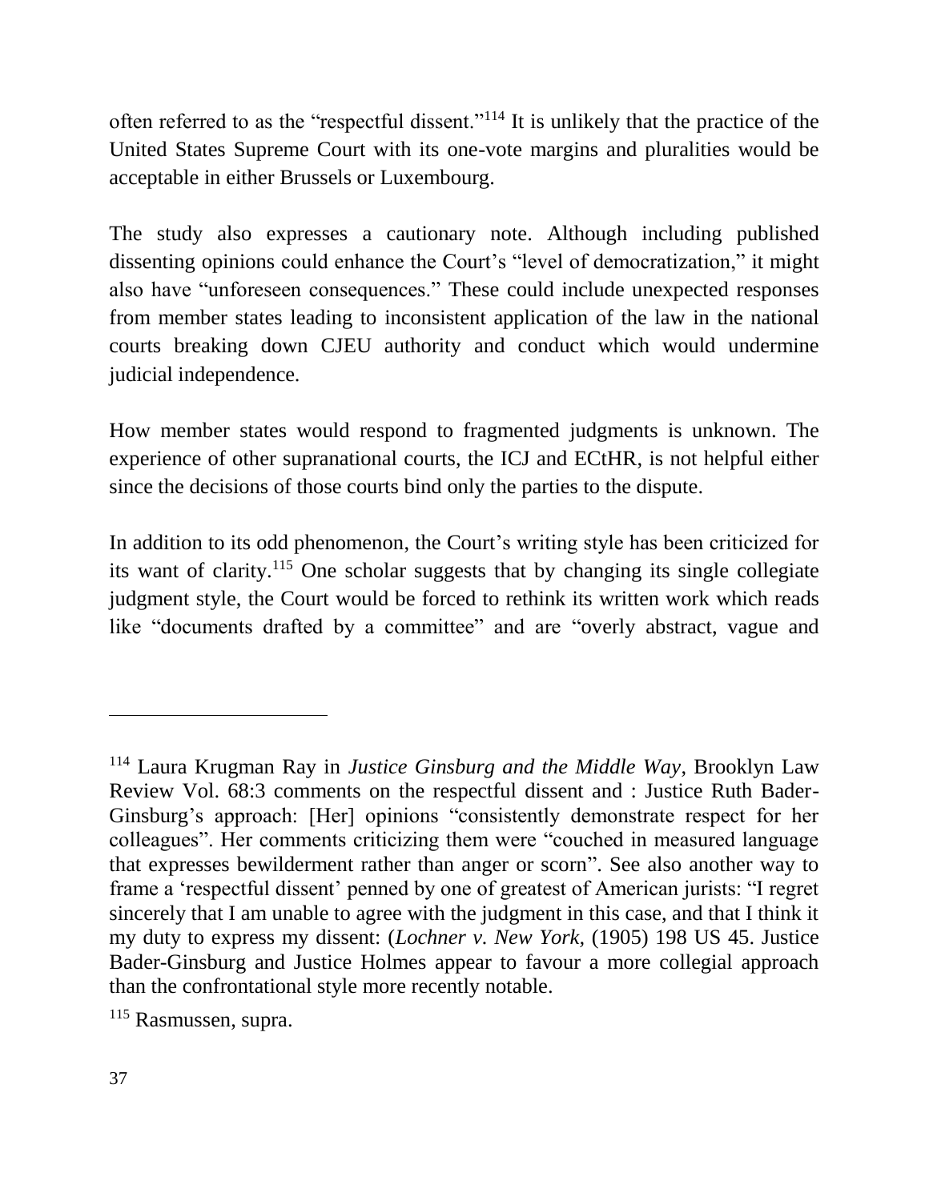often referred to as the "respectful dissent."[114] It is unlikely that the practice of the United States Supreme Court with its one-vote margins and pluralities would be acceptable in either Brussels or Luxembourg.

The study also expresses a cautionary note. Although including published dissenting opinions could enhance the Court's "level of democratization," it might also have "unforeseen consequences." These could include unexpected responses from member states leading to inconsistent application of the law in the national courts breaking down CJEU authority and conduct which would undermine judicial independence.

How member states would respond to fragmented judgments is unknown. The experience of other supranational courts, the ICJ and ECtHR, is not helpful either since the decisions of those courts bind only the parties to the dispute.

In addition to its odd phenomenon, the Court's writing style has been criticized for its want of clarity.[115] One scholar suggests that by changing its single collegiate judgment style, the Court would be forced to rethink its written work which reads like "documents drafted by a committee" and are "overly abstract, vague and

---

[114] Laura Krugman Ray in *Justice Ginsburg and the Middle Way*, Brooklyn Law Review Vol. 68:3 comments on the respectful dissent and : Justice Ruth Bader-Ginsburg's approach: [Her] opinions "consistently demonstrate respect for her colleagues". Her comments criticizing them were "couched in measured language that expresses bewilderment rather than anger or scorn". See also another way to frame a 'respectful dissent' penned by one of greatest of American jurists: "I regret sincerely that I am unable to agree with the judgment in this case, and that I think it my duty to express my dissent: (*Lochner v. New York,* (1905) 198 US 45. Justice Bader-Ginsburg and Justice Holmes appear to favour a more collegial approach than the confrontational style more recently notable.

[115] Rasmussen, supra.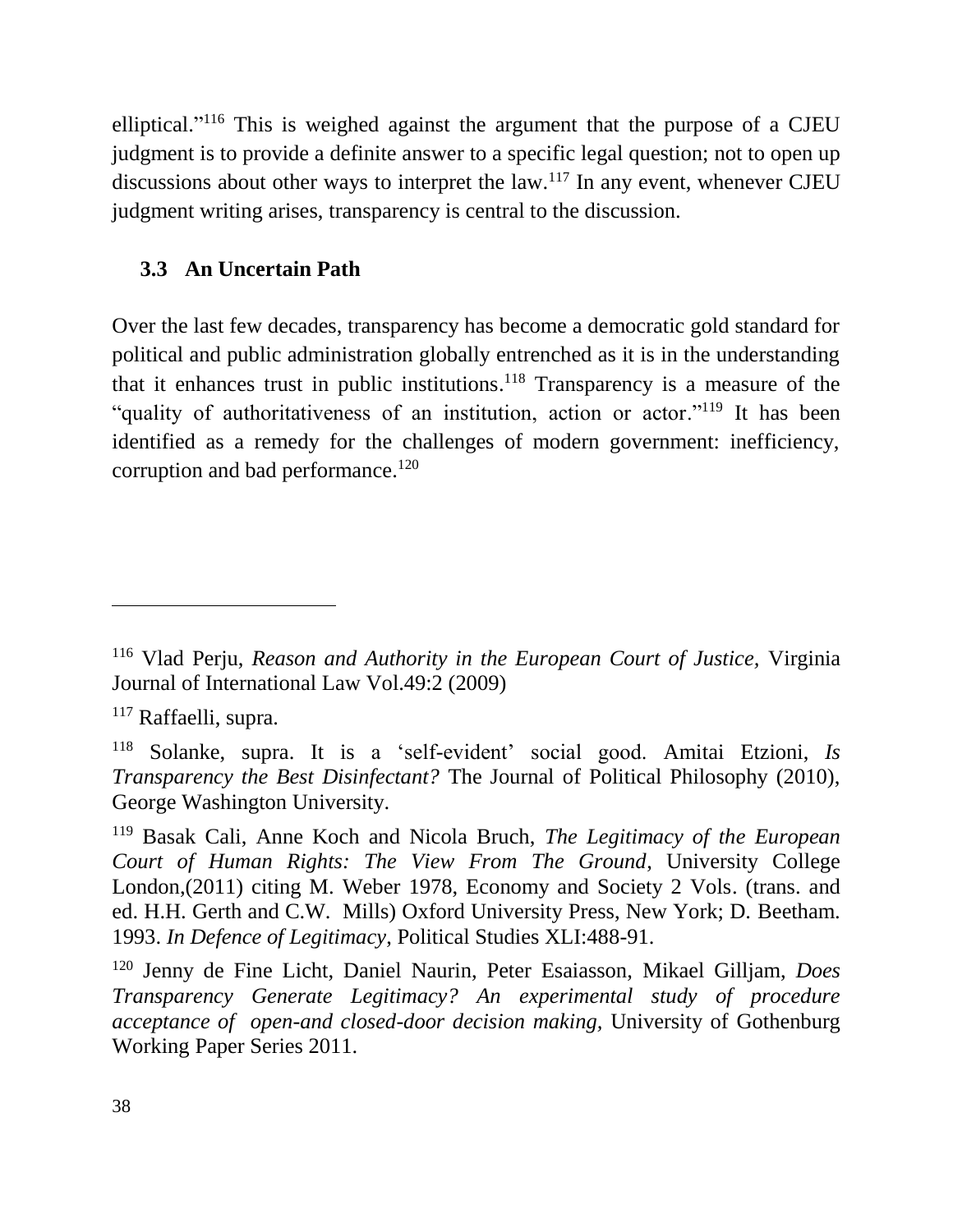elliptical."[116] This is weighed against the argument that the purpose of a CJEU judgment is to provide a definite answer to a specific legal question; not to open up discussions about other ways to interpret the law.[117] In any event, whenever CJEU judgment writing arises, transparency is central to the discussion.

### 3.3 An Uncertain Path

Over the last few decades, transparency has become a democratic gold standard for political and public administration globally entrenched as it is in the understanding that it enhances trust in public institutions.[118] Transparency is a measure of the "quality of authoritativeness of an institution, action or actor."[119] It has been identified as a remedy for the challenges of modern government: inefficiency, corruption and bad performance.[120]

---

[116] Vlad Perju, *Reason and Authority in the European Court of Justice*, Virginia Journal of International Law Vol.49:2 (2009)

[117] Raffaelli, supra.

[118] Solanke, supra. It is a 'self-evident' social good. Amitai Etzioni, *Is Transparency the Best Disinfectant?* The Journal of Political Philosophy (2010), George Washington University.

[119] Basak Cali, Anne Koch and Nicola Bruch, *The Legitimacy of the European Court of Human Rights: The View From The Ground*, University College London,(2011) citing M. Weber 1978, Economy and Society 2 Vols. (trans. and ed. H.H. Gerth and C.W. Mills) Oxford University Press, New York; D. Beetham. 1993. *In Defence of Legitimacy*, Political Studies XLI:488-91.

[120] Jenny de Fine Licht, Daniel Naurin, Peter Esaiasson, Mikael Gilljam, *Does Transparency Generate Legitimacy? An experimental study of procedure acceptance of open-and closed-door decision making,* University of Gothenburg Working Paper Series 2011.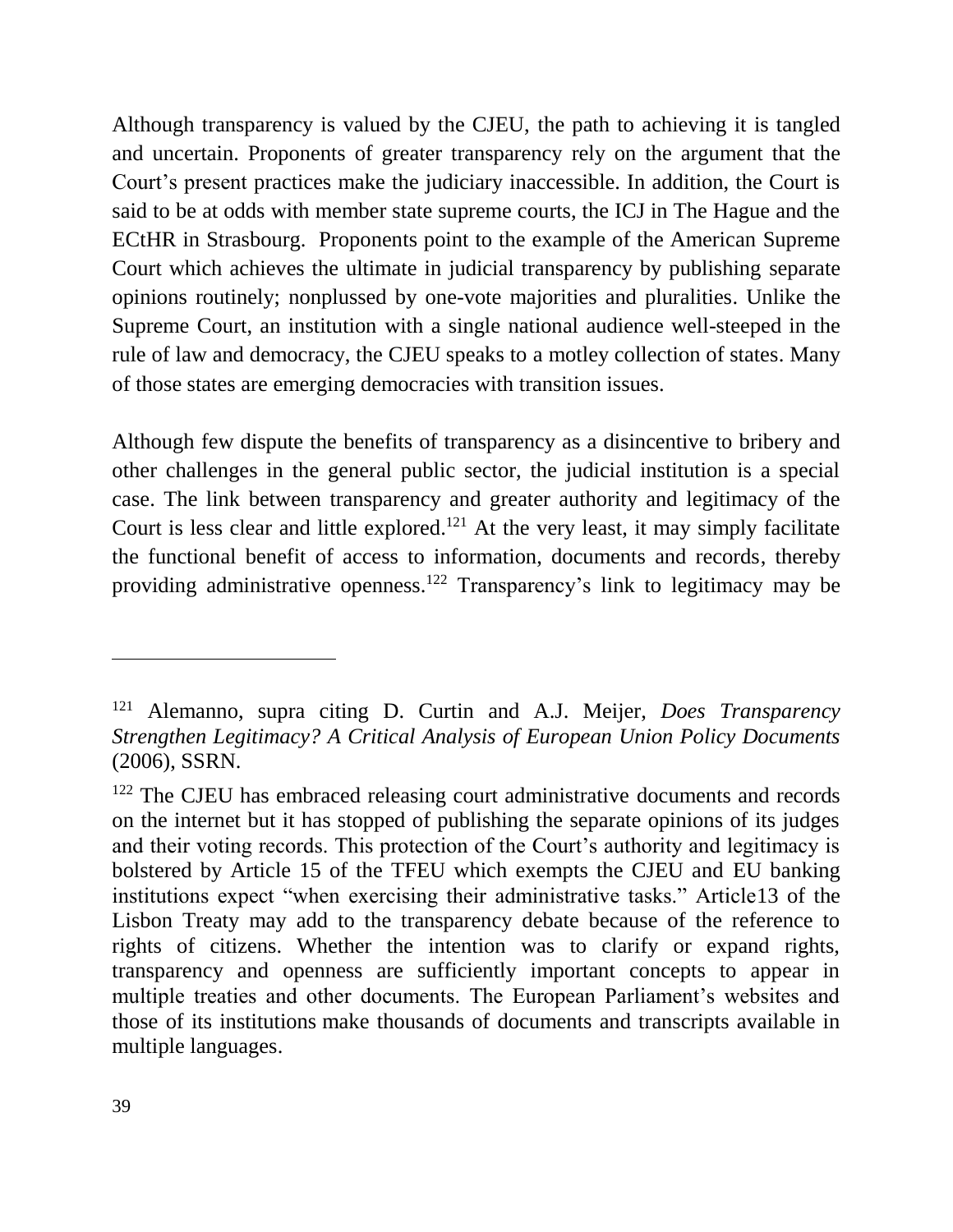Although transparency is valued by the CJEU, the path to achieving it is tangled and uncertain. Proponents of greater transparency rely on the argument that the Court's present practices make the judiciary inaccessible. In addition, the Court is said to be at odds with member state supreme courts, the ICJ in The Hague and the ECtHR in Strasbourg. Proponents point to the example of the American Supreme Court which achieves the ultimate in judicial transparency by publishing separate opinions routinely; nonplussed by one-vote majorities and pluralities. Unlike the Supreme Court, an institution with a single national audience well-steeped in the rule of law and democracy, the CJEU speaks to a motley collection of states. Many of those states are emerging democracies with transition issues.

Although few dispute the benefits of transparency as a disincentive to bribery and other challenges in the general public sector, the judicial institution is a special case. The link between transparency and greater authority and legitimacy of the Court is less clear and little explored.[121] At the very least, it may simply facilitate the functional benefit of access to information, documents and records, thereby providing administrative openness.[122] Transparency's link to legitimacy may be

---

[121] Alemanno, supra citing D. Curtin and A.J. Meijer, *Does Transparency Strengthen Legitimacy? A Critical Analysis of European Union Policy Documents* (2006), SSRN.

[122] The CJEU has embraced releasing court administrative documents and records on the internet but it has stopped of publishing the separate opinions of its judges and their voting records. This protection of the Court's authority and legitimacy is bolstered by Article 15 of the TFEU which exempts the CJEU and EU banking institutions expect "when exercising their administrative tasks." Article13 of the Lisbon Treaty may add to the transparency debate because of the reference to rights of citizens. Whether the intention was to clarify or expand rights, transparency and openness are sufficiently important concepts to appear in multiple treaties and other documents. The European Parliament's websites and those of its institutions make thousands of documents and transcripts available in multiple languages.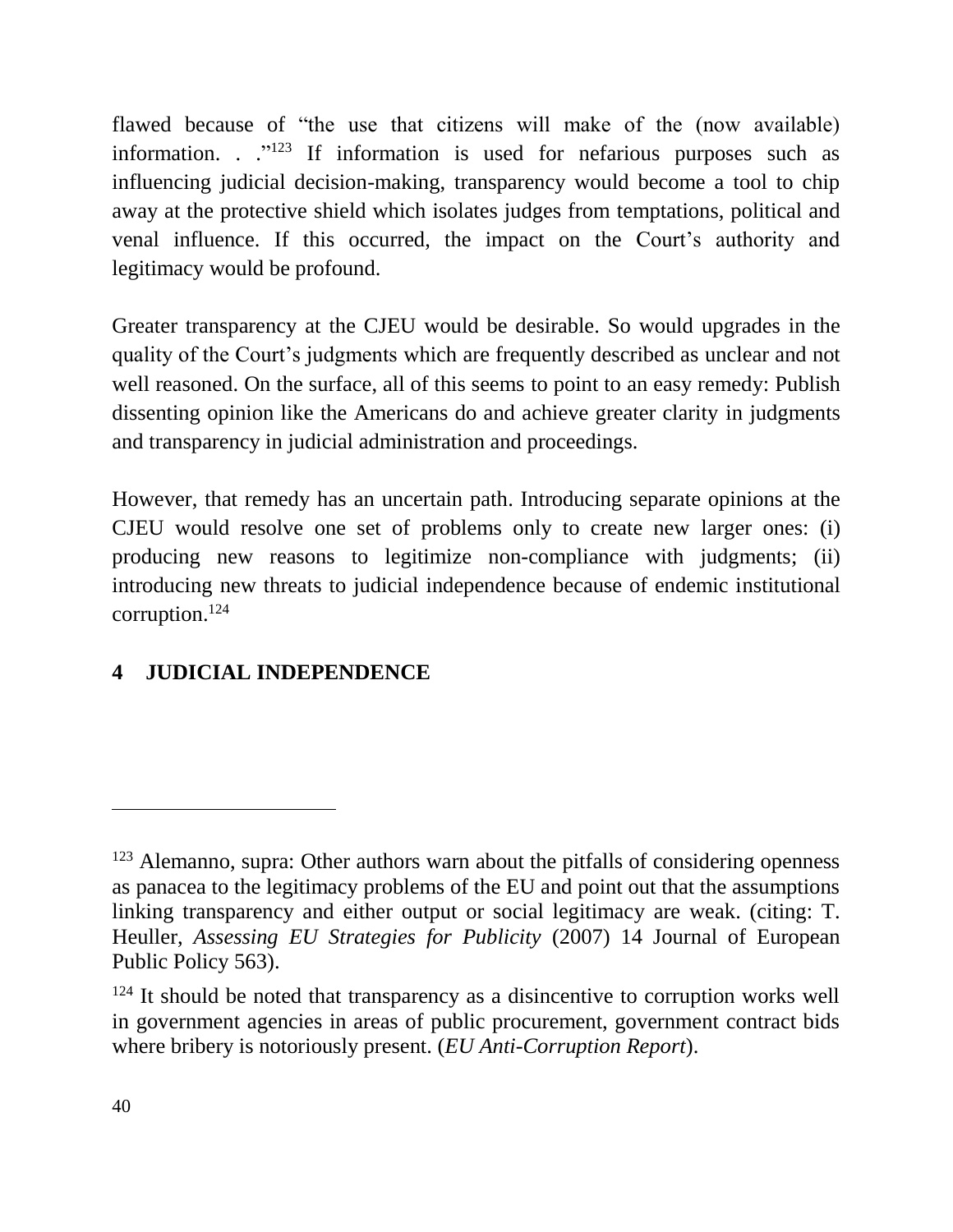flawed because of "the use that citizens will make of the (now available) information. . ."[123] If information is used for nefarious purposes such as influencing judicial decision-making, transparency would become a tool to chip away at the protective shield which isolates judges from temptations, political and venal influence. If this occurred, the impact on the Court's authority and legitimacy would be profound.

Greater transparency at the CJEU would be desirable. So would upgrades in the quality of the Court's judgments which are frequently described as unclear and not well reasoned. On the surface, all of this seems to point to an easy remedy: Publish dissenting opinion like the Americans do and achieve greater clarity in judgments and transparency in judicial administration and proceedings.

However, that remedy has an uncertain path. Introducing separate opinions at the CJEU would resolve one set of problems only to create new larger ones: (i) producing new reasons to legitimize non-compliance with judgments; (ii) introducing new threats to judicial independence because of endemic institutional corruption.[124]

## 4 JUDICIAL INDEPENDENCE

---

[123] Alemanno, supra: Other authors warn about the pitfalls of considering openness as panacea to the legitimacy problems of the EU and point out that the assumptions linking transparency and either output or social legitimacy are weak. (citing: T. Heuller, *Assessing EU Strategies for Publicity* (2007) 14 Journal of European Public Policy 563).

[124] It should be noted that transparency as a disincentive to corruption works well in government agencies in areas of public procurement, government contract bids where bribery is notoriously present. (*EU Anti-Corruption Report*).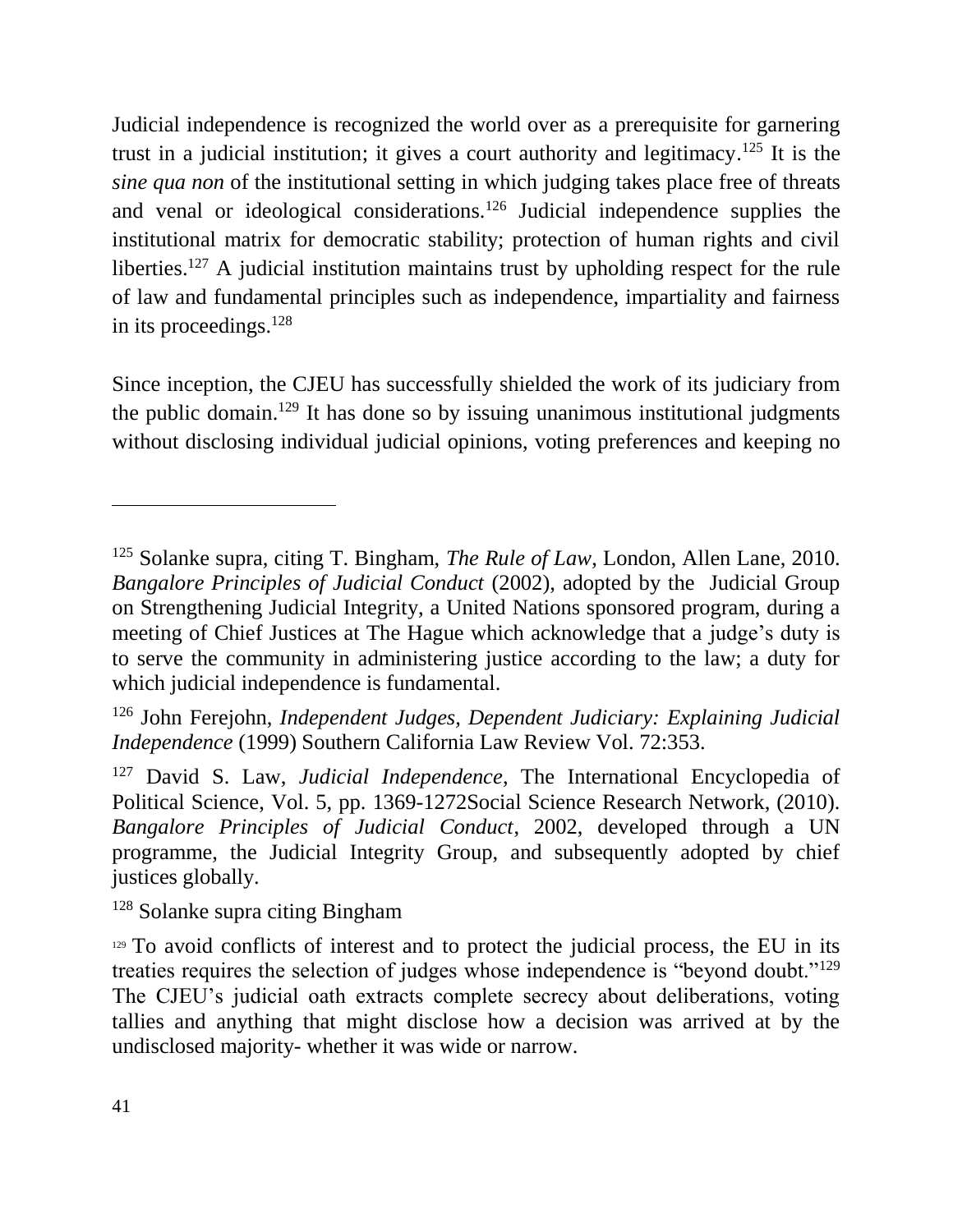Judicial independence is recognized the world over as a prerequisite for garnering trust in a judicial institution; it gives a court authority and legitimacy.[125] It is the *sine qua non* of the institutional setting in which judging takes place free of threats and venal or ideological considerations.[126] Judicial independence supplies the institutional matrix for democratic stability; protection of human rights and civil liberties.[127] A judicial institution maintains trust by upholding respect for the rule of law and fundamental principles such as independence, impartiality and fairness in its proceedings.[128]

Since inception, the CJEU has successfully shielded the work of its judiciary from the public domain.[129] It has done so by issuing unanimous institutional judgments without disclosing individual judicial opinions, voting preferences and keeping no

---

[125] Solanke supra, citing T. Bingham, *The Rule of Law*, London, Allen Lane, 2010. *Bangalore Principles of Judicial Conduct* (2002), adopted by the Judicial Group on Strengthening Judicial Integrity, a United Nations sponsored program, during a meeting of Chief Justices at The Hague which acknowledge that a judge's duty is to serve the community in administering justice according to the law; a duty for which judicial independence is fundamental.

[126] John Ferejohn, *Independent Judges, Dependent Judiciary: Explaining Judicial Independence* (1999) Southern California Law Review Vol. 72:353.

[127] David S. Law, *Judicial Independence*, The International Encyclopedia of Political Science, Vol. 5, pp. 1369-1272Social Science Research Network, (2010). *Bangalore Principles of Judicial Conduct*, 2002, developed through a UN programme, the Judicial Integrity Group, and subsequently adopted by chief justices globally.

[128] Solanke supra citing Bingham

[129] To avoid conflicts of interest and to protect the judicial process, the EU in its treaties requires the selection of judges whose independence is "beyond doubt."[129] The CJEU's judicial oath extracts complete secrecy about deliberations, voting tallies and anything that might disclose how a decision was arrived at by the undisclosed majority- whether it was wide or narrow.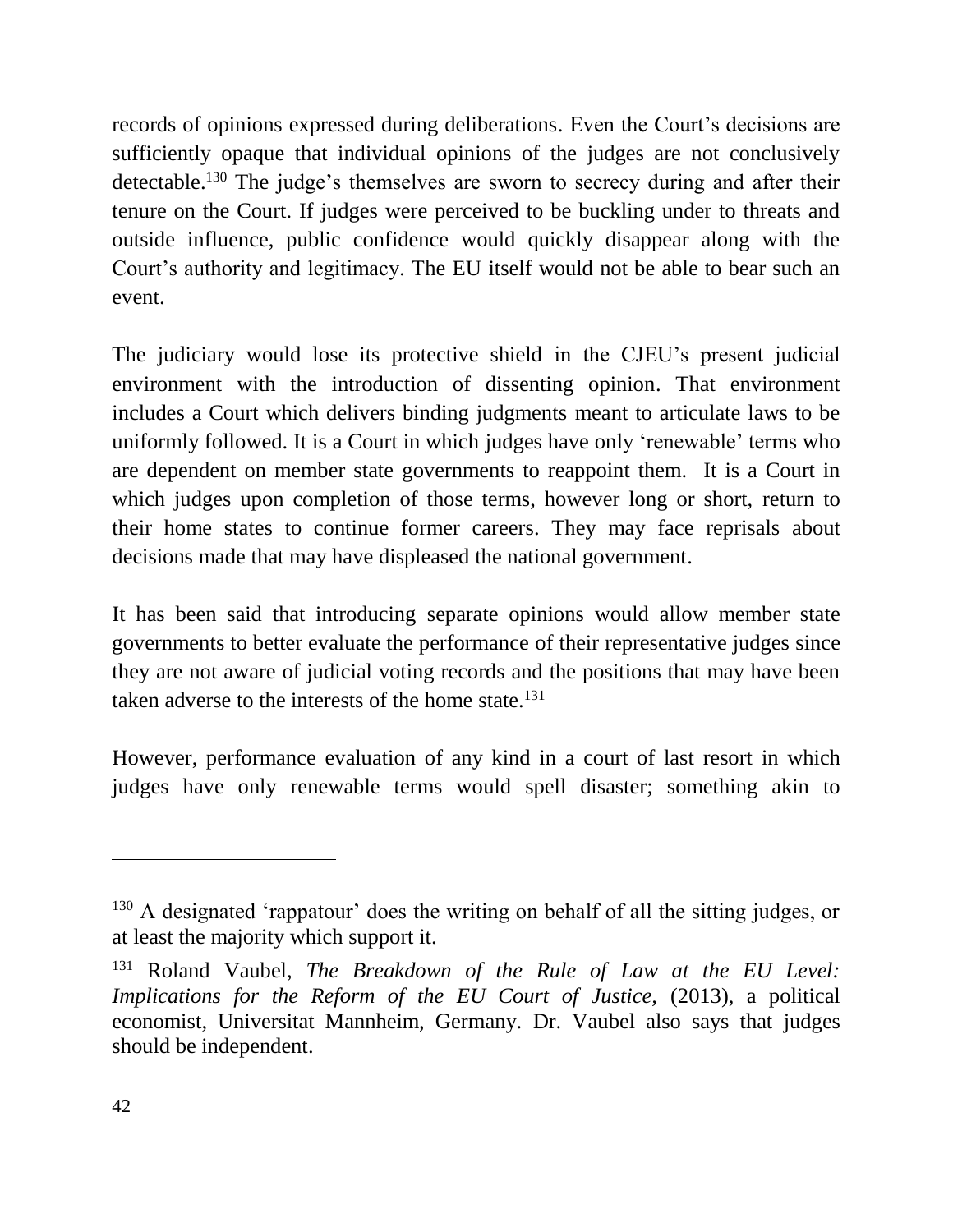records of opinions expressed during deliberations. Even the Court's decisions are sufficiently opaque that individual opinions of the judges are not conclusively detectable.[130] The judge's themselves are sworn to secrecy during and after their tenure on the Court. If judges were perceived to be buckling under to threats and outside influence, public confidence would quickly disappear along with the Court's authority and legitimacy. The EU itself would not be able to bear such an event.

The judiciary would lose its protective shield in the CJEU's present judicial environment with the introduction of dissenting opinion. That environment includes a Court which delivers binding judgments meant to articulate laws to be uniformly followed. It is a Court in which judges have only 'renewable' terms who are dependent on member state governments to reappoint them. It is a Court in which judges upon completion of those terms, however long or short, return to their home states to continue former careers. They may face reprisals about decisions made that may have displeased the national government.

It has been said that introducing separate opinions would allow member state governments to better evaluate the performance of their representative judges since they are not aware of judicial voting records and the positions that may have been taken adverse to the interests of the home state.[131]

However, performance evaluation of any kind in a court of last resort in which judges have only renewable terms would spell disaster; something akin to

---

[130] A designated 'rappatour' does the writing on behalf of all the sitting judges, or at least the majority which support it.

[131] Roland Vaubel, *The Breakdown of the Rule of Law at the EU Level: Implications for the Reform of the EU Court of Justice,* (2013), a political economist, Universitat Mannheim, Germany. Dr. Vaubel also says that judges should be independent.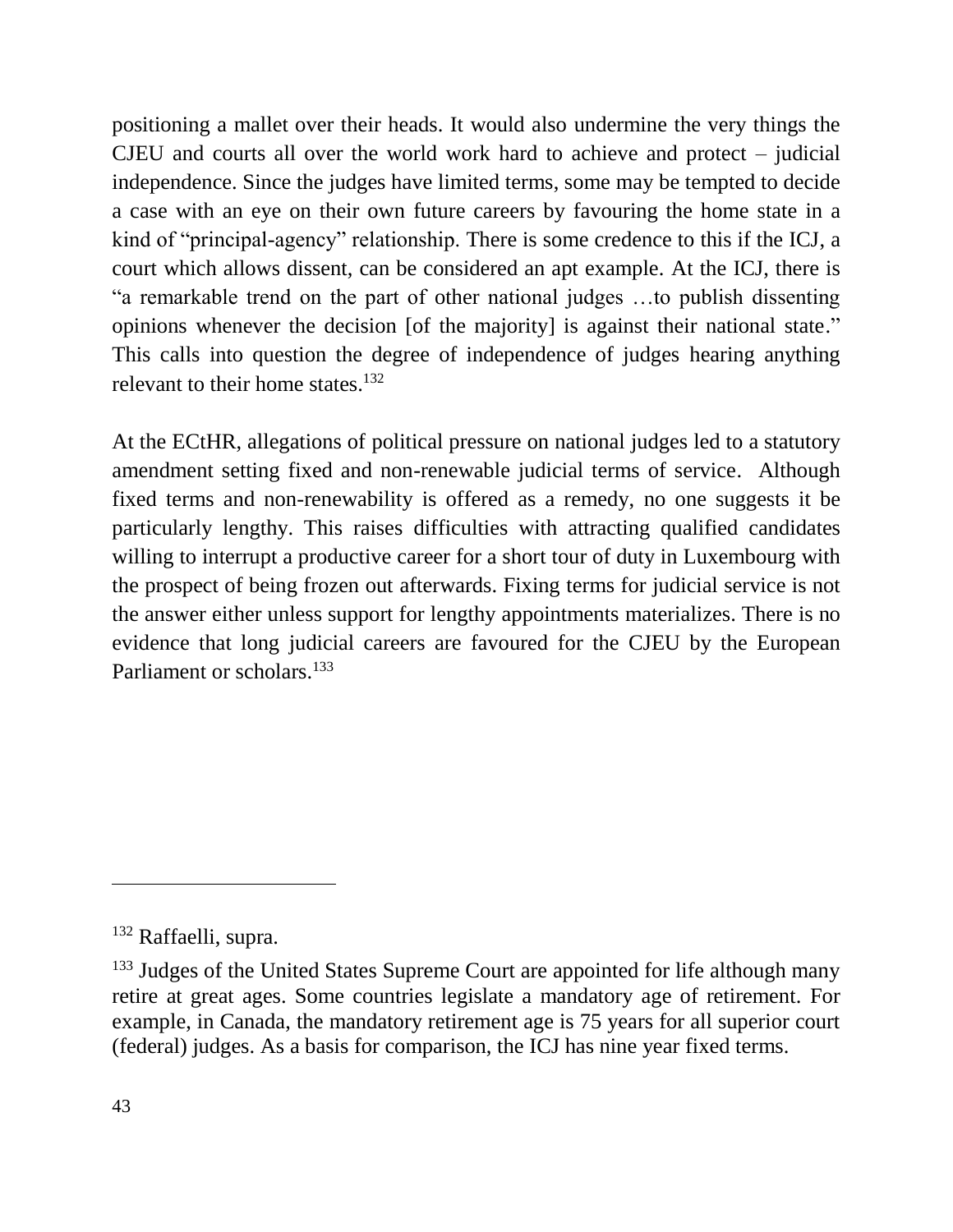positioning a mallet over their heads. It would also undermine the very things the CJEU and courts all over the world work hard to achieve and protect – judicial independence. Since the judges have limited terms, some may be tempted to decide a case with an eye on their own future careers by favouring the home state in a kind of "principal-agency" relationship. There is some credence to this if the ICJ, a court which allows dissent, can be considered an apt example. At the ICJ, there is "a remarkable trend on the part of other national judges …to publish dissenting opinions whenever the decision [of the majority] is against their national state." This calls into question the degree of independence of judges hearing anything relevant to their home states.[132]

At the ECtHR, allegations of political pressure on national judges led to a statutory amendment setting fixed and non-renewable judicial terms of service. Although fixed terms and non-renewability is offered as a remedy, no one suggests it be particularly lengthy. This raises difficulties with attracting qualified candidates willing to interrupt a productive career for a short tour of duty in Luxembourg with the prospect of being frozen out afterwards. Fixing terms for judicial service is not the answer either unless support for lengthy appointments materializes. There is no evidence that long judicial careers are favoured for the CJEU by the European Parliament or scholars.[133]

---

[132] Raffaelli, supra.

[133] Judges of the United States Supreme Court are appointed for life although many retire at great ages. Some countries legislate a mandatory age of retirement. For example, in Canada, the mandatory retirement age is 75 years for all superior court (federal) judges. As a basis for comparison, the ICJ has nine year fixed terms.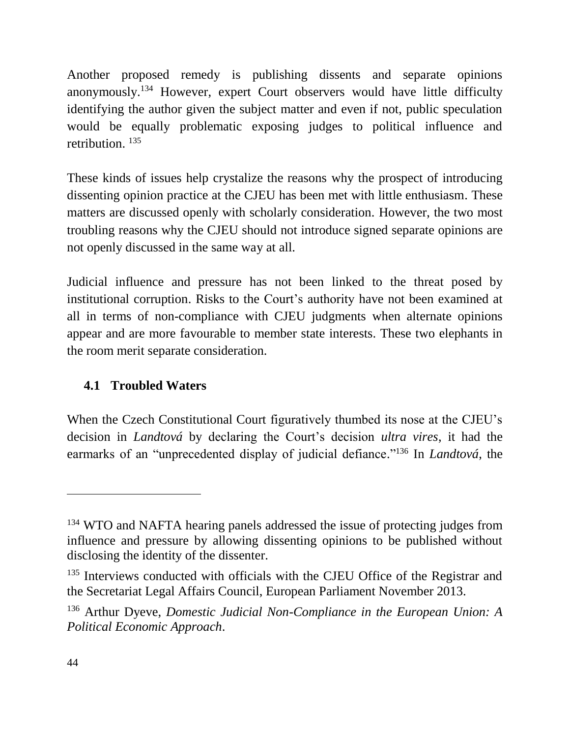Another proposed remedy is publishing dissents and separate opinions anonymously.[134] However, expert Court observers would have little difficulty identifying the author given the subject matter and even if not, public speculation would be equally problematic exposing judges to political influence and retribution.[135]

These kinds of issues help crystalize the reasons why the prospect of introducing dissenting opinion practice at the CJEU has been met with little enthusiasm. These matters are discussed openly with scholarly consideration. However, the two most troubling reasons why the CJEU should not introduce signed separate opinions are not openly discussed in the same way at all.

Judicial influence and pressure has not been linked to the threat posed by institutional corruption. Risks to the Court's authority have not been examined at all in terms of non-compliance with CJEU judgments when alternate opinions appear and are more favourable to member state interests. These two elephants in the room merit separate consideration.

### 4.1 Troubled Waters

When the Czech Constitutional Court figuratively thumbed its nose at the CJEU's decision in *Landtová* by declaring the Court's decision *ultra vires*, it had the earmarks of an "unprecedented display of judicial defiance."[136] In *Landtová*, the

---

[134] WTO and NAFTA hearing panels addressed the issue of protecting judges from influence and pressure by allowing dissenting opinions to be published without disclosing the identity of the dissenter.

[135] Interviews conducted with officials with the CJEU Office of the Registrar and the Secretariat Legal Affairs Council, European Parliament November 2013.

[136] Arthur Dyeve, *Domestic Judicial Non-Compliance in the European Union: A Political Economic Approach*.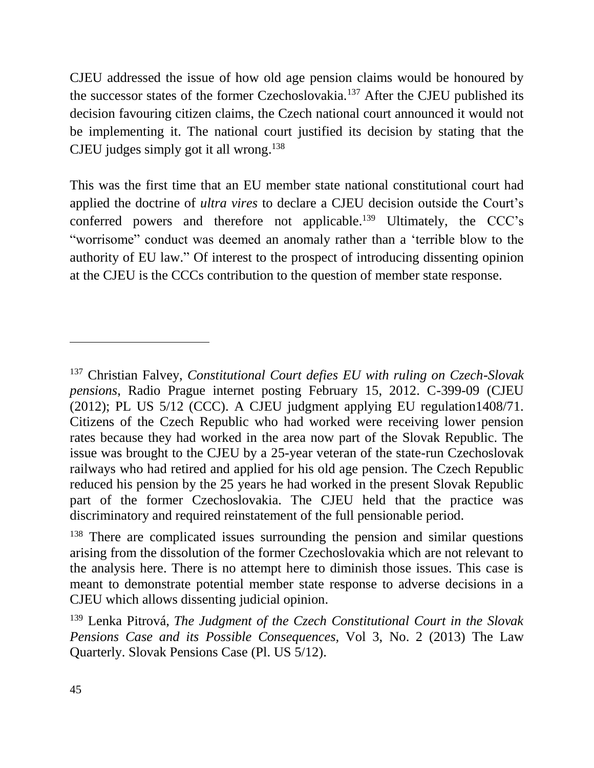CJEU addressed the issue of how old age pension claims would be honoured by the successor states of the former Czechoslovakia.[137] After the CJEU published its decision favouring citizen claims, the Czech national court announced it would not be implementing it. The national court justified its decision by stating that the CJEU judges simply got it all wrong.[138]

This was the first time that an EU member state national constitutional court had applied the doctrine of *ultra vires* to declare a CJEU decision outside the Court's conferred powers and therefore not applicable.[139] Ultimately, the CCC's "worrisome" conduct was deemed an anomaly rather than a 'terrible blow to the authority of EU law." Of interest to the prospect of introducing dissenting opinion at the CJEU is the CCCs contribution to the question of member state response.

---

[137] Christian Falvey, *Constitutional Court defies EU with ruling on Czech-Slovak pensions*, Radio Prague internet posting February 15, 2012. C-399-09 (CJEU (2012); PL US 5/12 (CCC). A CJEU judgment applying EU regulation1408/71. Citizens of the Czech Republic who had worked were receiving lower pension rates because they had worked in the area now part of the Slovak Republic. The issue was brought to the CJEU by a 25-year veteran of the state-run Czechoslovak railways who had retired and applied for his old age pension. The Czech Republic reduced his pension by the 25 years he had worked in the present Slovak Republic part of the former Czechoslovakia. The CJEU held that the practice was discriminatory and required reinstatement of the full pensionable period.

[138] There are complicated issues surrounding the pension and similar questions arising from the dissolution of the former Czechoslovakia which are not relevant to the analysis here. There is no attempt here to diminish those issues. This case is meant to demonstrate potential member state response to adverse decisions in a CJEU which allows dissenting judicial opinion.

[139] Lenka Pitrová, *The Judgment of the Czech Constitutional Court in the Slovak Pensions Case and its Possible Consequences,* Vol 3, No. 2 (2013) The Law Quarterly. Slovak Pensions Case (Pl. US 5/12).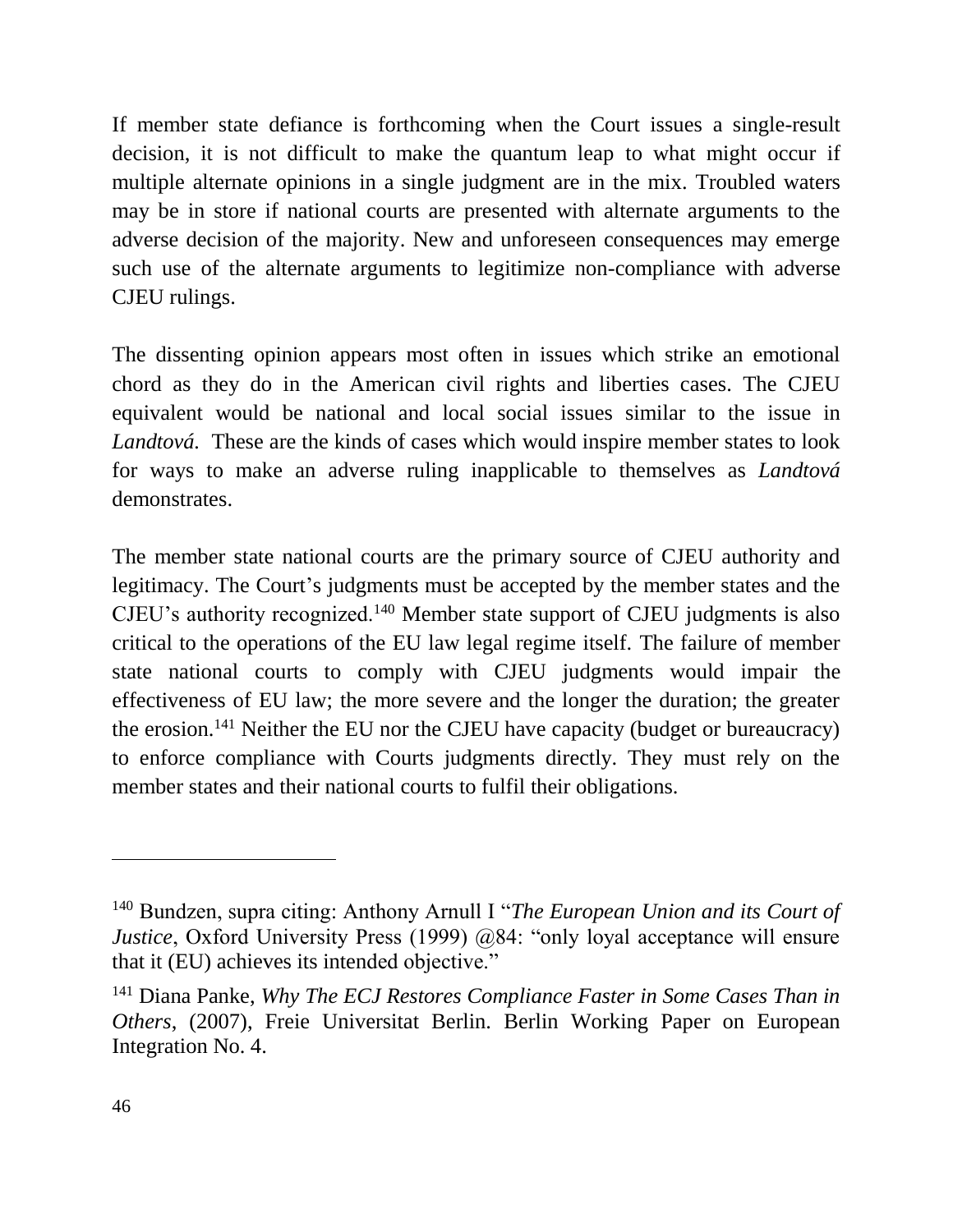If member state defiance is forthcoming when the Court issues a single-result decision, it is not difficult to make the quantum leap to what might occur if multiple alternate opinions in a single judgment are in the mix. Troubled waters may be in store if national courts are presented with alternate arguments to the adverse decision of the majority. New and unforeseen consequences may emerge such use of the alternate arguments to legitimize non-compliance with adverse CJEU rulings.

The dissenting opinion appears most often in issues which strike an emotional chord as they do in the American civil rights and liberties cases. The CJEU equivalent would be national and local social issues similar to the issue in *Landtová.* These are the kinds of cases which would inspire member states to look for ways to make an adverse ruling inapplicable to themselves as *Landtová* demonstrates.

The member state national courts are the primary source of CJEU authority and legitimacy. The Court's judgments must be accepted by the member states and the CJEU's authority recognized.[140] Member state support of CJEU judgments is also critical to the operations of the EU law legal regime itself. The failure of member state national courts to comply with CJEU judgments would impair the effectiveness of EU law; the more severe and the longer the duration; the greater the erosion.[141] Neither the EU nor the CJEU have capacity (budget or bureaucracy) to enforce compliance with Courts judgments directly. They must rely on the member states and their national courts to fulfil their obligations.

---

[140] Bundzen, supra citing: Anthony Arnull I "*The European Union and its Court of Justice*, Oxford University Press (1999) @84: "only loyal acceptance will ensure that it (EU) achieves its intended objective."

[141] Diana Panke, *Why The ECJ Restores Compliance Faster in Some Cases Than in Others*, (2007), Freie Universitat Berlin. Berlin Working Paper on European Integration No. 4.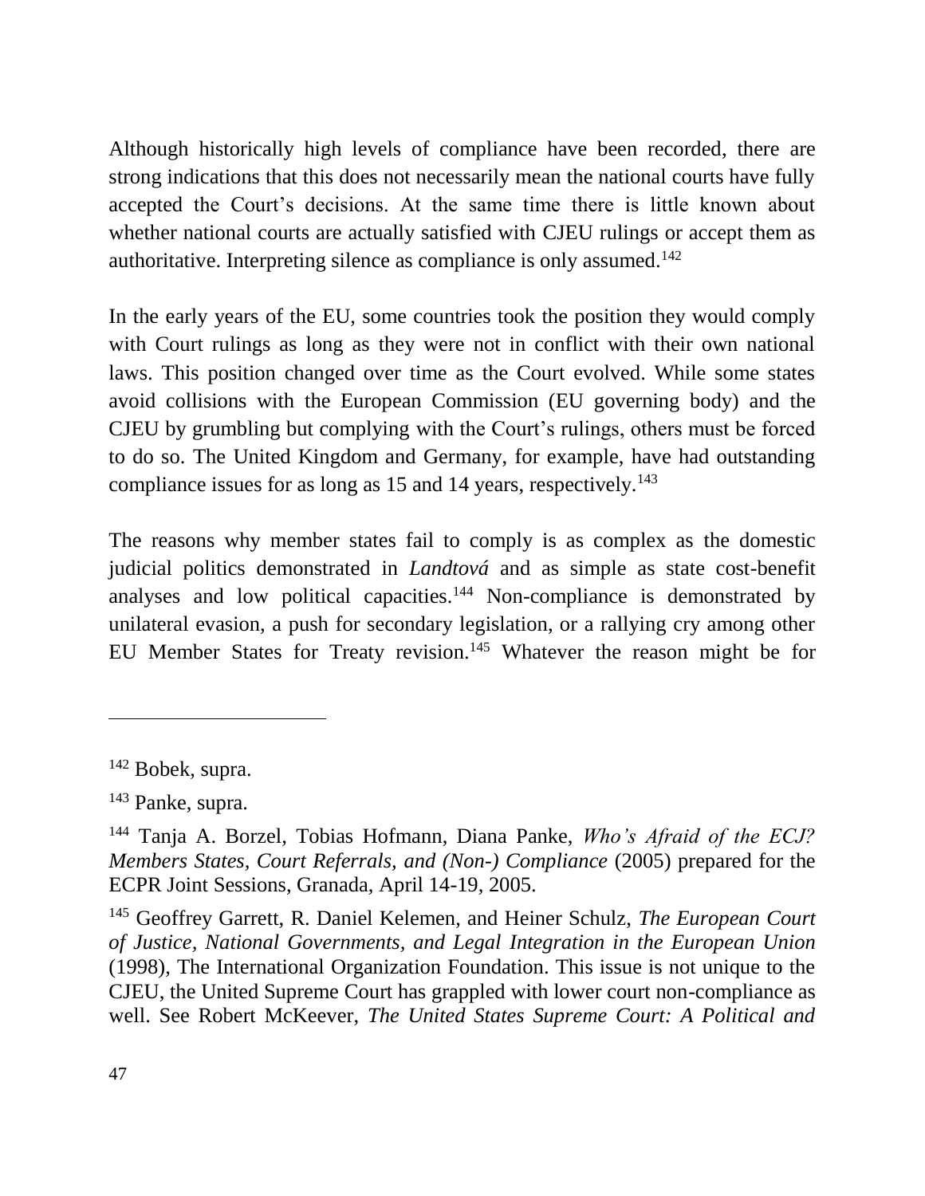Although historically high levels of compliance have been recorded, there are strong indications that this does not necessarily mean the national courts have fully accepted the Court's decisions. At the same time there is little known about whether national courts are actually satisfied with CJEU rulings or accept them as authoritative. Interpreting silence as compliance is only assumed.[142]

In the early years of the EU, some countries took the position they would comply with Court rulings as long as they were not in conflict with their own national laws. This position changed over time as the Court evolved. While some states avoid collisions with the European Commission (EU governing body) and the CJEU by grumbling but complying with the Court's rulings, others must be forced to do so. The United Kingdom and Germany, for example, have had outstanding compliance issues for as long as 15 and 14 years, respectively.[143]

The reasons why member states fail to comply is as complex as the domestic judicial politics demonstrated in *Landtová* and as simple as state cost-benefit analyses and low political capacities.[144] Non-compliance is demonstrated by unilateral evasion, a push for secondary legislation, or a rallying cry among other EU Member States for Treaty revision.[145] Whatever the reason might be for

---

[142] Bobek, supra.

[143] Panke, supra.

[144] Tanja A. Borzel, Tobias Hofmann, Diana Panke, *Who's Afraid of the ECJ? Members States, Court Referrals, and (Non-) Compliance* (2005) prepared for the ECPR Joint Sessions, Granada, April 14-19, 2005.

[145] Geoffrey Garrett, R. Daniel Kelemen, and Heiner Schulz, *The European Court of Justice, National Governments, and Legal Integration in the European Union* (1998), The International Organization Foundation. This issue is not unique to the CJEU, the United Supreme Court has grappled with lower court non-compliance as well. See Robert McKeever, *The United States Supreme Court: A Political and*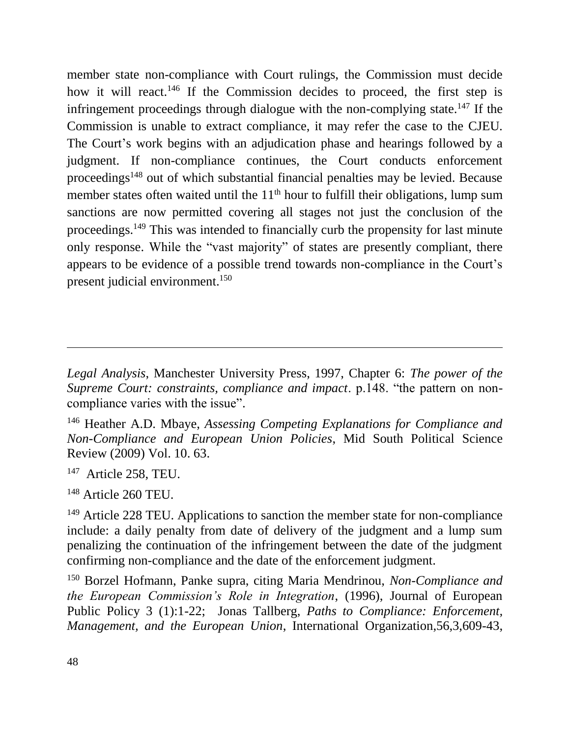member state non-compliance with Court rulings, the Commission must decide how it will react.[146] If the Commission decides to proceed, the first step is infringement proceedings through dialogue with the non-complying state.[147] If the Commission is unable to extract compliance, it may refer the case to the CJEU. The Court's work begins with an adjudication phase and hearings followed by a judgment. If non-compliance continues, the Court conducts enforcement proceedings[148] out of which substantial financial penalties may be levied. Because member states often waited until the 11th hour to fulfill their obligations, lump sum sanctions are now permitted covering all stages not just the conclusion of the proceedings.[149] This was intended to financially curb the propensity for last minute only response. While the "vast majority" of states are presently compliant, there appears to be evidence of a possible trend towards non-compliance in the Court's present judicial environment.[150]

---

*Legal Analysis*, Manchester University Press, 1997, Chapter 6: *The power of the Supreme Court: constraints, compliance and impact*. p.148. "the pattern on non-compliance varies with the issue".

[146] Heather A.D. Mbaye, *Assessing Competing Explanations for Compliance and Non-Compliance and European Union Policies*, Mid South Political Science Review (2009) Vol. 10. 63.

[147] Article 258, TEU.

[148] Article 260 TEU.

[149] Article 228 TEU. Applications to sanction the member state for non-compliance include: a daily penalty from date of delivery of the judgment and a lump sum penalizing the continuation of the infringement between the date of the judgment confirming non-compliance and the date of the enforcement judgment.

[150] Borzel Hofmann, Panke supra, citing Maria Mendrinou, *Non-Compliance and the European Commission's Role in Integration*, (1996), Journal of European Public Policy 3 (1):1-22; Jonas Tallberg, *Paths to Compliance: Enforcement, Management, and the European Union*, International Organization,56,3,609-43,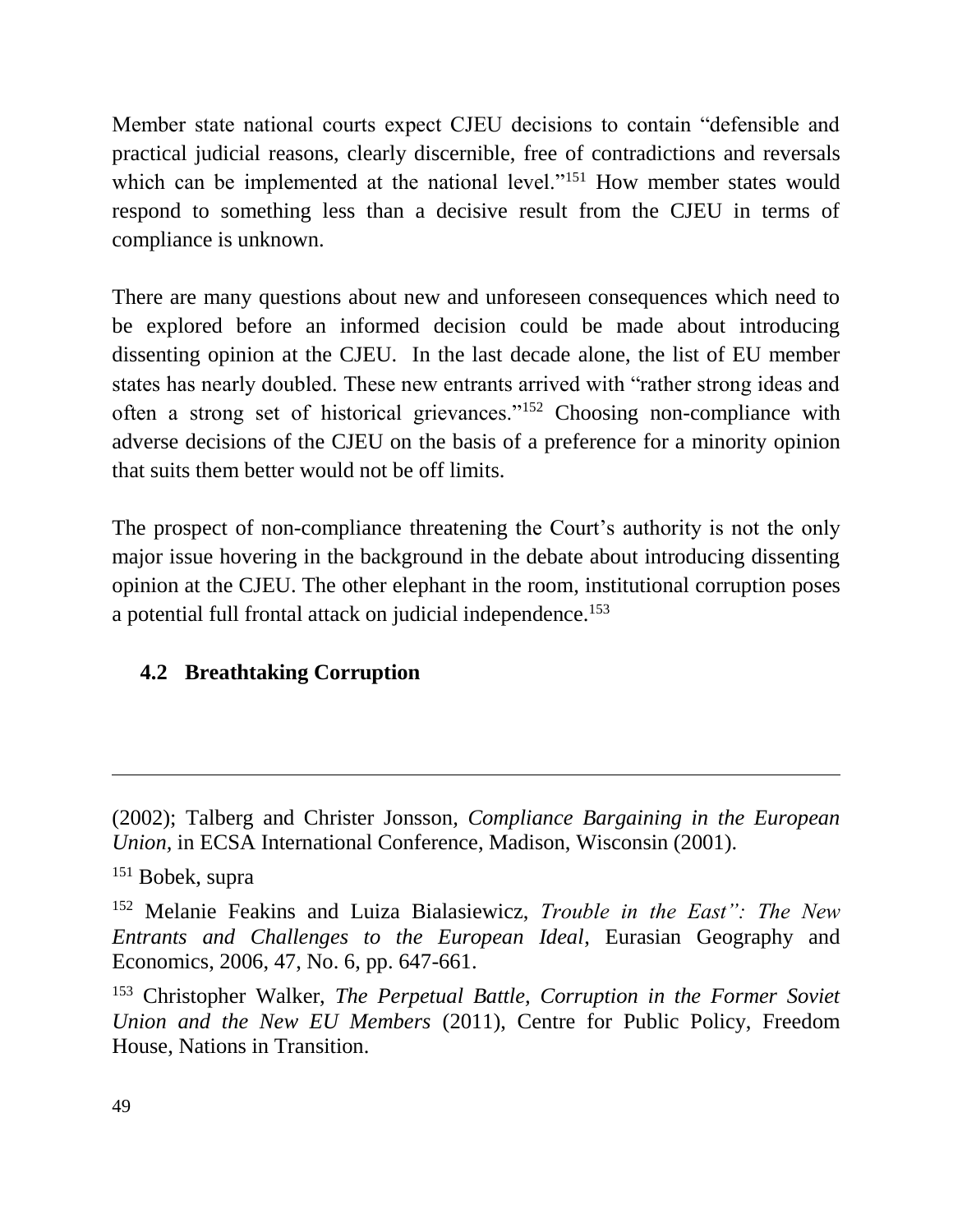Member state national courts expect CJEU decisions to contain "defensible and practical judicial reasons, clearly discernible, free of contradictions and reversals which can be implemented at the national level."[151] How member states would respond to something less than a decisive result from the CJEU in terms of compliance is unknown.

There are many questions about new and unforeseen consequences which need to be explored before an informed decision could be made about introducing dissenting opinion at the CJEU. In the last decade alone, the list of EU member states has nearly doubled. These new entrants arrived with "rather strong ideas and often a strong set of historical grievances."[152] Choosing non-compliance with adverse decisions of the CJEU on the basis of a preference for a minority opinion that suits them better would not be off limits.

The prospect of non-compliance threatening the Court's authority is not the only major issue hovering in the background in the debate about introducing dissenting opinion at the CJEU. The other elephant in the room, institutional corruption poses a potential full frontal attack on judicial independence.[153]

### 4.2 Breathtaking Corruption

---

(2002); Talberg and Christer Jonsson, *Compliance Bargaining in the European Union,* in ECSA International Conference, Madison, Wisconsin (2001).

[151] Bobek, supra

[152] Melanie Feakins and Luiza Bialasiewicz, *Trouble in the East": The New Entrants and Challenges to the European Ideal*, Eurasian Geography and Economics, 2006, 47, No. 6, pp. 647-661.

[153] Christopher Walker, *The Perpetual Battle, Corruption in the Former Soviet Union and the New EU Members* (2011), Centre for Public Policy, Freedom House, Nations in Transition.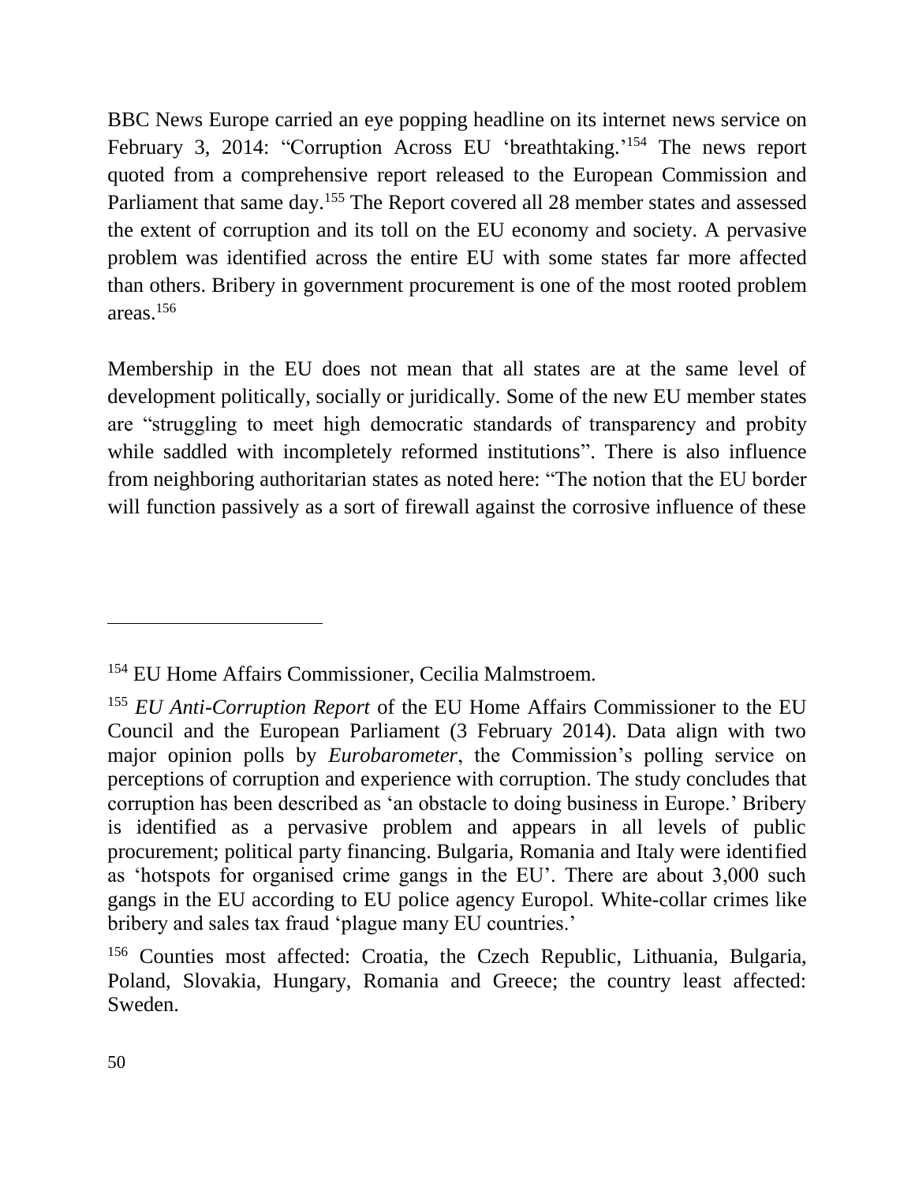BBC News Europe carried an eye popping headline on its internet news service on February 3, 2014: "Corruption Across EU 'breathtaking.'[154] The news report quoted from a comprehensive report released to the European Commission and Parliament that same day.[155] The Report covered all 28 member states and assessed the extent of corruption and its toll on the EU economy and society. A pervasive problem was identified across the entire EU with some states far more affected than others. Bribery in government procurement is one of the most rooted problem areas.[156]

Membership in the EU does not mean that all states are at the same level of development politically, socially or juridically. Some of the new EU member states are "struggling to meet high democratic standards of transparency and probity while saddled with incompletely reformed institutions". There is also influence from neighboring authoritarian states as noted here: "The notion that the EU border will function passively as a sort of firewall against the corrosive influence of these

---

[154] EU Home Affairs Commissioner, Cecilia Malmstroem.

[155] *EU Anti-Corruption Report* of the EU Home Affairs Commissioner to the EU Council and the European Parliament (3 February 2014). Data align with two major opinion polls by *Eurobarometer*, the Commission's polling service on perceptions of corruption and experience with corruption. The study concludes that corruption has been described as 'an obstacle to doing business in Europe.' Bribery is identified as a pervasive problem and appears in all levels of public procurement; political party financing. Bulgaria, Romania and Italy were identified as 'hotspots for organised crime gangs in the EU'. There are about 3,000 such gangs in the EU according to EU police agency Europol. White-collar crimes like bribery and sales tax fraud 'plague many EU countries.'

[156] Counties most affected: Croatia, the Czech Republic, Lithuania, Bulgaria, Poland, Slovakia, Hungary, Romania and Greece; the country least affected: Sweden.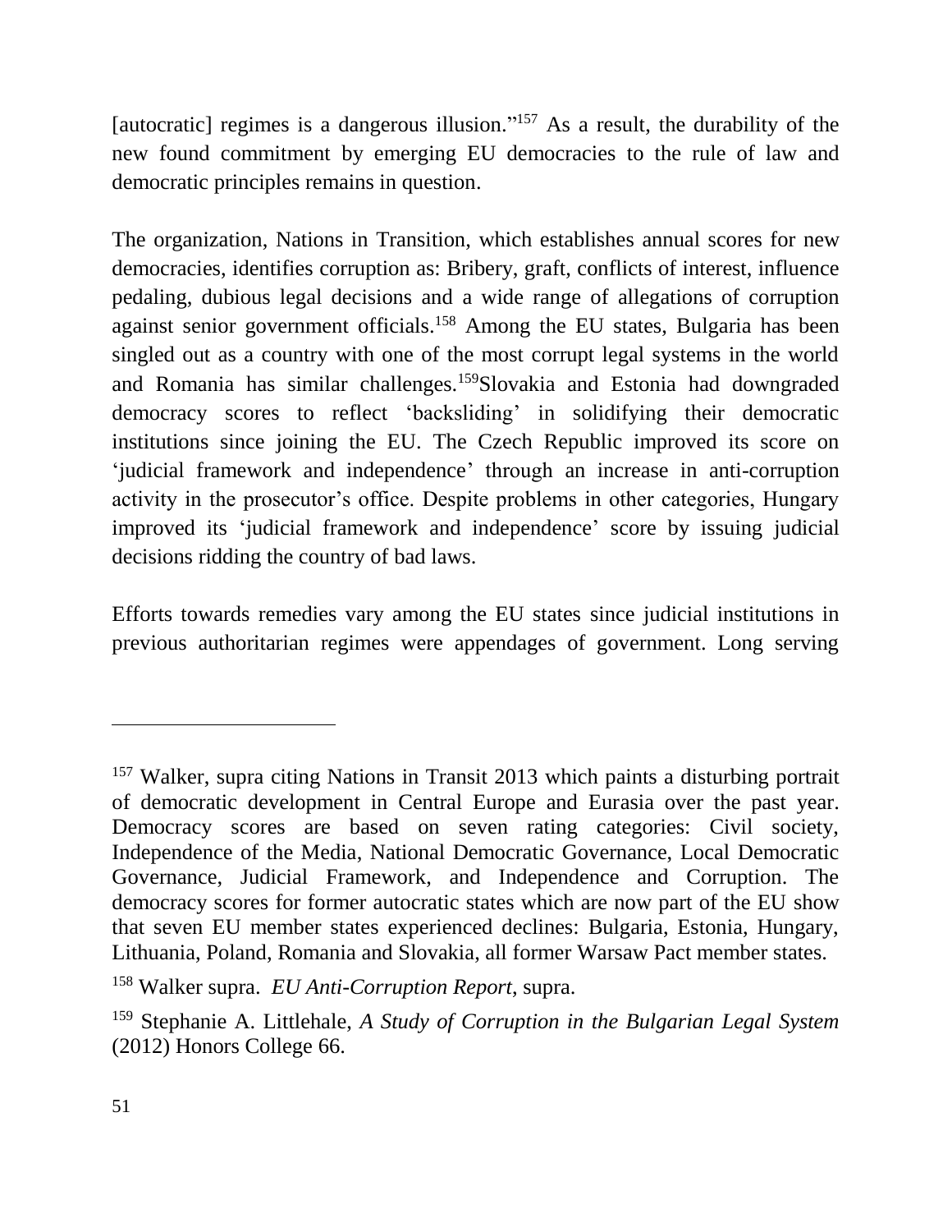[autocratic] regimes is a dangerous illusion."[157] As a result, the durability of the new found commitment by emerging EU democracies to the rule of law and democratic principles remains in question.

The organization, Nations in Transition, which establishes annual scores for new democracies, identifies corruption as: Bribery, graft, conflicts of interest, influence pedaling, dubious legal decisions and a wide range of allegations of corruption against senior government officials.[158] Among the EU states, Bulgaria has been singled out as a country with one of the most corrupt legal systems in the world and Romania has similar challenges.[159]Slovakia and Estonia had downgraded democracy scores to reflect 'backsliding' in solidifying their democratic institutions since joining the EU. The Czech Republic improved its score on 'judicial framework and independence' through an increase in anti-corruption activity in the prosecutor's office. Despite problems in other categories, Hungary improved its 'judicial framework and independence' score by issuing judicial decisions ridding the country of bad laws.

Efforts towards remedies vary among the EU states since judicial institutions in previous authoritarian regimes were appendages of government. Long serving

---

[157] Walker, supra citing Nations in Transit 2013 which paints a disturbing portrait of democratic development in Central Europe and Eurasia over the past year. Democracy scores are based on seven rating categories: Civil society, Independence of the Media, National Democratic Governance, Local Democratic Governance, Judicial Framework, and Independence and Corruption. The democracy scores for former autocratic states which are now part of the EU show that seven EU member states experienced declines: Bulgaria, Estonia, Hungary, Lithuania, Poland, Romania and Slovakia, all former Warsaw Pact member states.

[158] Walker supra. *EU Anti-Corruption Report*, supra.

[159] Stephanie A. Littlehale, *A Study of Corruption in the Bulgarian Legal System* (2012) Honors College 66.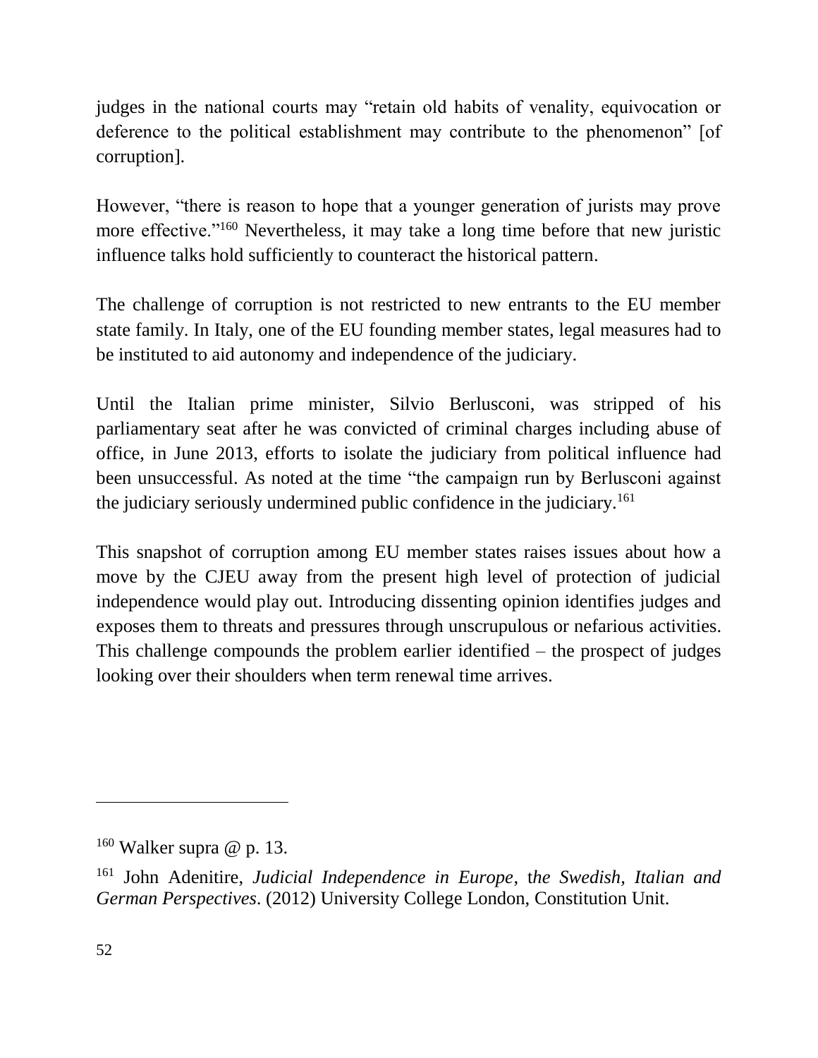judges in the national courts may "retain old habits of venality, equivocation or deference to the political establishment may contribute to the phenomenon" [of corruption].

However, "there is reason to hope that a younger generation of jurists may prove more effective."[160] Nevertheless, it may take a long time before that new juristic influence talks hold sufficiently to counteract the historical pattern.

The challenge of corruption is not restricted to new entrants to the EU member state family. In Italy, one of the EU founding member states, legal measures had to be instituted to aid autonomy and independence of the judiciary.

Until the Italian prime minister, Silvio Berlusconi, was stripped of his parliamentary seat after he was convicted of criminal charges including abuse of office, in June 2013, efforts to isolate the judiciary from political influence had been unsuccessful. As noted at the time "the campaign run by Berlusconi against the judiciary seriously undermined public confidence in the judiciary.[161]

This snapshot of corruption among EU member states raises issues about how a move by the CJEU away from the present high level of protection of judicial independence would play out. Introducing dissenting opinion identifies judges and exposes them to threats and pressures through unscrupulous or nefarious activities. This challenge compounds the problem earlier identified – the prospect of judges looking over their shoulders when term renewal time arrives.

---

[160] Walker supra @ p. 13.

[161] John Adenitire, *Judicial Independence in Europe, the Swedish, Italian and German Perspectives*. (2012) University College London, Constitution Unit.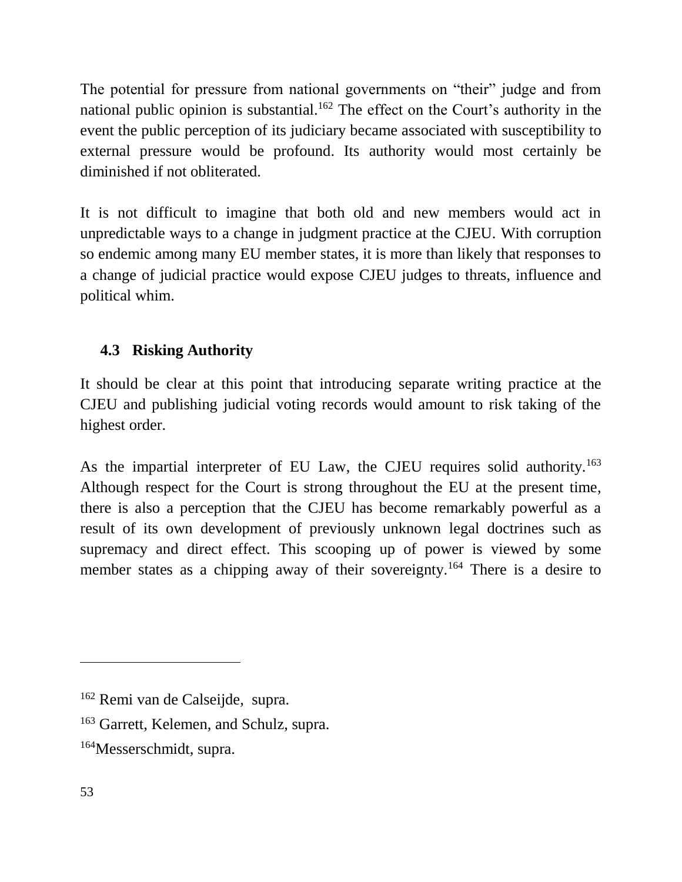The potential for pressure from national governments on "their" judge and from national public opinion is substantial.[162] The effect on the Court's authority in the event the public perception of its judiciary became associated with susceptibility to external pressure would be profound. Its authority would most certainly be diminished if not obliterated.

It is not difficult to imagine that both old and new members would act in unpredictable ways to a change in judgment practice at the CJEU. With corruption so endemic among many EU member states, it is more than likely that responses to a change of judicial practice would expose CJEU judges to threats, influence and political whim.

### 4.3 Risking Authority

It should be clear at this point that introducing separate writing practice at the CJEU and publishing judicial voting records would amount to risk taking of the highest order.

As the impartial interpreter of EU Law, the CJEU requires solid authority.[163] Although respect for the Court is strong throughout the EU at the present time, there is also a perception that the CJEU has become remarkably powerful as a result of its own development of previously unknown legal doctrines such as supremacy and direct effect. This scooping up of power is viewed by some member states as a chipping away of their sovereignty.[164] There is a desire to

---

[162] Remi van de Calseijde, supra.

[163] Garrett, Kelemen, and Schulz, supra.

[164] Messerschmidt, supra.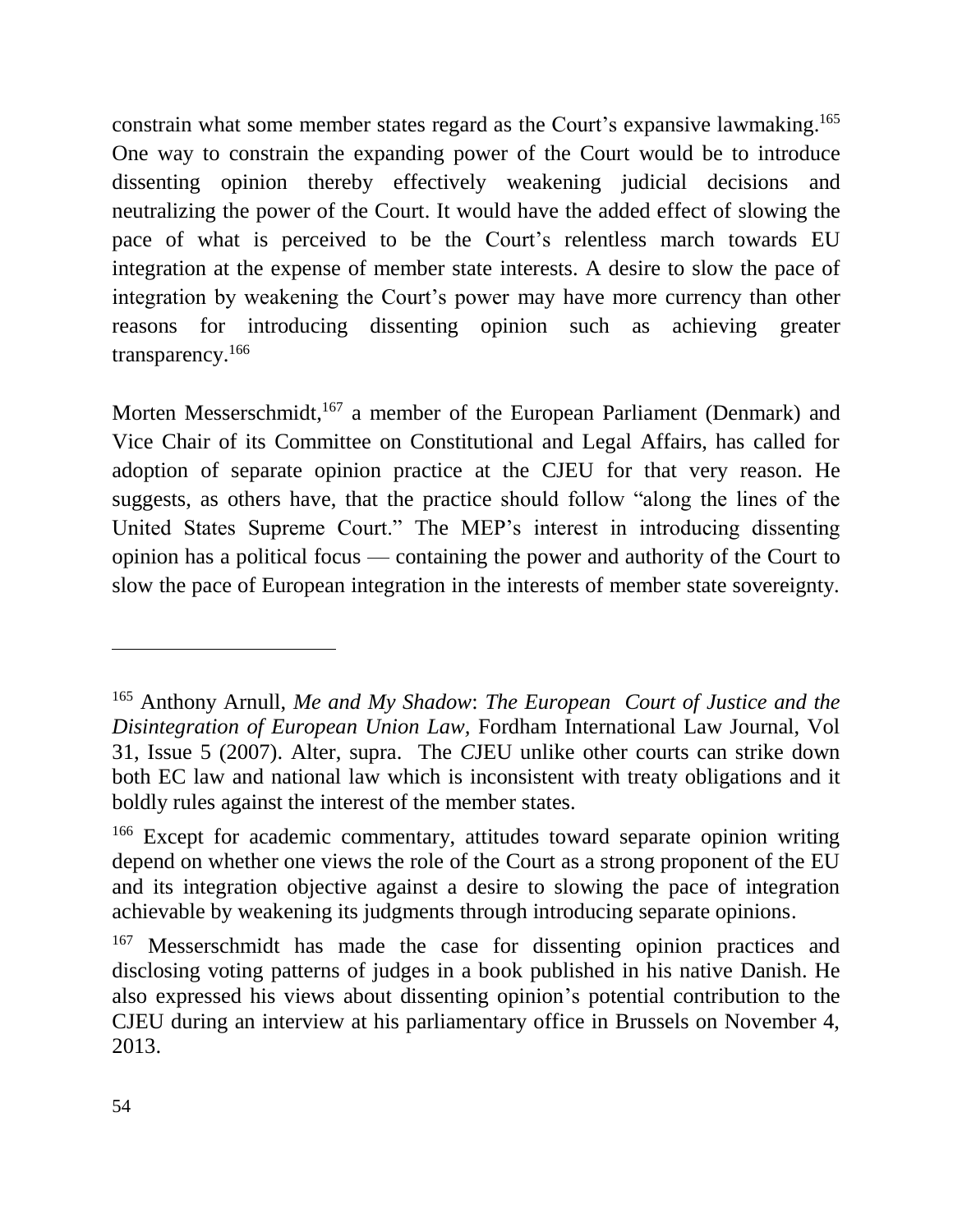constrain what some member states regard as the Court's expansive lawmaking.[165] One way to constrain the expanding power of the Court would be to introduce dissenting opinion thereby effectively weakening judicial decisions and neutralizing the power of the Court. It would have the added effect of slowing the pace of what is perceived to be the Court's relentless march towards EU integration at the expense of member state interests. A desire to slow the pace of integration by weakening the Court's power may have more currency than other reasons for introducing dissenting opinion such as achieving greater transparency.[166]

Morten Messerschmidt,[167] a member of the European Parliament (Denmark) and Vice Chair of its Committee on Constitutional and Legal Affairs, has called for adoption of separate opinion practice at the CJEU for that very reason. He suggests, as others have, that the practice should follow "along the lines of the United States Supreme Court." The MEP's interest in introducing dissenting opinion has a political focus — containing the power and authority of the Court to slow the pace of European integration in the interests of member state sovereignty.

---

[165] Anthony Arnull, *Me and My Shadow*: *The European Court of Justice and the Disintegration of European Union Law*, Fordham International Law Journal, Vol 31, Issue 5 (2007). Alter, supra. The CJEU unlike other courts can strike down both EC law and national law which is inconsistent with treaty obligations and it boldly rules against the interest of the member states.

[166] Except for academic commentary, attitudes toward separate opinion writing depend on whether one views the role of the Court as a strong proponent of the EU and its integration objective against a desire to slowing the pace of integration achievable by weakening its judgments through introducing separate opinions.

[167] Messerschmidt has made the case for dissenting opinion practices and disclosing voting patterns of judges in a book published in his native Danish. He also expressed his views about dissenting opinion's potential contribution to the CJEU during an interview at his parliamentary office in Brussels on November 4, 2013.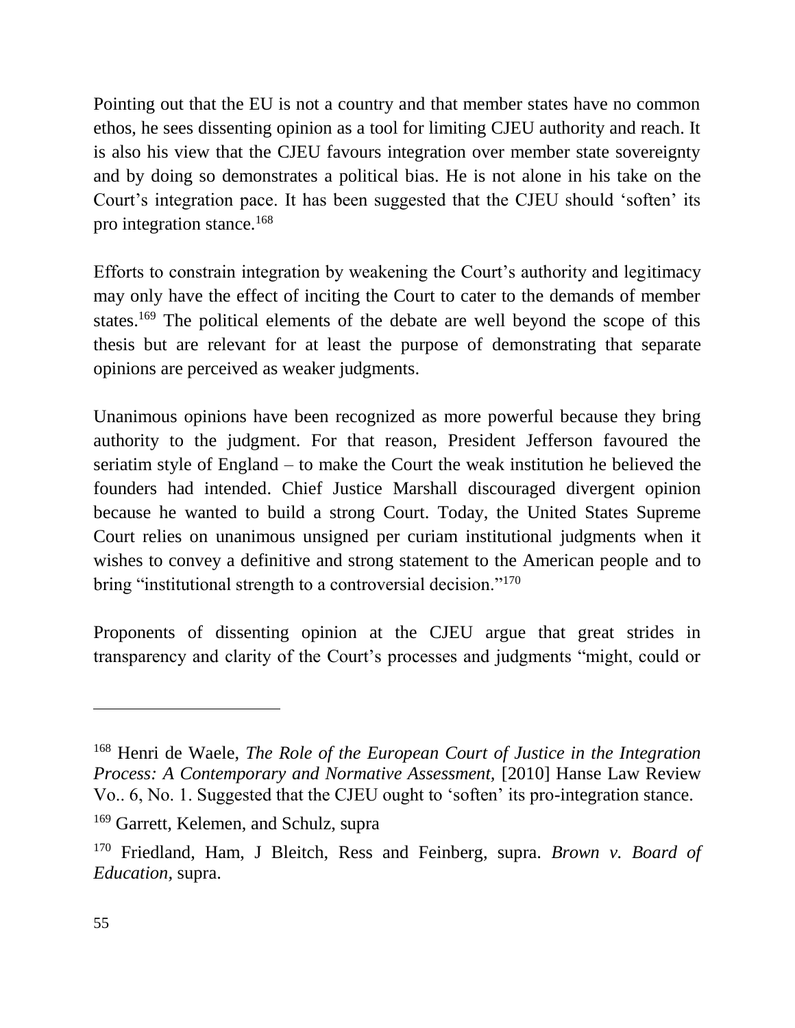Pointing out that the EU is not a country and that member states have no common ethos, he sees dissenting opinion as a tool for limiting CJEU authority and reach. It is also his view that the CJEU favours integration over member state sovereignty and by doing so demonstrates a political bias. He is not alone in his take on the Court's integration pace. It has been suggested that the CJEU should 'soften' its pro integration stance.[168]

Efforts to constrain integration by weakening the Court's authority and legitimacy may only have the effect of inciting the Court to cater to the demands of member states.[169] The political elements of the debate are well beyond the scope of this thesis but are relevant for at least the purpose of demonstrating that separate opinions are perceived as weaker judgments.

Unanimous opinions have been recognized as more powerful because they bring authority to the judgment. For that reason, President Jefferson favoured the seriatim style of England – to make the Court the weak institution he believed the founders had intended. Chief Justice Marshall discouraged divergent opinion because he wanted to build a strong Court. Today, the United States Supreme Court relies on unanimous unsigned per curiam institutional judgments when it wishes to convey a definitive and strong statement to the American people and to bring "institutional strength to a controversial decision."[170]

Proponents of dissenting opinion at the CJEU argue that great strides in transparency and clarity of the Court's processes and judgments "might, could or

---

[168] Henri de Waele, *The Role of the European Court of Justice in the Integration Process: A Contemporary and Normative Assessment,* [2010] Hanse Law Review Vo.. 6, No. 1. Suggested that the CJEU ought to 'soften' its pro-integration stance.

[169] Garrett, Kelemen, and Schulz, supra

[170] Friedland, Ham, J Bleitch, Ress and Feinberg, supra. *Brown v. Board of Education*, supra.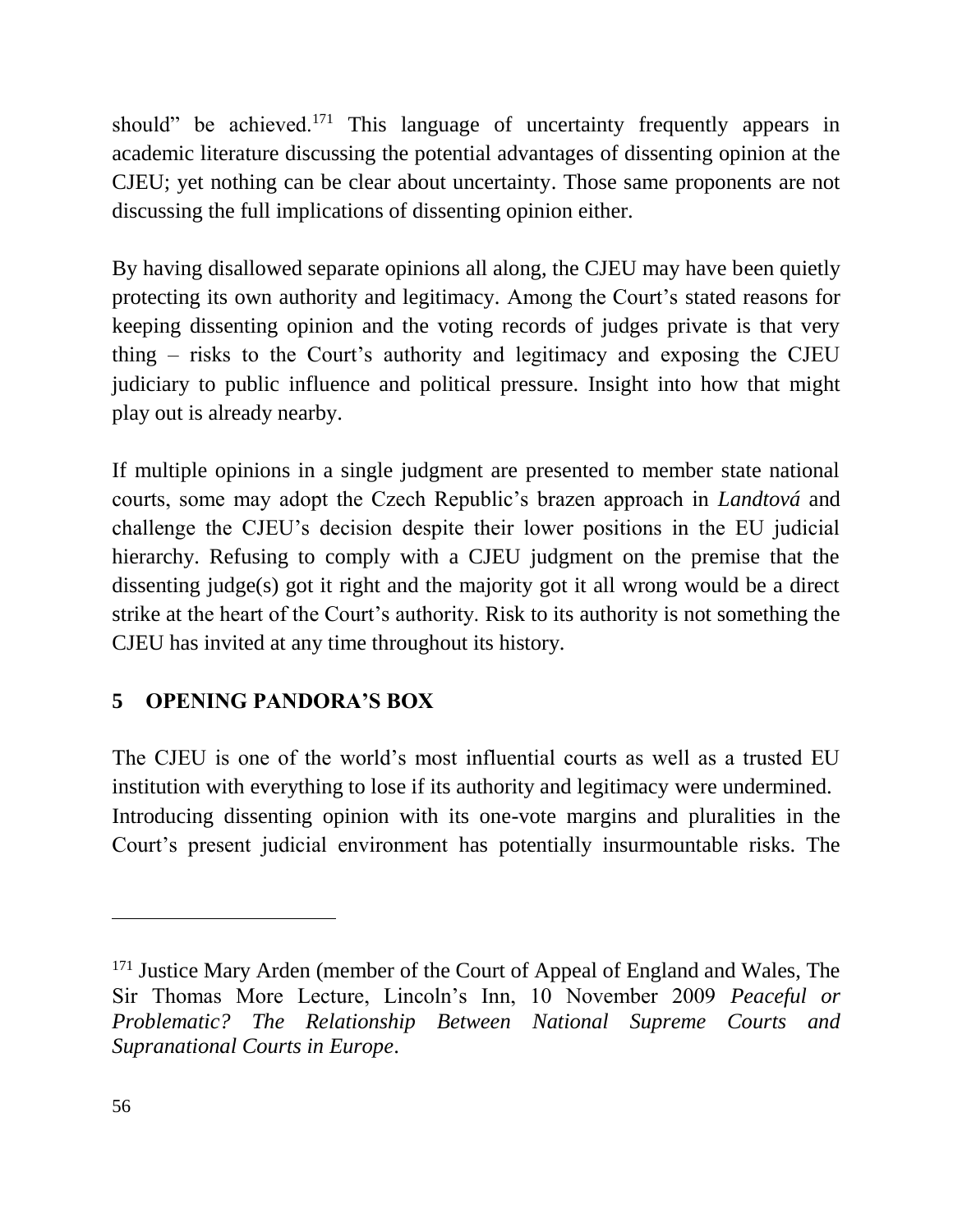should" be achieved.[171] This language of uncertainty frequently appears in academic literature discussing the potential advantages of dissenting opinion at the CJEU; yet nothing can be clear about uncertainty. Those same proponents are not discussing the full implications of dissenting opinion either.

By having disallowed separate opinions all along, the CJEU may have been quietly protecting its own authority and legitimacy. Among the Court's stated reasons for keeping dissenting opinion and the voting records of judges private is that very thing – risks to the Court's authority and legitimacy and exposing the CJEU judiciary to public influence and political pressure. Insight into how that might play out is already nearby.

If multiple opinions in a single judgment are presented to member state national courts, some may adopt the Czech Republic's brazen approach in *Landtová* and challenge the CJEU's decision despite their lower positions in the EU judicial hierarchy. Refusing to comply with a CJEU judgment on the premise that the dissenting judge(s) got it right and the majority got it all wrong would be a direct strike at the heart of the Court's authority. Risk to its authority is not something the CJEU has invited at any time throughout its history.

## 5 OPENING PANDORA'S BOX

The CJEU is one of the world's most influential courts as well as a trusted EU institution with everything to lose if its authority and legitimacy were undermined. Introducing dissenting opinion with its one-vote margins and pluralities in the Court's present judicial environment has potentially insurmountable risks. The

---

[171] Justice Mary Arden (member of the Court of Appeal of England and Wales, The Sir Thomas More Lecture, Lincoln's Inn, 10 November 2009 *Peaceful or Problematic? The Relationship Between National Supreme Courts and Supranational Courts in Europe*.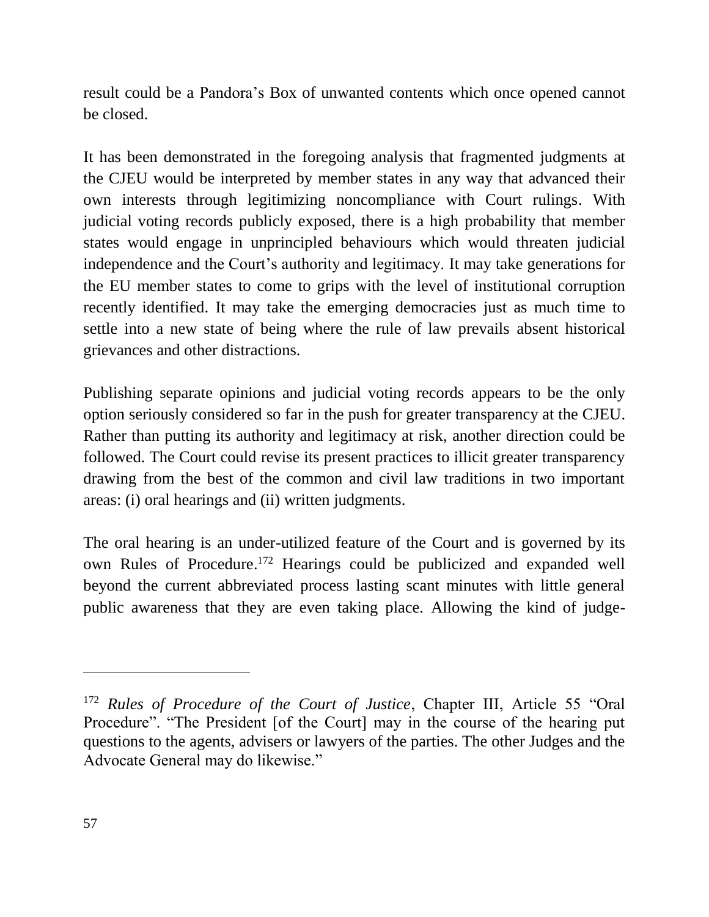result could be a Pandora's Box of unwanted contents which once opened cannot be closed.

It has been demonstrated in the foregoing analysis that fragmented judgments at the CJEU would be interpreted by member states in any way that advanced their own interests through legitimizing noncompliance with Court rulings. With judicial voting records publicly exposed, there is a high probability that member states would engage in unprincipled behaviours which would threaten judicial independence and the Court's authority and legitimacy. It may take generations for the EU member states to come to grips with the level of institutional corruption recently identified. It may take the emerging democracies just as much time to settle into a new state of being where the rule of law prevails absent historical grievances and other distractions.

Publishing separate opinions and judicial voting records appears to be the only option seriously considered so far in the push for greater transparency at the CJEU. Rather than putting its authority and legitimacy at risk, another direction could be followed. The Court could revise its present practices to illicit greater transparency drawing from the best of the common and civil law traditions in two important areas: (i) oral hearings and (ii) written judgments.

The oral hearing is an under-utilized feature of the Court and is governed by its own Rules of Procedure.[172] Hearings could be publicized and expanded well beyond the current abbreviated process lasting scant minutes with little general public awareness that they are even taking place. Allowing the kind of judge-

---

[172] *Rules of Procedure of the Court of Justice*, Chapter III, Article 55 "Oral Procedure". "The President [of the Court] may in the course of the hearing put questions to the agents, advisers or lawyers of the parties. The other Judges and the Advocate General may do likewise."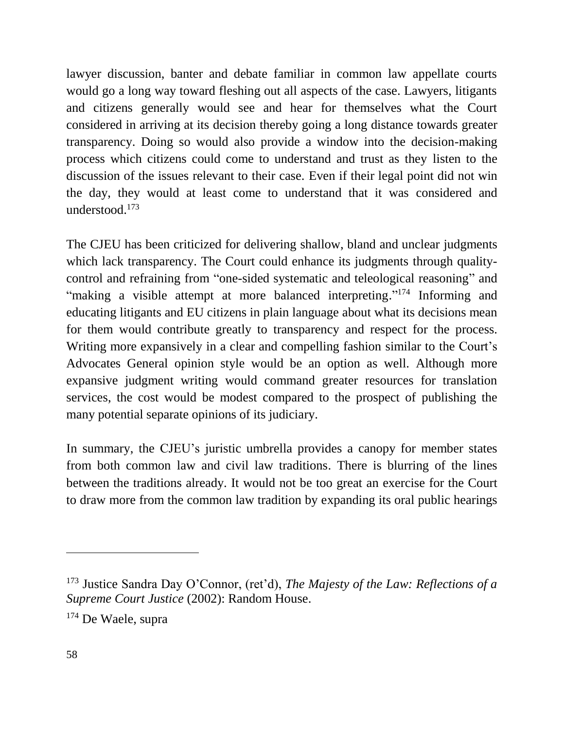lawyer discussion, banter and debate familiar in common law appellate courts would go a long way toward fleshing out all aspects of the case. Lawyers, litigants and citizens generally would see and hear for themselves what the Court considered in arriving at its decision thereby going a long distance towards greater transparency. Doing so would also provide a window into the decision-making process which citizens could come to understand and trust as they listen to the discussion of the issues relevant to their case. Even if their legal point did not win the day, they would at least come to understand that it was considered and understood.[173]

The CJEU has been criticized for delivering shallow, bland and unclear judgments which lack transparency. The Court could enhance its judgments through quality-control and refraining from "one-sided systematic and teleological reasoning" and "making a visible attempt at more balanced interpreting."[174] Informing and educating litigants and EU citizens in plain language about what its decisions mean for them would contribute greatly to transparency and respect for the process. Writing more expansively in a clear and compelling fashion similar to the Court's Advocates General opinion style would be an option as well. Although more expansive judgment writing would command greater resources for translation services, the cost would be modest compared to the prospect of publishing the many potential separate opinions of its judiciary.

In summary, the CJEU's juristic umbrella provides a canopy for member states from both common law and civil law traditions. There is blurring of the lines between the traditions already. It would not be too great an exercise for the Court to draw more from the common law tradition by expanding its oral public hearings

---

[173] Justice Sandra Day O'Connor, (ret'd), *The Majesty of the Law: Reflections of a Supreme Court Justice* (2002): Random House.

[174] De Waele, supra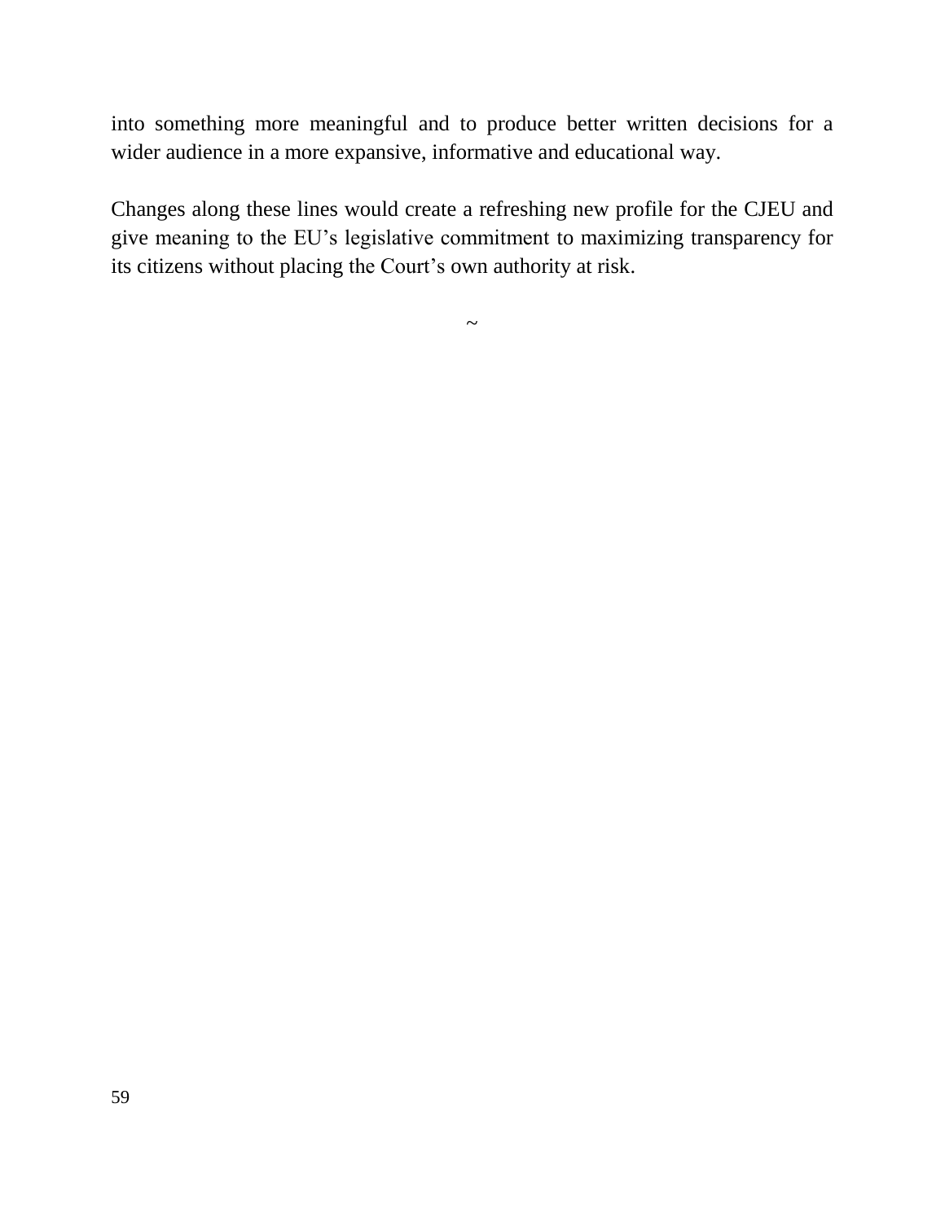into something more meaningful and to produce better written decisions for a wider audience in a more expansive, informative and educational way.

Changes along these lines would create a refreshing new profile for the CJEU and give meaning to the EU's legislative commitment to maximizing transparency for its citizens without placing the Court's own authority at risk.

~